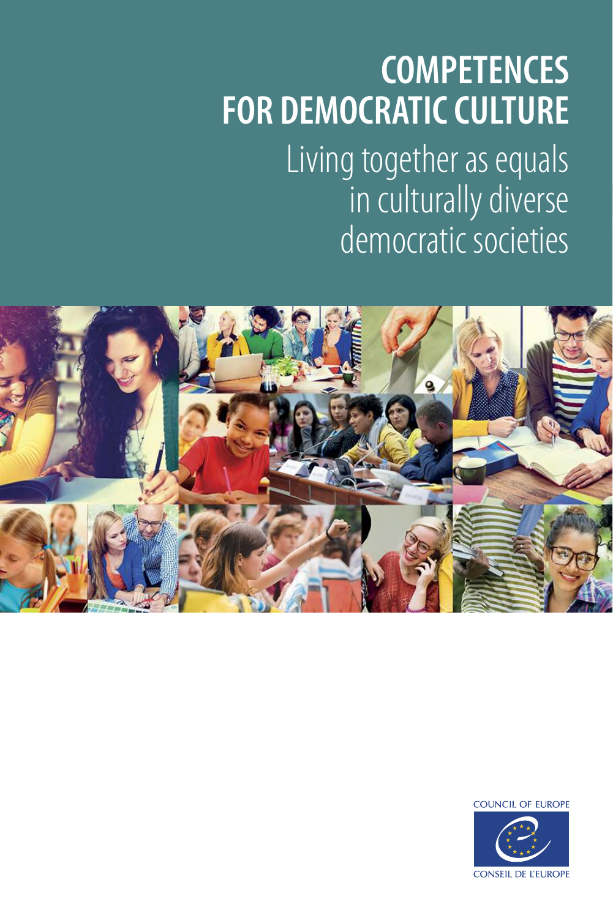# COMPETENCES FOR DEMOCRATIC CULTURE

## Living together as equals in culturally diverse democratic societies

COUNCIL OF EUROPE

CONSEIL DE L'EUROPE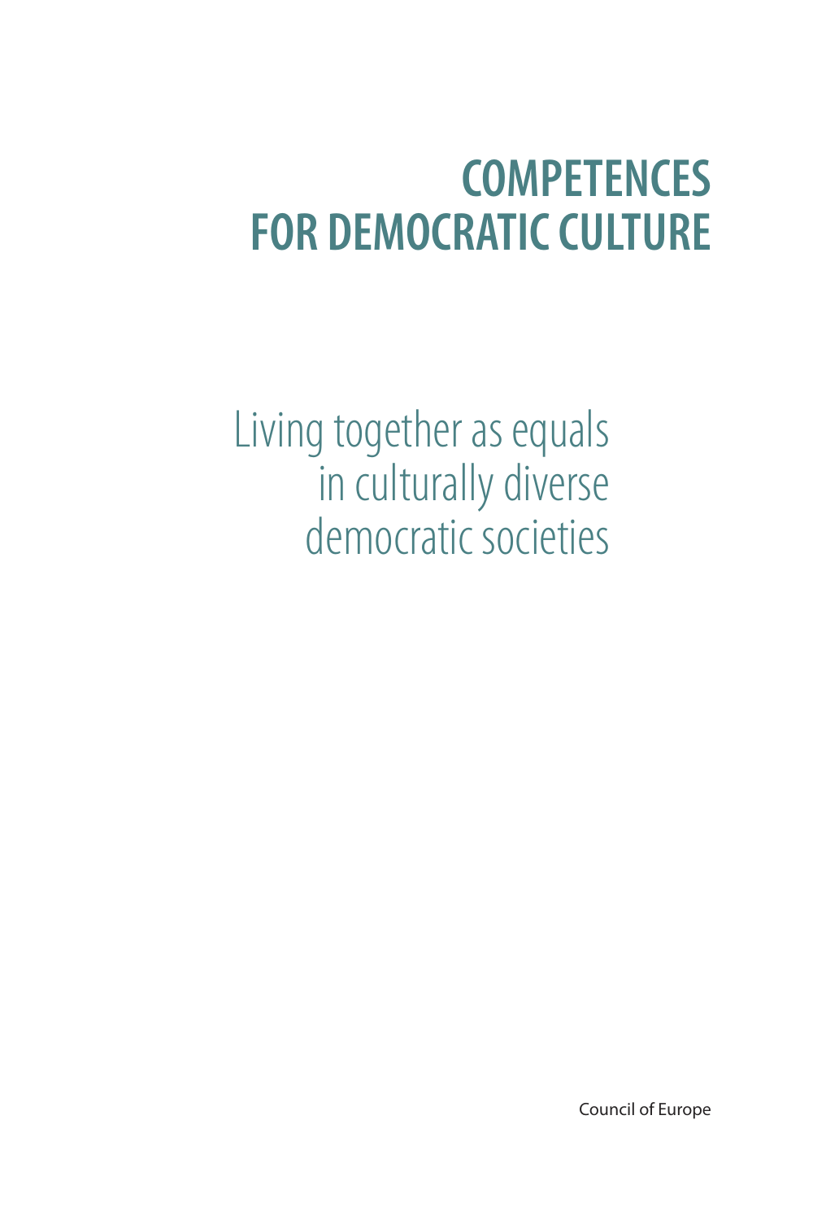# COMPETENCES FOR DEMOCRATIC CULTURE

Living together as equals in culturally diverse democratic societies

Council of Europe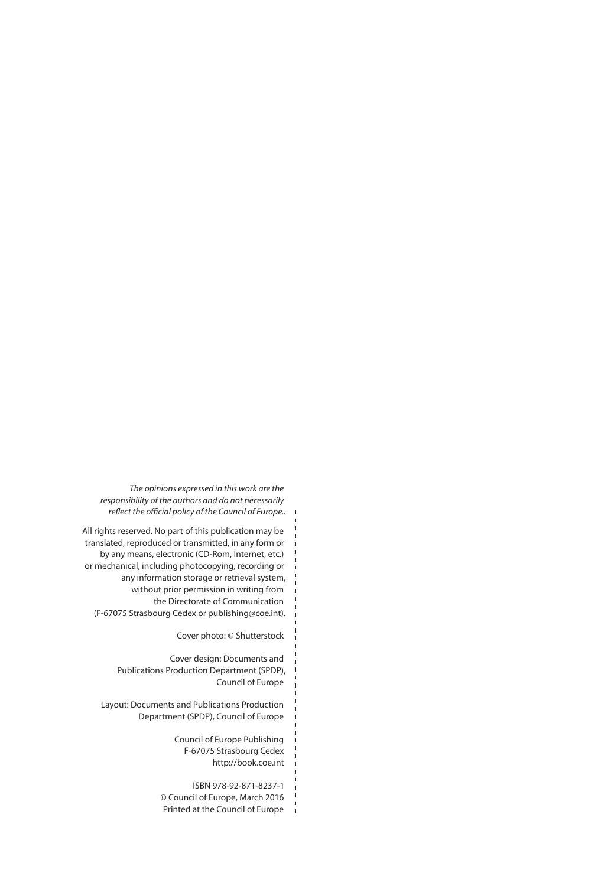*The opinions expressed in this work are the responsibility of the authors and do not necessarily reflect the official policy of the Council of Europe..*

All rights reserved. No part of this publication may be translated, reproduced or transmitted, in any form or by any means, electronic (CD-Rom, Internet, etc.) or mechanical, including photocopying, recording or any information storage or retrieval system, without prior permission in writing from the Directorate of Communication (F-67075 Strasbourg Cedex or publishing@coe.int).

Cover photo: © Shutterstock

Cover design: Documents and Publications Production Department (SPDP), Council of Europe

Layout: Documents and Publications Production Department (SPDP), Council of Europe

Council of Europe Publishing
F-67075 Strasbourg Cedex
http://book.coe.int

ISBN 978-92-871-8237-1
© Council of Europe, March 2016
Printed at the Council of Europe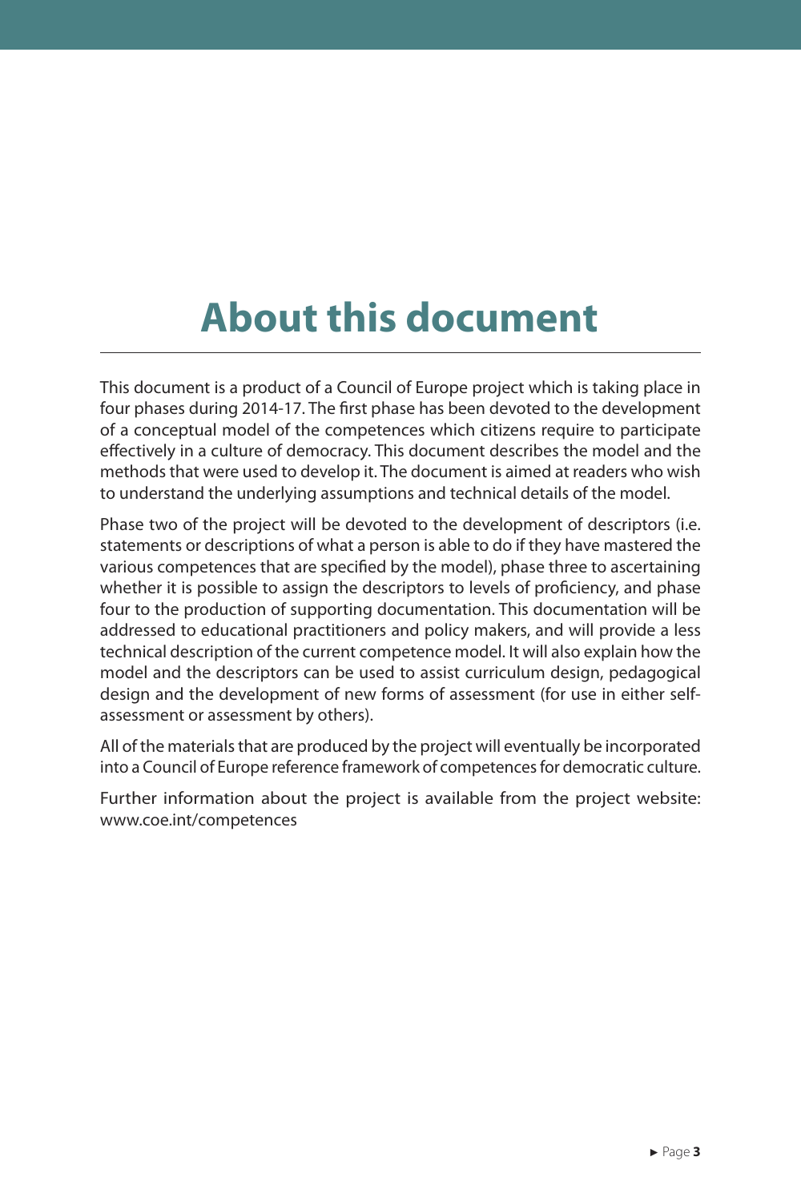# About this document

This document is a product of a Council of Europe project which is taking place in four phases during 2014-17. The first phase has been devoted to the development of a conceptual model of the competences which citizens require to participate effectively in a culture of democracy. This document describes the model and the methods that were used to develop it. The document is aimed at readers who wish to understand the underlying assumptions and technical details of the model.

Phase two of the project will be devoted to the development of descriptors (i.e. statements or descriptions of what a person is able to do if they have mastered the various competences that are specified by the model), phase three to ascertaining whether it is possible to assign the descriptors to levels of proficiency, and phase four to the production of supporting documentation. This documentation will be addressed to educational practitioners and policy makers, and will provide a less technical description of the current competence model. It will also explain how the model and the descriptors can be used to assist curriculum design, pedagogical design and the development of new forms of assessment (for use in either self-assessment or assessment by others).

All of the materials that are produced by the project will eventually be incorporated into a Council of Europe reference framework of competences for democratic culture.

Further information about the project is available from the project website: www.coe.int/competences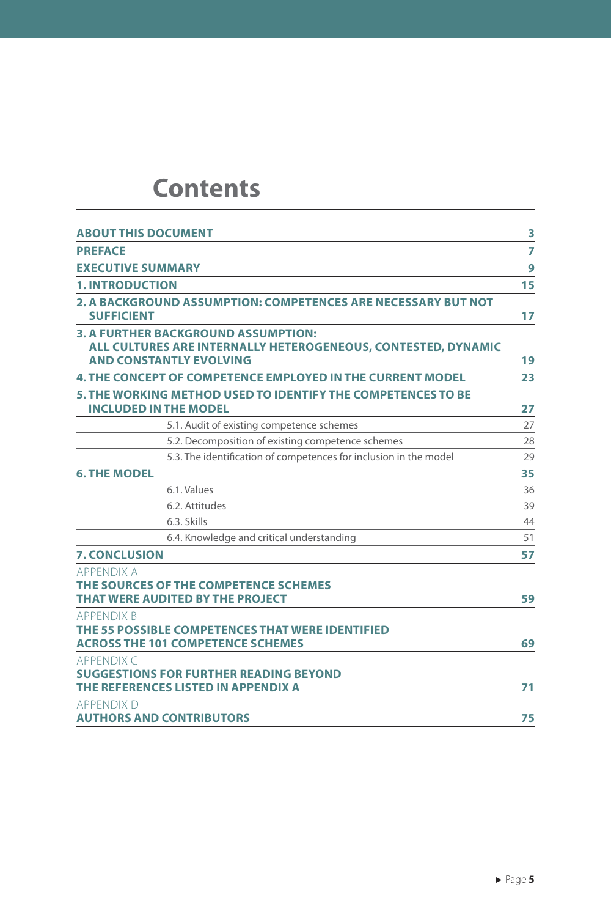# Contents

| | |
|---|---|
| **ABOUT THIS DOCUMENT** | **3** |
| **PREFACE** | **7** |
| **EXECUTIVE SUMMARY** | **9** |
| **1. INTRODUCTION** | **15** |
| **2. A BACKGROUND ASSUMPTION: COMPETENCES ARE NECESSARY BUT NOT SUFFICIENT** | **17** |
| **3. A FURTHER BACKGROUND ASSUMPTION: ALL CULTURES ARE INTERNALLY HETEROGENEOUS, CONTESTED, DYNAMIC AND CONSTANTLY EVOLVING** | **19** |
| **4. THE CONCEPT OF COMPETENCE EMPLOYED IN THE CURRENT MODEL** | **23** |
| **5. THE WORKING METHOD USED TO IDENTIFY THE COMPETENCES TO BE INCLUDED IN THE MODEL** | **27** |
| 5.1. Audit of existing competence schemes | 27 |
| 5.2. Decomposition of existing competence schemes | 28 |
| 5.3. The identification of competences for inclusion in the model | 29 |
| **6. THE MODEL** | **35** |
| 6.1. Values | 36 |
| 6.2. Attitudes | 39 |
| 6.3. Skills | 44 |
| 6.4. Knowledge and critical understanding | 51 |
| **7. CONCLUSION** | **57** |
| APPENDIX A **THE SOURCES OF THE COMPETENCE SCHEMES THAT WERE AUDITED BY THE PROJECT** | **59** |
| APPENDIX B **THE 55 POSSIBLE COMPETENCES THAT WERE IDENTIFIED ACROSS THE 101 COMPETENCE SCHEMES** | **69** |
| APPENDIX C **SUGGESTIONS FOR FURTHER READING BEYOND THE REFERENCES LISTED IN APPENDIX A** | **71** |
| APPENDIX D **AUTHORS AND CONTRIBUTORS** | **75** |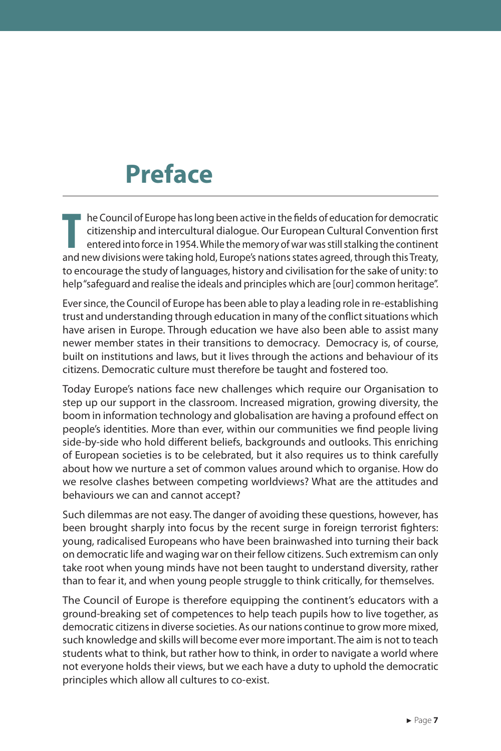# Preface

The Council of Europe has long been active in the fields of education for democratic citizenship and intercultural dialogue. Our European Cultural Convention first entered into force in 1954. While the memory of war was still stalking the continent and new divisions were taking hold, Europe's nations states agreed, through this Treaty, to encourage the study of languages, history and civilisation for the sake of unity: to help "safeguard and realise the ideals and principles which are [our] common heritage".

Ever since, the Council of Europe has been able to play a leading role in re-establishing trust and understanding through education in many of the conflict situations which have arisen in Europe. Through education we have also been able to assist many newer member states in their transitions to democracy. Democracy is, of course, built on institutions and laws, but it lives through the actions and behaviour of its citizens. Democratic culture must therefore be taught and fostered too.

Today Europe's nations face new challenges which require our Organisation to step up our support in the classroom. Increased migration, growing diversity, the boom in information technology and globalisation are having a profound effect on people's identities. More than ever, within our communities we find people living side-by-side who hold different beliefs, backgrounds and outlooks. This enriching of European societies is to be celebrated, but it also requires us to think carefully about how we nurture a set of common values around which to organise. How do we resolve clashes between competing worldviews? What are the attitudes and behaviours we can and cannot accept?

Such dilemmas are not easy. The danger of avoiding these questions, however, has been brought sharply into focus by the recent surge in foreign terrorist fighters: young, radicalised Europeans who have been brainwashed into turning their back on democratic life and waging war on their fellow citizens. Such extremism can only take root when young minds have not been taught to understand diversity, rather than to fear it, and when young people struggle to think critically, for themselves.

The Council of Europe is therefore equipping the continent's educators with a ground-breaking set of competences to help teach pupils how to live together, as democratic citizens in diverse societies. As our nations continue to grow more mixed, such knowledge and skills will become ever more important. The aim is not to teach students what to think, but rather how to think, in order to navigate a world where not everyone holds their views, but we each have a duty to uphold the democratic principles which allow all cultures to co-exist.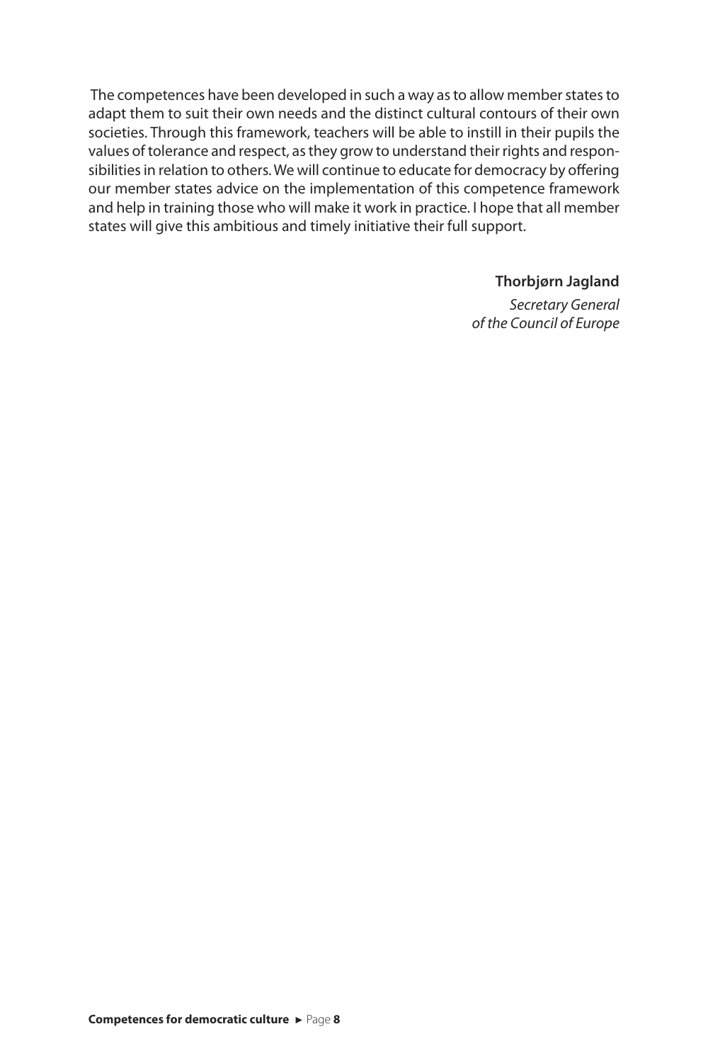The competences have been developed in such a way as to allow member states to adapt them to suit their own needs and the distinct cultural contours of their own societies. Through this framework, teachers will be able to instill in their pupils the values of tolerance and respect, as they grow to understand their rights and responsibilities in relation to others. We will continue to educate for democracy by offering our member states advice on the implementation of this competence framework and help in training those who will make it work in practice. I hope that all member states will give this ambitious and timely initiative their full support.

**Thorbjørn Jagland**

*Secretary General of the Council of Europe*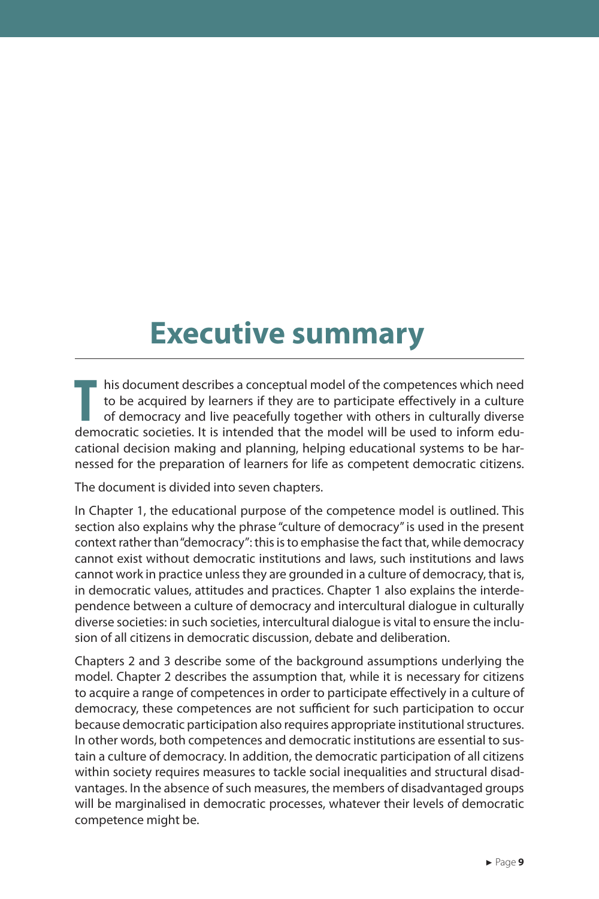# Executive summary

This document describes a conceptual model of the competences which need to be acquired by learners if they are to participate effectively in a culture of democracy and live peacefully together with others in culturally diverse democratic societies. It is intended that the model will be used to inform educational decision making and planning, helping educational systems to be harnessed for the preparation of learners for life as competent democratic citizens.

The document is divided into seven chapters.

In Chapter 1, the educational purpose of the competence model is outlined. This section also explains why the phrase "culture of democracy" is used in the present context rather than "democracy": this is to emphasise the fact that, while democracy cannot exist without democratic institutions and laws, such institutions and laws cannot work in practice unless they are grounded in a culture of democracy, that is, in democratic values, attitudes and practices. Chapter 1 also explains the interdependence between a culture of democracy and intercultural dialogue in culturally diverse societies: in such societies, intercultural dialogue is vital to ensure the inclusion of all citizens in democratic discussion, debate and deliberation.

Chapters 2 and 3 describe some of the background assumptions underlying the model. Chapter 2 describes the assumption that, while it is necessary for citizens to acquire a range of competences in order to participate effectively in a culture of democracy, these competences are not sufficient for such participation to occur because democratic participation also requires appropriate institutional structures. In other words, both competences and democratic institutions are essential to sustain a culture of democracy. In addition, the democratic participation of all citizens within society requires measures to tackle social inequalities and structural disadvantages. In the absence of such measures, the members of disadvantaged groups will be marginalised in democratic processes, whatever their levels of democratic competence might be.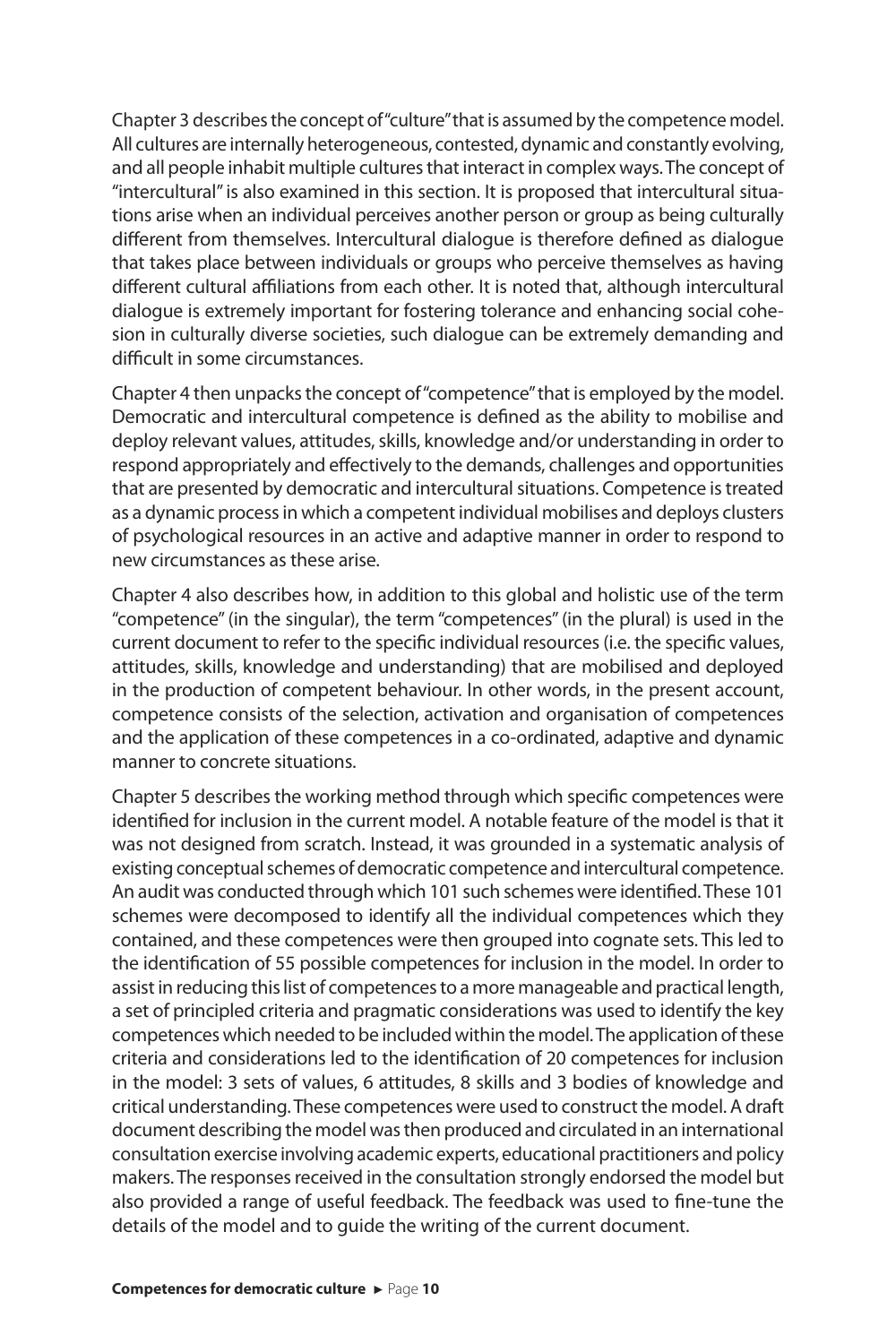Chapter 3 describes the concept of "culture" that is assumed by the competence model. All cultures are internally heterogeneous, contested, dynamic and constantly evolving, and all people inhabit multiple cultures that interact in complex ways. The concept of "intercultural" is also examined in this section. It is proposed that intercultural situations arise when an individual perceives another person or group as being culturally different from themselves. Intercultural dialogue is therefore defined as dialogue that takes place between individuals or groups who perceive themselves as having different cultural affiliations from each other. It is noted that, although intercultural dialogue is extremely important for fostering tolerance and enhancing social cohesion in culturally diverse societies, such dialogue can be extremely demanding and difficult in some circumstances.

Chapter 4 then unpacks the concept of "competence" that is employed by the model. Democratic and intercultural competence is defined as the ability to mobilise and deploy relevant values, attitudes, skills, knowledge and/or understanding in order to respond appropriately and effectively to the demands, challenges and opportunities that are presented by democratic and intercultural situations. Competence is treated as a dynamic process in which a competent individual mobilises and deploys clusters of psychological resources in an active and adaptive manner in order to respond to new circumstances as these arise.

Chapter 4 also describes how, in addition to this global and holistic use of the term "competence" (in the singular), the term "competences" (in the plural) is used in the current document to refer to the specific individual resources (i.e. the specific values, attitudes, skills, knowledge and understanding) that are mobilised and deployed in the production of competent behaviour. In other words, in the present account, competence consists of the selection, activation and organisation of competences and the application of these competences in a co-ordinated, adaptive and dynamic manner to concrete situations.

Chapter 5 describes the working method through which specific competences were identified for inclusion in the current model. A notable feature of the model is that it was not designed from scratch. Instead, it was grounded in a systematic analysis of existing conceptual schemes of democratic competence and intercultural competence. An audit was conducted through which 101 such schemes were identified. These 101 schemes were decomposed to identify all the individual competences which they contained, and these competences were then grouped into cognate sets. This led to the identification of 55 possible competences for inclusion in the model. In order to assist in reducing this list of competences to a more manageable and practical length, a set of principled criteria and pragmatic considerations was used to identify the key competences which needed to be included within the model. The application of these criteria and considerations led to the identification of 20 competences for inclusion in the model: 3 sets of values, 6 attitudes, 8 skills and 3 bodies of knowledge and critical understanding. These competences were used to construct the model. A draft document describing the model was then produced and circulated in an international consultation exercise involving academic experts, educational practitioners and policy makers. The responses received in the consultation strongly endorsed the model but also provided a range of useful feedback. The feedback was used to fine-tune the details of the model and to guide the writing of the current document.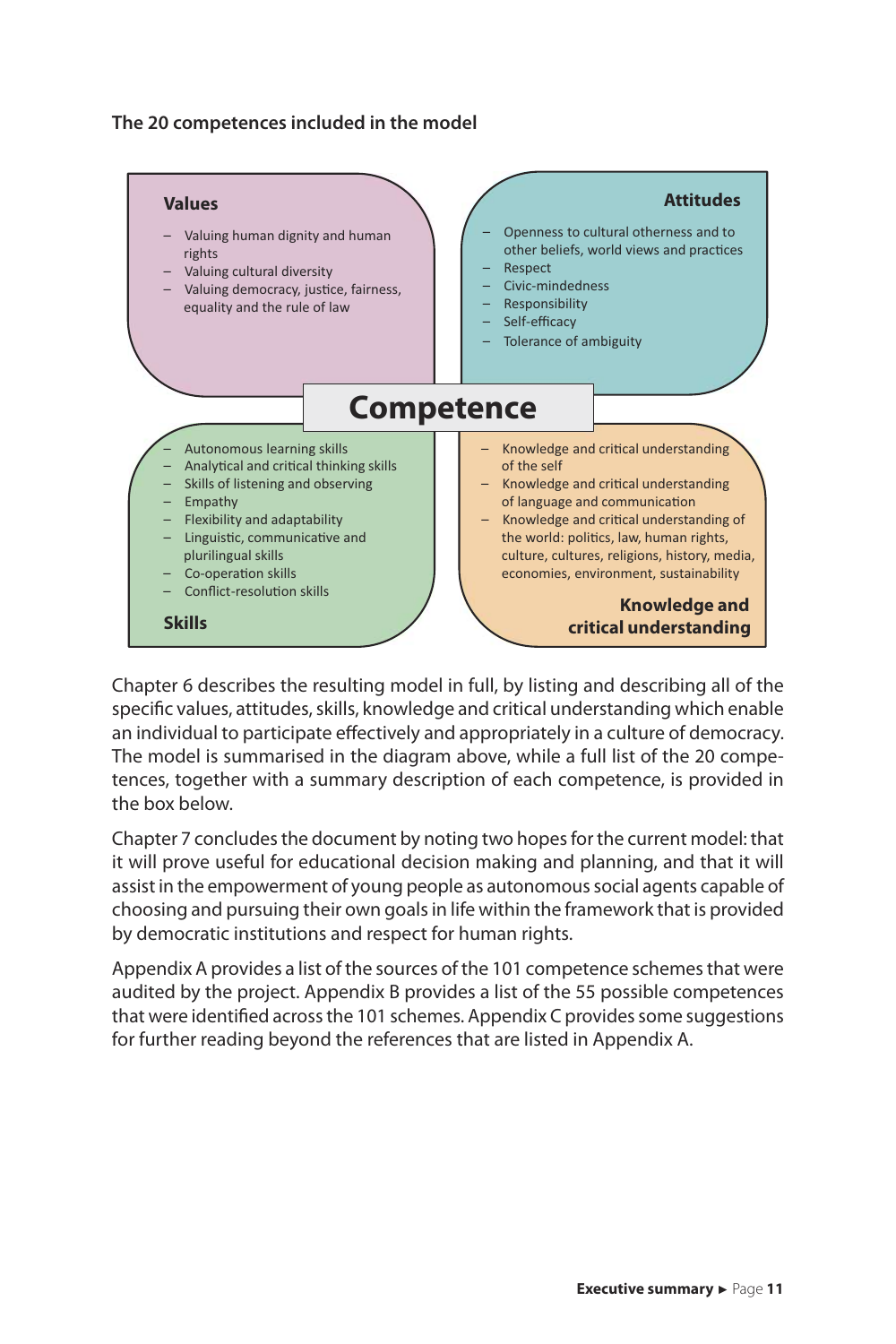**The 20 competences included in the model**

**Values**

- Valuing human dignity and human rights
- Valuing cultural diversity
- Valuing democracy, justice, fairness, equality and the rule of law

**Attitudes**

- Openness to cultural otherness and to other beliefs, world views and practices
- Respect
- Civic-mindedness
- Responsibility
- Self-efficacy
- Tolerance of ambiguity

**Competence**

**Skills**

- Autonomous learning skills
- Analytical and critical thinking skills
- Skills of listening and observing
- Empathy
- Flexibility and adaptability
- Linguistic, communicative and plurilingual skills
- Co-operation skills
- Conflict-resolution skills

**Knowledge and critical understanding**

- Knowledge and critical understanding of the self
- Knowledge and critical understanding of language and communication
- Knowledge and critical understanding of the world: politics, law, human rights, culture, cultures, religions, history, media, economies, environment, sustainability

Chapter 6 describes the resulting model in full, by listing and describing all of the specific values, attitudes, skills, knowledge and critical understanding which enable an individual to participate effectively and appropriately in a culture of democracy. The model is summarised in the diagram above, while a full list of the 20 competences, together with a summary description of each competence, is provided in the box below.

Chapter 7 concludes the document by noting two hopes for the current model: that it will prove useful for educational decision making and planning, and that it will assist in the empowerment of young people as autonomous social agents capable of choosing and pursuing their own goals in life within the framework that is provided by democratic institutions and respect for human rights.

Appendix A provides a list of the sources of the 101 competence schemes that were audited by the project. Appendix B provides a list of the 55 possible competences that were identified across the 101 schemes. Appendix C provides some suggestions for further reading beyond the references that are listed in Appendix A.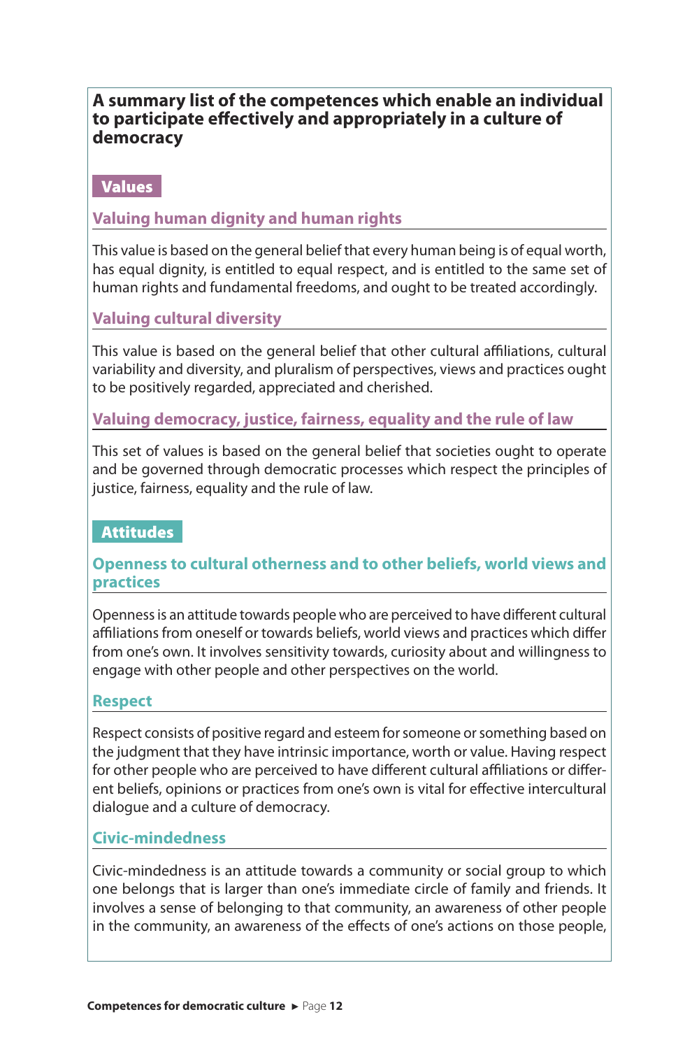**A summary list of the competences which enable an individual to participate effectively and appropriately in a culture of democracy**

## Values

### Valuing human dignity and human rights

This value is based on the general belief that every human being is of equal worth, has equal dignity, is entitled to equal respect, and is entitled to the same set of human rights and fundamental freedoms, and ought to be treated accordingly.

### Valuing cultural diversity

This value is based on the general belief that other cultural affiliations, cultural variability and diversity, and pluralism of perspectives, views and practices ought to be positively regarded, appreciated and cherished.

### Valuing democracy, justice, fairness, equality and the rule of law

This set of values is based on the general belief that societies ought to operate and be governed through democratic processes which respect the principles of justice, fairness, equality and the rule of law.

## Attitudes

### Openness to cultural otherness and to other beliefs, world views and practices

Openness is an attitude towards people who are perceived to have different cultural affiliations from oneself or towards beliefs, world views and practices which differ from one's own. It involves sensitivity towards, curiosity about and willingness to engage with other people and other perspectives on the world.

### Respect

Respect consists of positive regard and esteem for someone or something based on the judgment that they have intrinsic importance, worth or value. Having respect for other people who are perceived to have different cultural affiliations or different beliefs, opinions or practices from one's own is vital for effective intercultural dialogue and a culture of democracy.

### Civic-mindedness

Civic-mindedness is an attitude towards a community or social group to which one belongs that is larger than one's immediate circle of family and friends. It involves a sense of belonging to that community, an awareness of other people in the community, an awareness of the effects of one's actions on those people,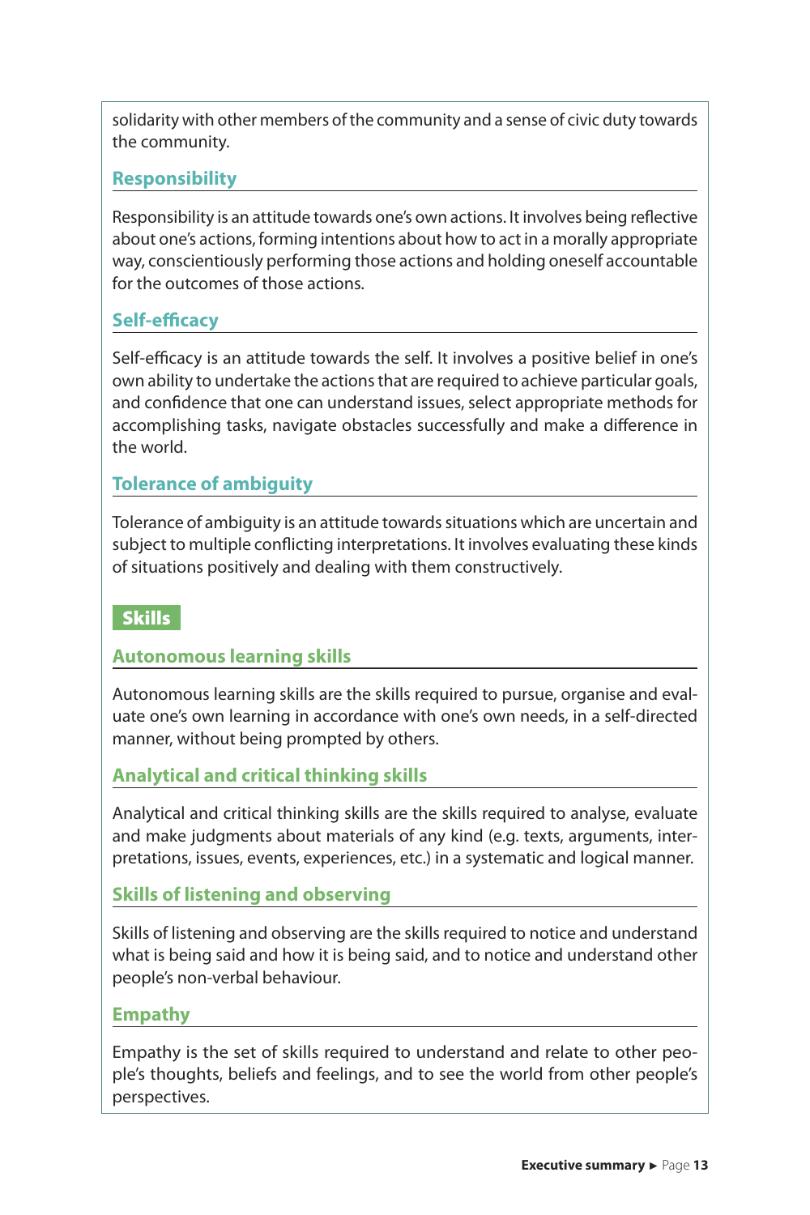solidarity with other members of the community and a sense of civic duty towards the community.

### Responsibility

Responsibility is an attitude towards one's own actions. It involves being reflective about one's actions, forming intentions about how to act in a morally appropriate way, conscientiously performing those actions and holding oneself accountable for the outcomes of those actions.

### Self-efficacy

Self-efficacy is an attitude towards the self. It involves a positive belief in one's own ability to undertake the actions that are required to achieve particular goals, and confidence that one can understand issues, select appropriate methods for accomplishing tasks, navigate obstacles successfully and make a difference in the world.

### Tolerance of ambiguity

Tolerance of ambiguity is an attitude towards situations which are uncertain and subject to multiple conflicting interpretations. It involves evaluating these kinds of situations positively and dealing with them constructively.

## Skills

### Autonomous learning skills

Autonomous learning skills are the skills required to pursue, organise and evaluate one's own learning in accordance with one's own needs, in a self-directed manner, without being prompted by others.

### Analytical and critical thinking skills

Analytical and critical thinking skills are the skills required to analyse, evaluate and make judgments about materials of any kind (e.g. texts, arguments, interpretations, issues, events, experiences, etc.) in a systematic and logical manner.

### Skills of listening and observing

Skills of listening and observing are the skills required to notice and understand what is being said and how it is being said, and to notice and understand other people's non-verbal behaviour.

### Empathy

Empathy is the set of skills required to understand and relate to other people's thoughts, beliefs and feelings, and to see the world from other people's perspectives.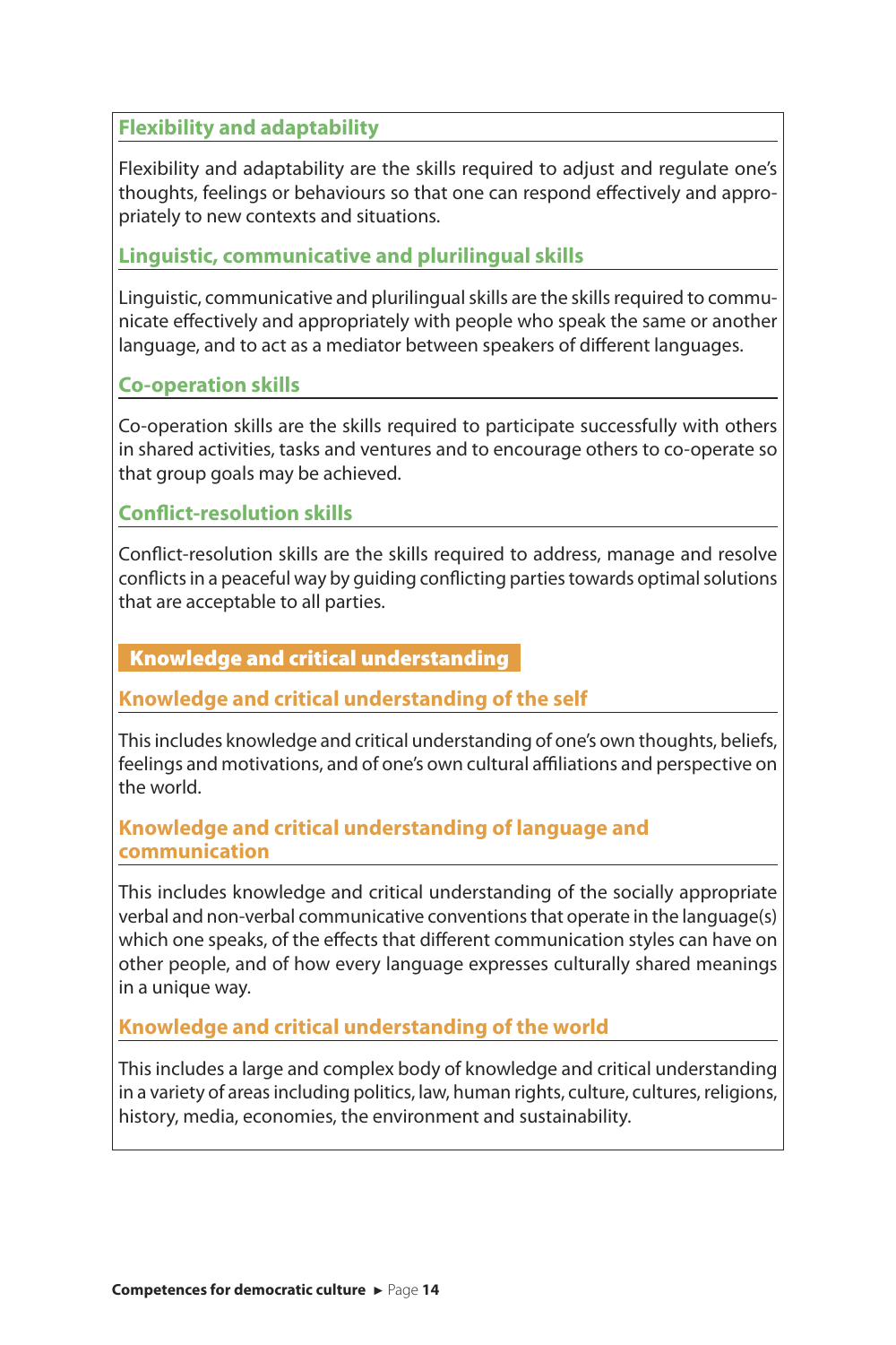### Flexibility and adaptability

Flexibility and adaptability are the skills required to adjust and regulate one's thoughts, feelings or behaviours so that one can respond effectively and appropriately to new contexts and situations.

### Linguistic, communicative and plurilingual skills

Linguistic, communicative and plurilingual skills are the skills required to communicate effectively and appropriately with people who speak the same or another language, and to act as a mediator between speakers of different languages.

### Co-operation skills

Co-operation skills are the skills required to participate successfully with others in shared activities, tasks and ventures and to encourage others to co-operate so that group goals may be achieved.

### Conflict-resolution skills

Conflict-resolution skills are the skills required to address, manage and resolve conflicts in a peaceful way by guiding conflicting parties towards optimal solutions that are acceptable to all parties.

## Knowledge and critical understanding

### Knowledge and critical understanding of the self

This includes knowledge and critical understanding of one's own thoughts, beliefs, feelings and motivations, and of one's own cultural affiliations and perspective on the world.

### Knowledge and critical understanding of language and communication

This includes knowledge and critical understanding of the socially appropriate verbal and non-verbal communicative conventions that operate in the language(s) which one speaks, of the effects that different communication styles can have on other people, and of how every language expresses culturally shared meanings in a unique way.

### Knowledge and critical understanding of the world

This includes a large and complex body of knowledge and critical understanding in a variety of areas including politics, law, human rights, culture, cultures, religions, history, media, economies, the environment and sustainability.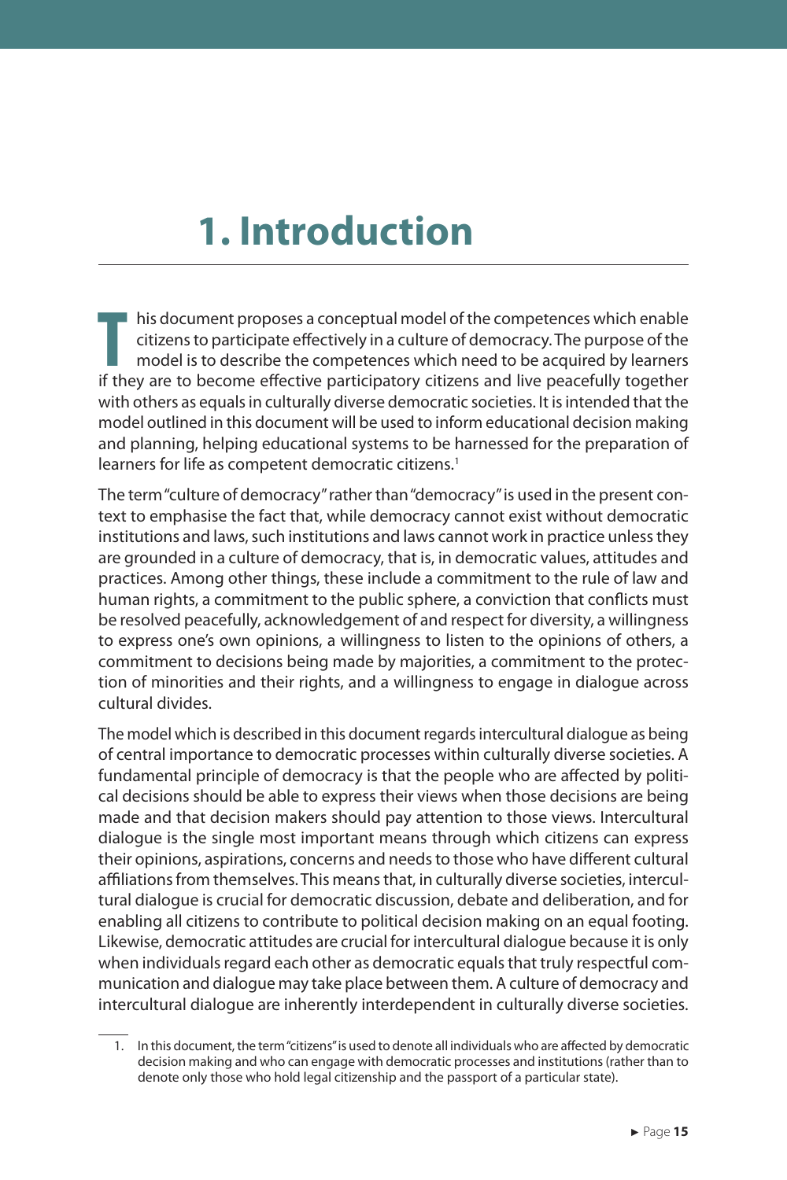# 1. Introduction

This document proposes a conceptual model of the competences which enable citizens to participate effectively in a culture of democracy. The purpose of the model is to describe the competences which need to be acquired by learners if they are to become effective participatory citizens and live peacefully together with others as equals in culturally diverse democratic societies. It is intended that the model outlined in this document will be used to inform educational decision making and planning, helping educational systems to be harnessed for the preparation of learners for life as competent democratic citizens.[1]

The term "culture of democracy" rather than "democracy" is used in the present context to emphasise the fact that, while democracy cannot exist without democratic institutions and laws, such institutions and laws cannot work in practice unless they are grounded in a culture of democracy, that is, in democratic values, attitudes and practices. Among other things, these include a commitment to the rule of law and human rights, a commitment to the public sphere, a conviction that conflicts must be resolved peacefully, acknowledgement of and respect for diversity, a willingness to express one's own opinions, a willingness to listen to the opinions of others, a commitment to decisions being made by majorities, a commitment to the protection of minorities and their rights, and a willingness to engage in dialogue across cultural divides.

The model which is described in this document regards intercultural dialogue as being of central importance to democratic processes within culturally diverse societies. A fundamental principle of democracy is that the people who are affected by political decisions should be able to express their views when those decisions are being made and that decision makers should pay attention to those views. Intercultural dialogue is the single most important means through which citizens can express their opinions, aspirations, concerns and needs to those who have different cultural affiliations from themselves. This means that, in culturally diverse societies, intercultural dialogue is crucial for democratic discussion, debate and deliberation, and for enabling all citizens to contribute to political decision making on an equal footing. Likewise, democratic attitudes are crucial for intercultural dialogue because it is only when individuals regard each other as democratic equals that truly respectful communication and dialogue may take place between them. A culture of democracy and intercultural dialogue are inherently interdependent in culturally diverse societies.

1. In this document, the term "citizens" is used to denote all individuals who are affected by democratic decision making and who can engage with democratic processes and institutions (rather than to denote only those who hold legal citizenship and the passport of a particular state).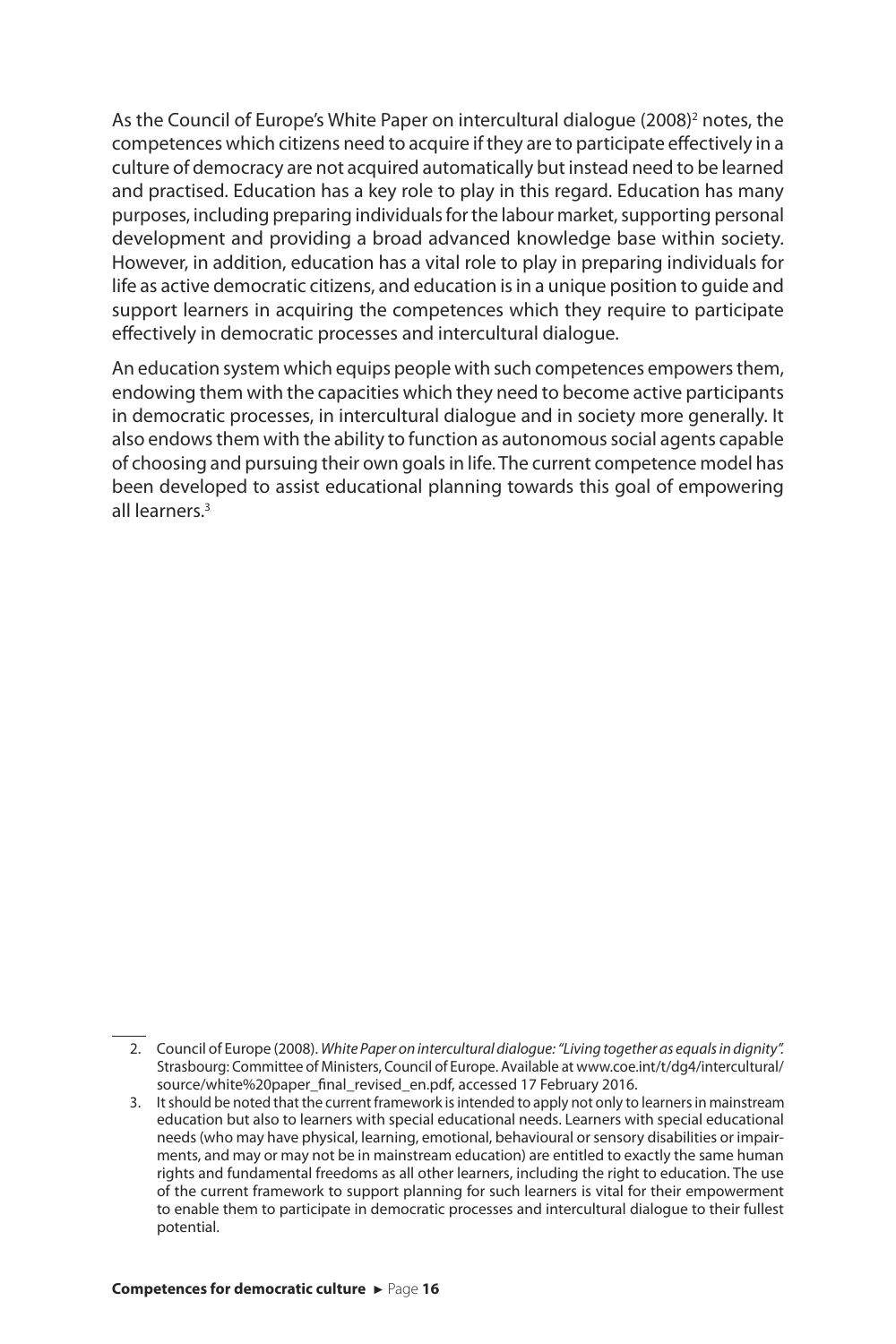As the Council of Europe's White Paper on intercultural dialogue (2008)[2] notes, the competences which citizens need to acquire if they are to participate effectively in a culture of democracy are not acquired automatically but instead need to be learned and practised. Education has a key role to play in this regard. Education has many purposes, including preparing individuals for the labour market, supporting personal development and providing a broad advanced knowledge base within society. However, in addition, education has a vital role to play in preparing individuals for life as active democratic citizens, and education is in a unique position to guide and support learners in acquiring the competences which they require to participate effectively in democratic processes and intercultural dialogue.

An education system which equips people with such competences empowers them, endowing them with the capacities which they need to become active participants in democratic processes, in intercultural dialogue and in society more generally. It also endows them with the ability to function as autonomous social agents capable of choosing and pursuing their own goals in life. The current competence model has been developed to assist educational planning towards this goal of empowering all learners.[3]

---

2. Council of Europe (2008). *White Paper on intercultural dialogue: "Living together as equals in dignity"*. Strasbourg: Committee of Ministers, Council of Europe. Available at www.coe.int/t/dg4/intercultural/source/white%20paper_final_revised_en.pdf, accessed 17 February 2016.
3. It should be noted that the current framework is intended to apply not only to learners in mainstream education but also to learners with special educational needs. Learners with special educational needs (who may have physical, learning, emotional, behavioural or sensory disabilities or impairments, and may or may not be in mainstream education) are entitled to exactly the same human rights and fundamental freedoms as all other learners, including the right to education. The use of the current framework to support planning for such learners is vital for their empowerment to enable them to participate in democratic processes and intercultural dialogue to their fullest potential.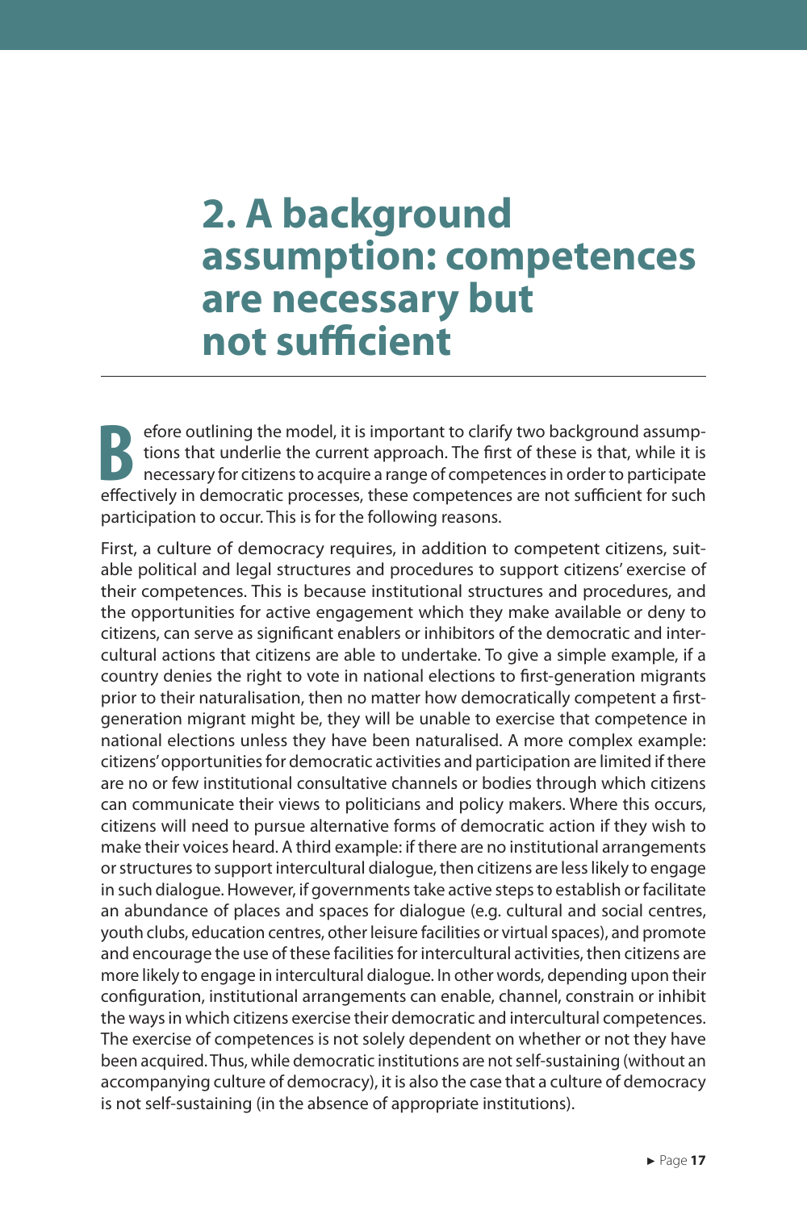# 2. A background assumption: competences are necessary but not sufficient

Before outlining the model, it is important to clarify two background assumptions that underlie the current approach. The first of these is that, while it is necessary for citizens to acquire a range of competences in order to participate effectively in democratic processes, these competences are not sufficient for such participation to occur. This is for the following reasons.

First, a culture of democracy requires, in addition to competent citizens, suitable political and legal structures and procedures to support citizens' exercise of their competences. This is because institutional structures and procedures, and the opportunities for active engagement which they make available or deny to citizens, can serve as significant enablers or inhibitors of the democratic and intercultural actions that citizens are able to undertake. To give a simple example, if a country denies the right to vote in national elections to first-generation migrants prior to their naturalisation, then no matter how democratically competent a first-generation migrant might be, they will be unable to exercise that competence in national elections unless they have been naturalised. A more complex example: citizens' opportunities for democratic activities and participation are limited if there are no or few institutional consultative channels or bodies through which citizens can communicate their views to politicians and policy makers. Where this occurs, citizens will need to pursue alternative forms of democratic action if they wish to make their voices heard. A third example: if there are no institutional arrangements or structures to support intercultural dialogue, then citizens are less likely to engage in such dialogue. However, if governments take active steps to establish or facilitate an abundance of places and spaces for dialogue (e.g. cultural and social centres, youth clubs, education centres, other leisure facilities or virtual spaces), and promote and encourage the use of these facilities for intercultural activities, then citizens are more likely to engage in intercultural dialogue. In other words, depending upon their configuration, institutional arrangements can enable, channel, constrain or inhibit the ways in which citizens exercise their democratic and intercultural competences. The exercise of competences is not solely dependent on whether or not they have been acquired. Thus, while democratic institutions are not self-sustaining (without an accompanying culture of democracy), it is also the case that a culture of democracy is not self-sustaining (in the absence of appropriate institutions).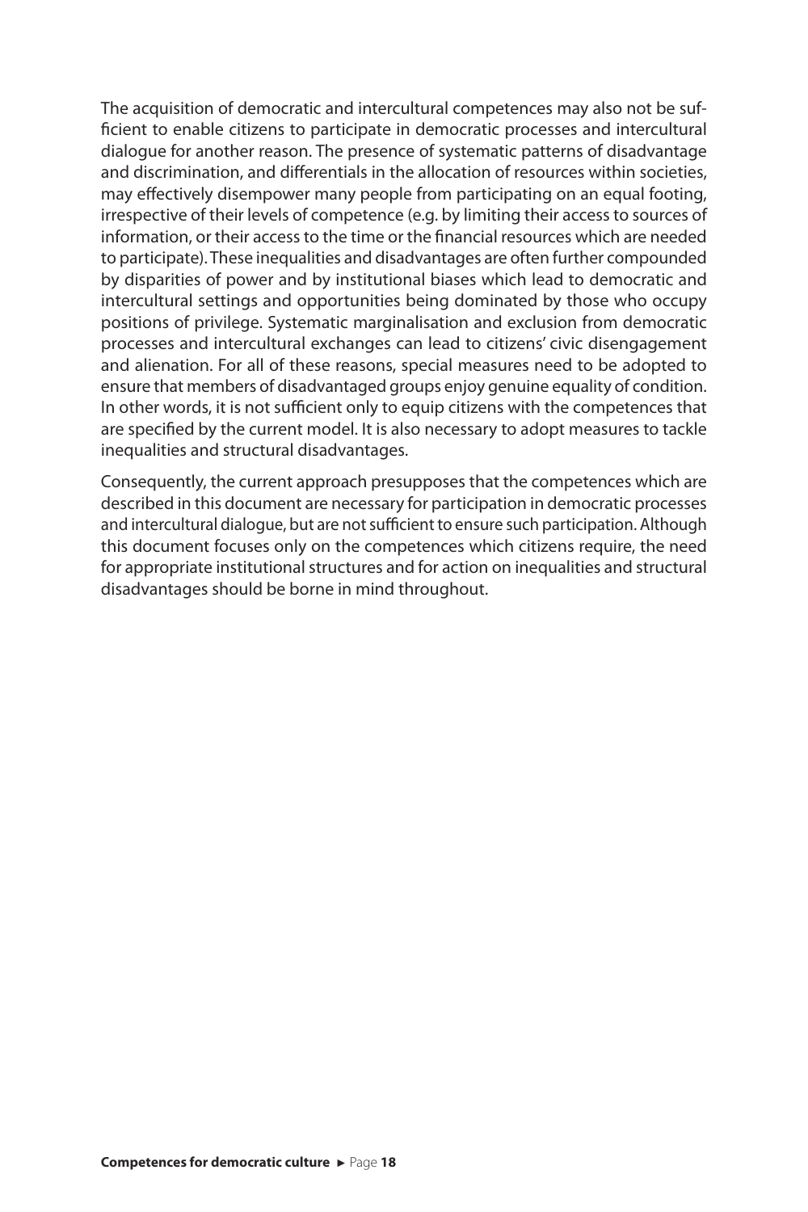The acquisition of democratic and intercultural competences may also not be sufficient to enable citizens to participate in democratic processes and intercultural dialogue for another reason. The presence of systematic patterns of disadvantage and discrimination, and differentials in the allocation of resources within societies, may effectively disempower many people from participating on an equal footing, irrespective of their levels of competence (e.g. by limiting their access to sources of information, or their access to the time or the financial resources which are needed to participate). These inequalities and disadvantages are often further compounded by disparities of power and by institutional biases which lead to democratic and intercultural settings and opportunities being dominated by those who occupy positions of privilege. Systematic marginalisation and exclusion from democratic processes and intercultural exchanges can lead to citizens' civic disengagement and alienation. For all of these reasons, special measures need to be adopted to ensure that members of disadvantaged groups enjoy genuine equality of condition. In other words, it is not sufficient only to equip citizens with the competences that are specified by the current model. It is also necessary to adopt measures to tackle inequalities and structural disadvantages.

Consequently, the current approach presupposes that the competences which are described in this document are necessary for participation in democratic processes and intercultural dialogue, but are not sufficient to ensure such participation. Although this document focuses only on the competences which citizens require, the need for appropriate institutional structures and for action on inequalities and structural disadvantages should be borne in mind throughout.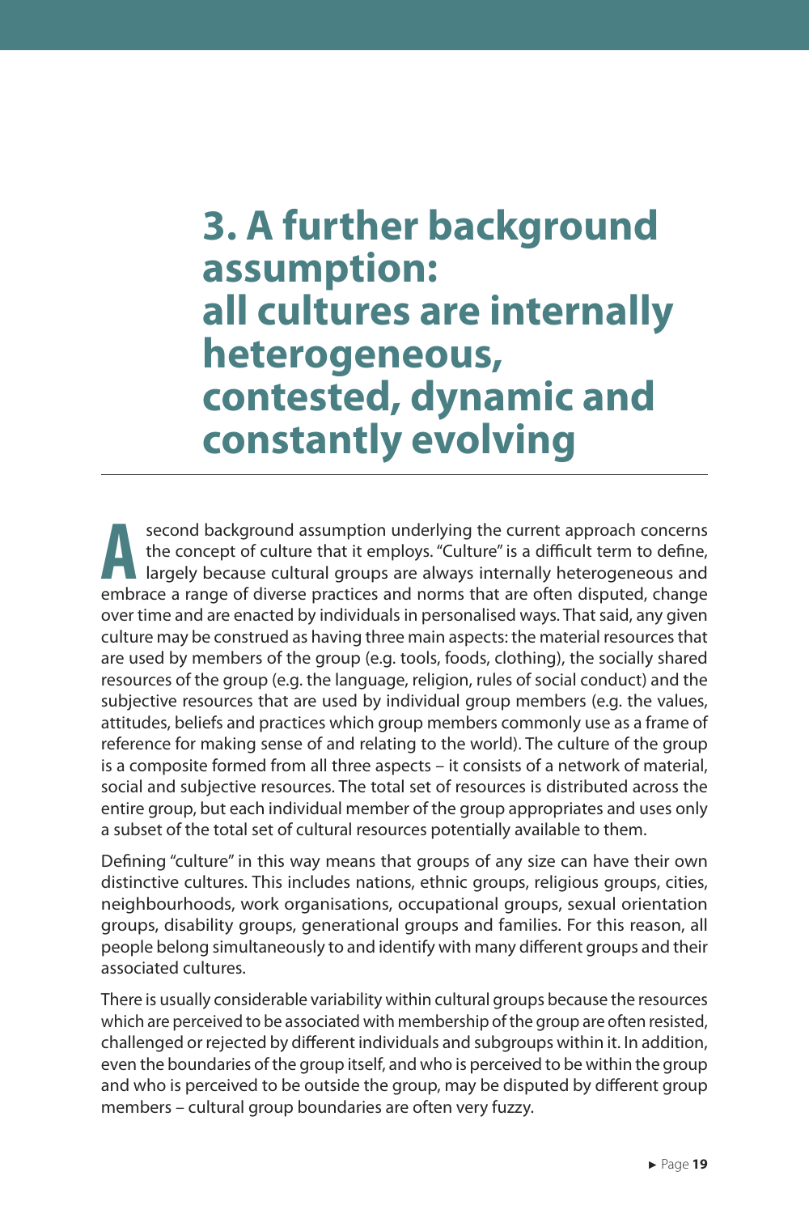# 3. A further background assumption: all cultures are internally heterogeneous, contested, dynamic and constantly evolving

A second background assumption underlying the current approach concerns the concept of culture that it employs. "Culture" is a difficult term to define, largely because cultural groups are always internally heterogeneous and embrace a range of diverse practices and norms that are often disputed, change over time and are enacted by individuals in personalised ways. That said, any given culture may be construed as having three main aspects: the material resources that are used by members of the group (e.g. tools, foods, clothing), the socially shared resources of the group (e.g. the language, religion, rules of social conduct) and the subjective resources that are used by individual group members (e.g. the values, attitudes, beliefs and practices which group members commonly use as a frame of reference for making sense of and relating to the world). The culture of the group is a composite formed from all three aspects – it consists of a network of material, social and subjective resources. The total set of resources is distributed across the entire group, but each individual member of the group appropriates and uses only a subset of the total set of cultural resources potentially available to them.

Defining "culture" in this way means that groups of any size can have their own distinctive cultures. This includes nations, ethnic groups, religious groups, cities, neighbourhoods, work organisations, occupational groups, sexual orientation groups, disability groups, generational groups and families. For this reason, all people belong simultaneously to and identify with many different groups and their associated cultures.

There is usually considerable variability within cultural groups because the resources which are perceived to be associated with membership of the group are often resisted, challenged or rejected by different individuals and subgroups within it. In addition, even the boundaries of the group itself, and who is perceived to be within the group and who is perceived to be outside the group, may be disputed by different group members – cultural group boundaries are often very fuzzy.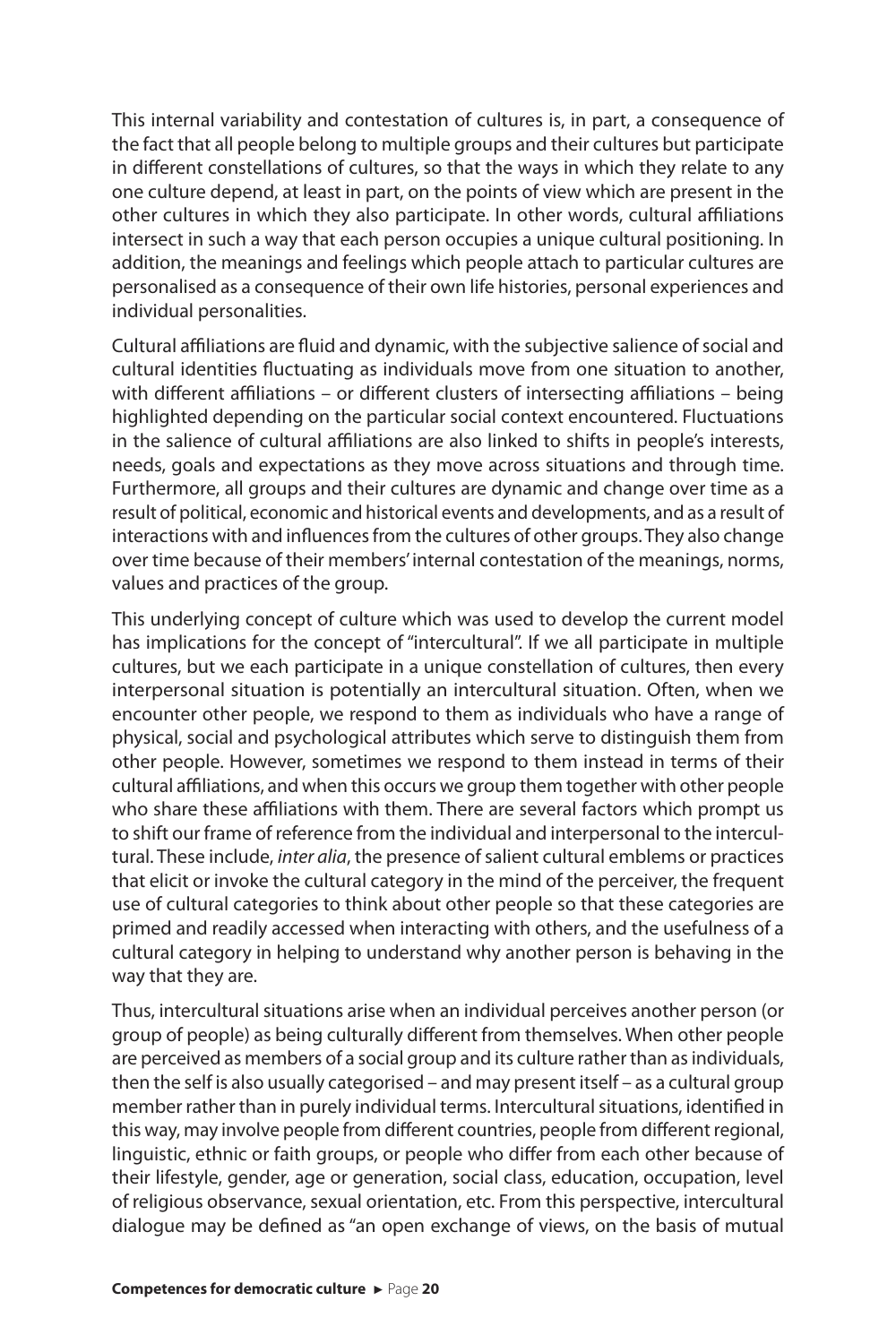This internal variability and contestation of cultures is, in part, a consequence of the fact that all people belong to multiple groups and their cultures but participate in different constellations of cultures, so that the ways in which they relate to any one culture depend, at least in part, on the points of view which are present in the other cultures in which they also participate. In other words, cultural affiliations intersect in such a way that each person occupies a unique cultural positioning. In addition, the meanings and feelings which people attach to particular cultures are personalised as a consequence of their own life histories, personal experiences and individual personalities.

Cultural affiliations are fluid and dynamic, with the subjective salience of social and cultural identities fluctuating as individuals move from one situation to another, with different affiliations – or different clusters of intersecting affiliations – being highlighted depending on the particular social context encountered. Fluctuations in the salience of cultural affiliations are also linked to shifts in people's interests, needs, goals and expectations as they move across situations and through time. Furthermore, all groups and their cultures are dynamic and change over time as a result of political, economic and historical events and developments, and as a result of interactions with and influences from the cultures of other groups. They also change over time because of their members' internal contestation of the meanings, norms, values and practices of the group.

This underlying concept of culture which was used to develop the current model has implications for the concept of "intercultural". If we all participate in multiple cultures, but we each participate in a unique constellation of cultures, then every interpersonal situation is potentially an intercultural situation. Often, when we encounter other people, we respond to them as individuals who have a range of physical, social and psychological attributes which serve to distinguish them from other people. However, sometimes we respond to them instead in terms of their cultural affiliations, and when this occurs we group them together with other people who share these affiliations with them. There are several factors which prompt us to shift our frame of reference from the individual and interpersonal to the intercultural. These include, *inter alia*, the presence of salient cultural emblems or practices that elicit or invoke the cultural category in the mind of the perceiver, the frequent use of cultural categories to think about other people so that these categories are primed and readily accessed when interacting with others, and the usefulness of a cultural category in helping to understand why another person is behaving in the way that they are.

Thus, intercultural situations arise when an individual perceives another person (or group of people) as being culturally different from themselves. When other people are perceived as members of a social group and its culture rather than as individuals, then the self is also usually categorised – and may present itself – as a cultural group member rather than in purely individual terms. Intercultural situations, identified in this way, may involve people from different countries, people from different regional, linguistic, ethnic or faith groups, or people who differ from each other because of their lifestyle, gender, age or generation, social class, education, occupation, level of religious observance, sexual orientation, etc. From this perspective, intercultural dialogue may be defined as "an open exchange of views, on the basis of mutual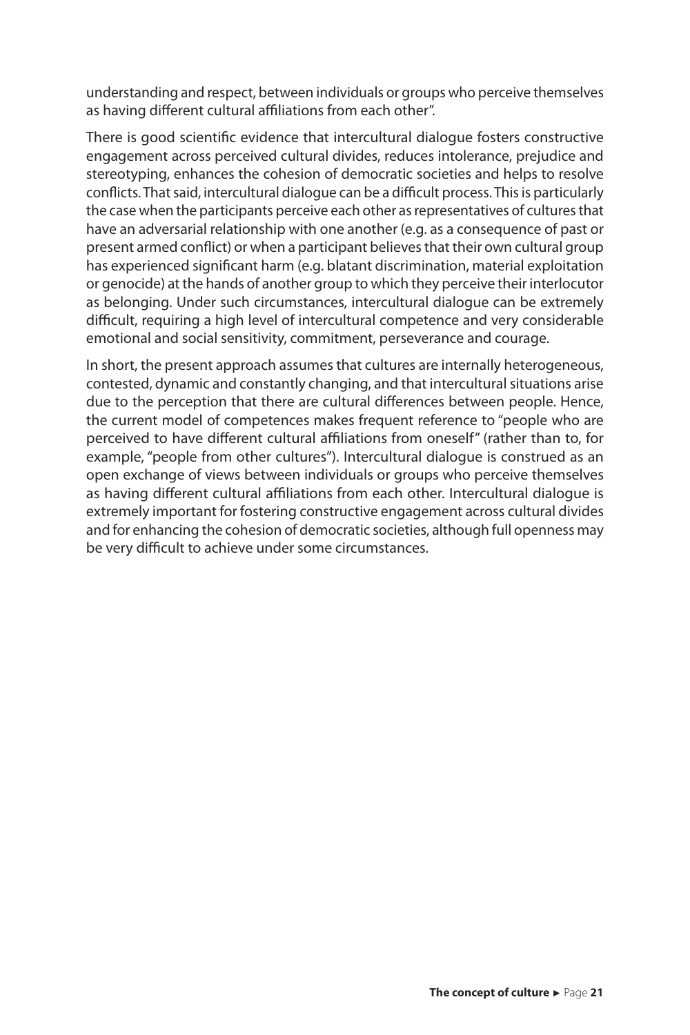understanding and respect, between individuals or groups who perceive themselves as having different cultural affiliations from each other".

There is good scientific evidence that intercultural dialogue fosters constructive engagement across perceived cultural divides, reduces intolerance, prejudice and stereotyping, enhances the cohesion of democratic societies and helps to resolve conflicts. That said, intercultural dialogue can be a difficult process. This is particularly the case when the participants perceive each other as representatives of cultures that have an adversarial relationship with one another (e.g. as a consequence of past or present armed conflict) or when a participant believes that their own cultural group has experienced significant harm (e.g. blatant discrimination, material exploitation or genocide) at the hands of another group to which they perceive their interlocutor as belonging. Under such circumstances, intercultural dialogue can be extremely difficult, requiring a high level of intercultural competence and very considerable emotional and social sensitivity, commitment, perseverance and courage.

In short, the present approach assumes that cultures are internally heterogeneous, contested, dynamic and constantly changing, and that intercultural situations arise due to the perception that there are cultural differences between people. Hence, the current model of competences makes frequent reference to "people who are perceived to have different cultural affiliations from oneself" (rather than to, for example, "people from other cultures"). Intercultural dialogue is construed as an open exchange of views between individuals or groups who perceive themselves as having different cultural affiliations from each other. Intercultural dialogue is extremely important for fostering constructive engagement across cultural divides and for enhancing the cohesion of democratic societies, although full openness may be very difficult to achieve under some circumstances.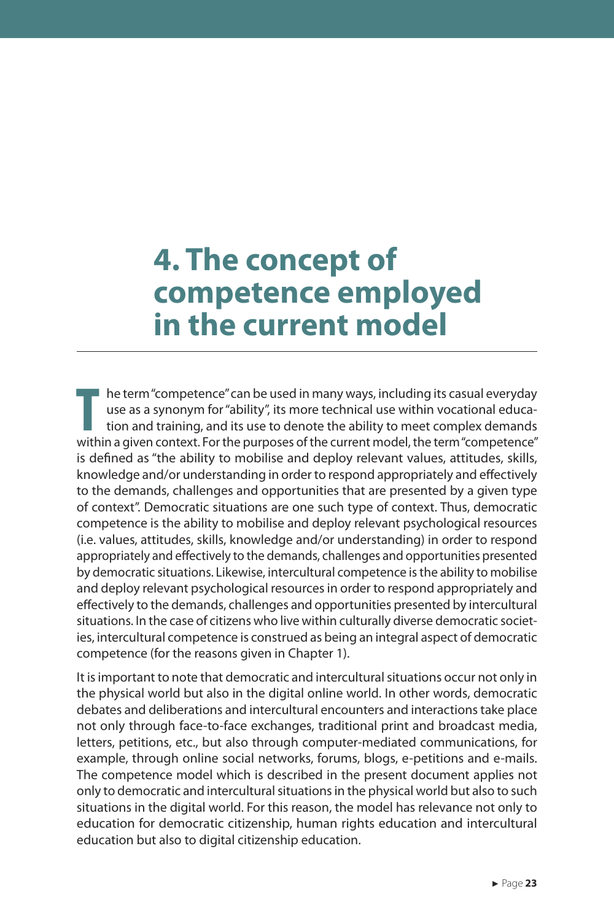# 4. The concept of competence employed in the current model

The term "competence" can be used in many ways, including its casual everyday use as a synonym for "ability", its more technical use within vocational education and training, and its use to denote the ability to meet complex demands within a given context. For the purposes of the current model, the term "competence" is defined as "the ability to mobilise and deploy relevant values, attitudes, skills, knowledge and/or understanding in order to respond appropriately and effectively to the demands, challenges and opportunities that are presented by a given type of context". Democratic situations are one such type of context. Thus, democratic competence is the ability to mobilise and deploy relevant psychological resources (i.e. values, attitudes, skills, knowledge and/or understanding) in order to respond appropriately and effectively to the demands, challenges and opportunities presented by democratic situations. Likewise, intercultural competence is the ability to mobilise and deploy relevant psychological resources in order to respond appropriately and effectively to the demands, challenges and opportunities presented by intercultural situations. In the case of citizens who live within culturally diverse democratic societies, intercultural competence is construed as being an integral aspect of democratic competence (for the reasons given in Chapter 1).

It is important to note that democratic and intercultural situations occur not only in the physical world but also in the digital online world. In other words, democratic debates and deliberations and intercultural encounters and interactions take place not only through face-to-face exchanges, traditional print and broadcast media, letters, petitions, etc., but also through computer-mediated communications, for example, through online social networks, forums, blogs, e-petitions and e-mails. The competence model which is described in the present document applies not only to democratic and intercultural situations in the physical world but also to such situations in the digital world. For this reason, the model has relevance not only to education for democratic citizenship, human rights education and intercultural education but also to digital citizenship education.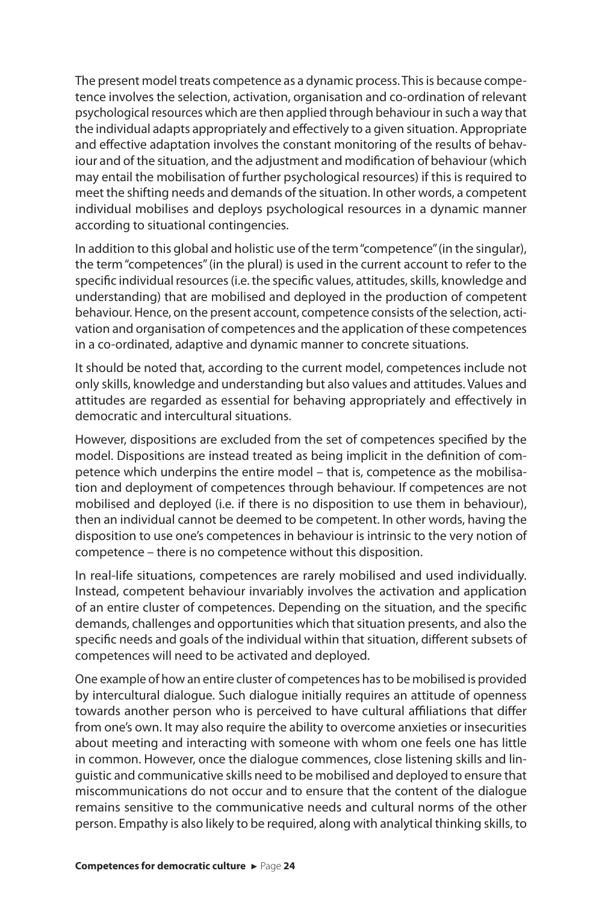The present model treats competence as a dynamic process. This is because competence involves the selection, activation, organisation and co-ordination of relevant psychological resources which are then applied through behaviour in such a way that the individual adapts appropriately and effectively to a given situation. Appropriate and effective adaptation involves the constant monitoring of the results of behaviour and of the situation, and the adjustment and modification of behaviour (which may entail the mobilisation of further psychological resources) if this is required to meet the shifting needs and demands of the situation. In other words, a competent individual mobilises and deploys psychological resources in a dynamic manner according to situational contingencies.

In addition to this global and holistic use of the term "competence" (in the singular), the term "competences" (in the plural) is used in the current account to refer to the specific individual resources (i.e. the specific values, attitudes, skills, knowledge and understanding) that are mobilised and deployed in the production of competent behaviour. Hence, on the present account, competence consists of the selection, activation and organisation of competences and the application of these competences in a co-ordinated, adaptive and dynamic manner to concrete situations.

It should be noted that, according to the current model, competences include not only skills, knowledge and understanding but also values and attitudes. Values and attitudes are regarded as essential for behaving appropriately and effectively in democratic and intercultural situations.

However, dispositions are excluded from the set of competences specified by the model. Dispositions are instead treated as being implicit in the definition of competence which underpins the entire model – that is, competence as the mobilisation and deployment of competences through behaviour. If competences are not mobilised and deployed (i.e. if there is no disposition to use them in behaviour), then an individual cannot be deemed to be competent. In other words, having the disposition to use one's competences in behaviour is intrinsic to the very notion of competence – there is no competence without this disposition.

In real-life situations, competences are rarely mobilised and used individually. Instead, competent behaviour invariably involves the activation and application of an entire cluster of competences. Depending on the situation, and the specific demands, challenges and opportunities which that situation presents, and also the specific needs and goals of the individual within that situation, different subsets of competences will need to be activated and deployed.

One example of how an entire cluster of competences has to be mobilised is provided by intercultural dialogue. Such dialogue initially requires an attitude of openness towards another person who is perceived to have cultural affiliations that differ from one's own. It may also require the ability to overcome anxieties or insecurities about meeting and interacting with someone with whom one feels one has little in common. However, once the dialogue commences, close listening skills and linguistic and communicative skills need to be mobilised and deployed to ensure that miscommunications do not occur and to ensure that the content of the dialogue remains sensitive to the communicative needs and cultural norms of the other person. Empathy is also likely to be required, along with analytical thinking skills, to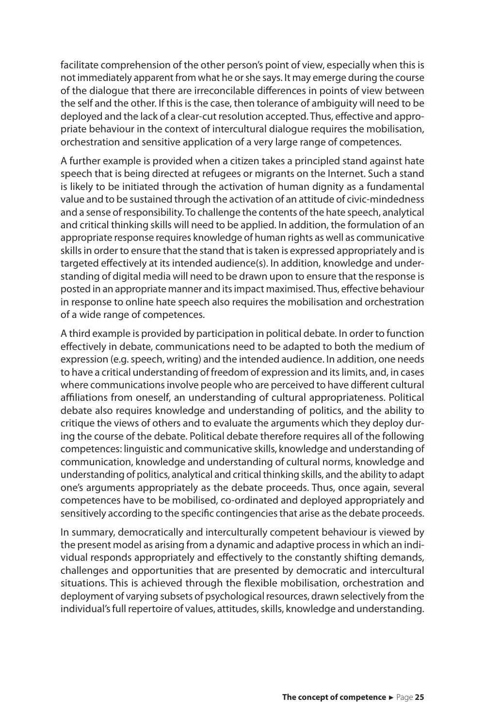facilitate comprehension of the other person's point of view, especially when this is not immediately apparent from what he or she says. It may emerge during the course of the dialogue that there are irreconcilable differences in points of view between the self and the other. If this is the case, then tolerance of ambiguity will need to be deployed and the lack of a clear-cut resolution accepted. Thus, effective and appropriate behaviour in the context of intercultural dialogue requires the mobilisation, orchestration and sensitive application of a very large range of competences.

A further example is provided when a citizen takes a principled stand against hate speech that is being directed at refugees or migrants on the Internet. Such a stand is likely to be initiated through the activation of human dignity as a fundamental value and to be sustained through the activation of an attitude of civic-mindedness and a sense of responsibility. To challenge the contents of the hate speech, analytical and critical thinking skills will need to be applied. In addition, the formulation of an appropriate response requires knowledge of human rights as well as communicative skills in order to ensure that the stand that is taken is expressed appropriately and is targeted effectively at its intended audience(s). In addition, knowledge and understanding of digital media will need to be drawn upon to ensure that the response is posted in an appropriate manner and its impact maximised. Thus, effective behaviour in response to online hate speech also requires the mobilisation and orchestration of a wide range of competences.

A third example is provided by participation in political debate. In order to function effectively in debate, communications need to be adapted to both the medium of expression (e.g. speech, writing) and the intended audience. In addition, one needs to have a critical understanding of freedom of expression and its limits, and, in cases where communications involve people who are perceived to have different cultural affiliations from oneself, an understanding of cultural appropriateness. Political debate also requires knowledge and understanding of politics, and the ability to critique the views of others and to evaluate the arguments which they deploy during the course of the debate. Political debate therefore requires all of the following competences: linguistic and communicative skills, knowledge and understanding of communication, knowledge and understanding of cultural norms, knowledge and understanding of politics, analytical and critical thinking skills, and the ability to adapt one's arguments appropriately as the debate proceeds. Thus, once again, several competences have to be mobilised, co-ordinated and deployed appropriately and sensitively according to the specific contingencies that arise as the debate proceeds.

In summary, democratically and interculturally competent behaviour is viewed by the present model as arising from a dynamic and adaptive process in which an individual responds appropriately and effectively to the constantly shifting demands, challenges and opportunities that are presented by democratic and intercultural situations. This is achieved through the flexible mobilisation, orchestration and deployment of varying subsets of psychological resources, drawn selectively from the individual's full repertoire of values, attitudes, skills, knowledge and understanding.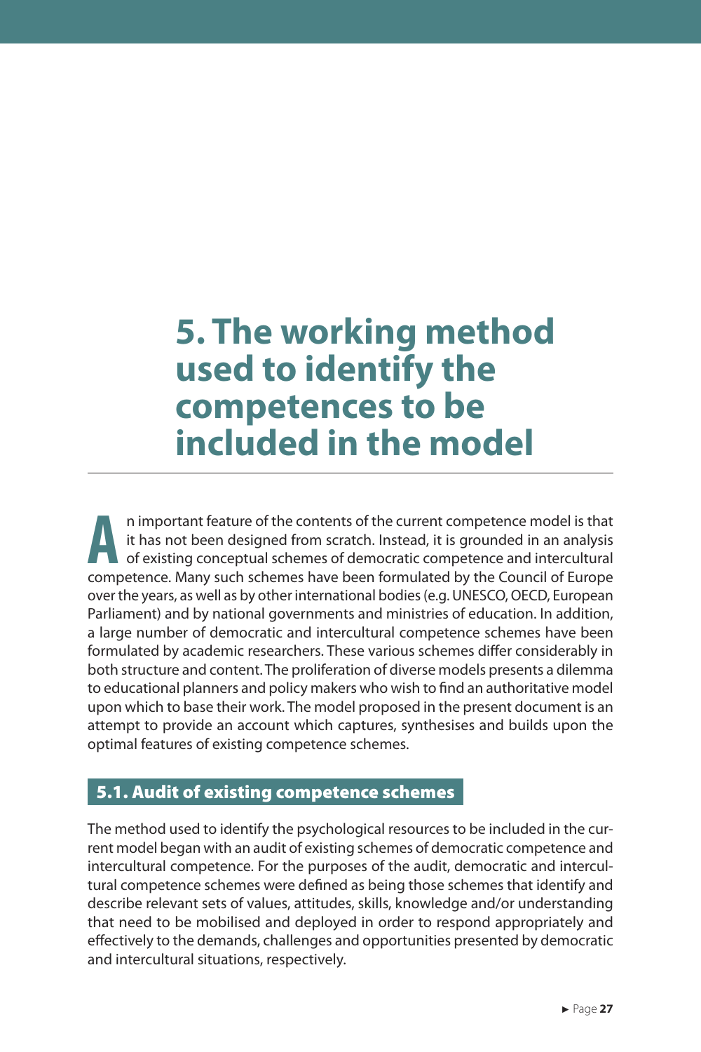# 5. The working method used to identify the competences to be included in the model

An important feature of the contents of the current competence model is that it has not been designed from scratch. Instead, it is grounded in an analysis of existing conceptual schemes of democratic competence and intercultural competence. Many such schemes have been formulated by the Council of Europe over the years, as well as by other international bodies (e.g. UNESCO, OECD, European Parliament) and by national governments and ministries of education. In addition, a large number of democratic and intercultural competence schemes have been formulated by academic researchers. These various schemes differ considerably in both structure and content. The proliferation of diverse models presents a dilemma to educational planners and policy makers who wish to find an authoritative model upon which to base their work. The model proposed in the present document is an attempt to provide an account which captures, synthesises and builds upon the optimal features of existing competence schemes.

## 5.1. Audit of existing competence schemes

The method used to identify the psychological resources to be included in the current model began with an audit of existing schemes of democratic competence and intercultural competence. For the purposes of the audit, democratic and intercultural competence schemes were defined as being those schemes that identify and describe relevant sets of values, attitudes, skills, knowledge and/or understanding that need to be mobilised and deployed in order to respond appropriately and effectively to the demands, challenges and opportunities presented by democratic and intercultural situations, respectively.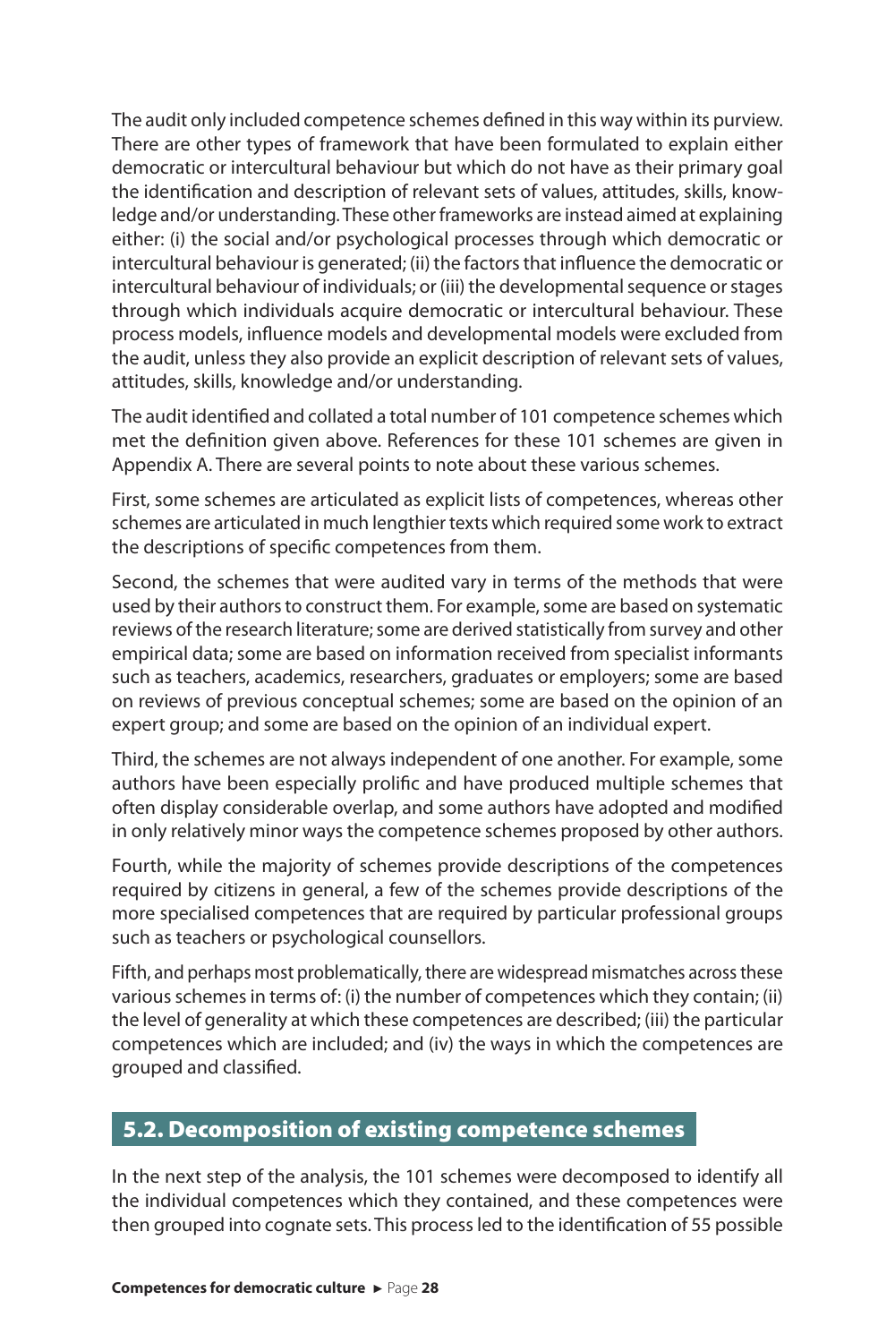The audit only included competence schemes defined in this way within its purview. There are other types of framework that have been formulated to explain either democratic or intercultural behaviour but which do not have as their primary goal the identification and description of relevant sets of values, attitudes, skills, knowledge and/or understanding. These other frameworks are instead aimed at explaining either: (i) the social and/or psychological processes through which democratic or intercultural behaviour is generated; (ii) the factors that influence the democratic or intercultural behaviour of individuals; or (iii) the developmental sequence or stages through which individuals acquire democratic or intercultural behaviour. These process models, influence models and developmental models were excluded from the audit, unless they also provide an explicit description of relevant sets of values, attitudes, skills, knowledge and/or understanding.

The audit identified and collated a total number of 101 competence schemes which met the definition given above. References for these 101 schemes are given in Appendix A. There are several points to note about these various schemes.

First, some schemes are articulated as explicit lists of competences, whereas other schemes are articulated in much lengthier texts which required some work to extract the descriptions of specific competences from them.

Second, the schemes that were audited vary in terms of the methods that were used by their authors to construct them. For example, some are based on systematic reviews of the research literature; some are derived statistically from survey and other empirical data; some are based on information received from specialist informants such as teachers, academics, researchers, graduates or employers; some are based on reviews of previous conceptual schemes; some are based on the opinion of an expert group; and some are based on the opinion of an individual expert.

Third, the schemes are not always independent of one another. For example, some authors have been especially prolific and have produced multiple schemes that often display considerable overlap, and some authors have adopted and modified in only relatively minor ways the competence schemes proposed by other authors.

Fourth, while the majority of schemes provide descriptions of the competences required by citizens in general, a few of the schemes provide descriptions of the more specialised competences that are required by particular professional groups such as teachers or psychological counsellors.

Fifth, and perhaps most problematically, there are widespread mismatches across these various schemes in terms of: (i) the number of competences which they contain; (ii) the level of generality at which these competences are described; (iii) the particular competences which are included; and (iv) the ways in which the competences are grouped and classified.

## 5.2. Decomposition of existing competence schemes

In the next step of the analysis, the 101 schemes were decomposed to identify all the individual competences which they contained, and these competences were then grouped into cognate sets. This process led to the identification of 55 possible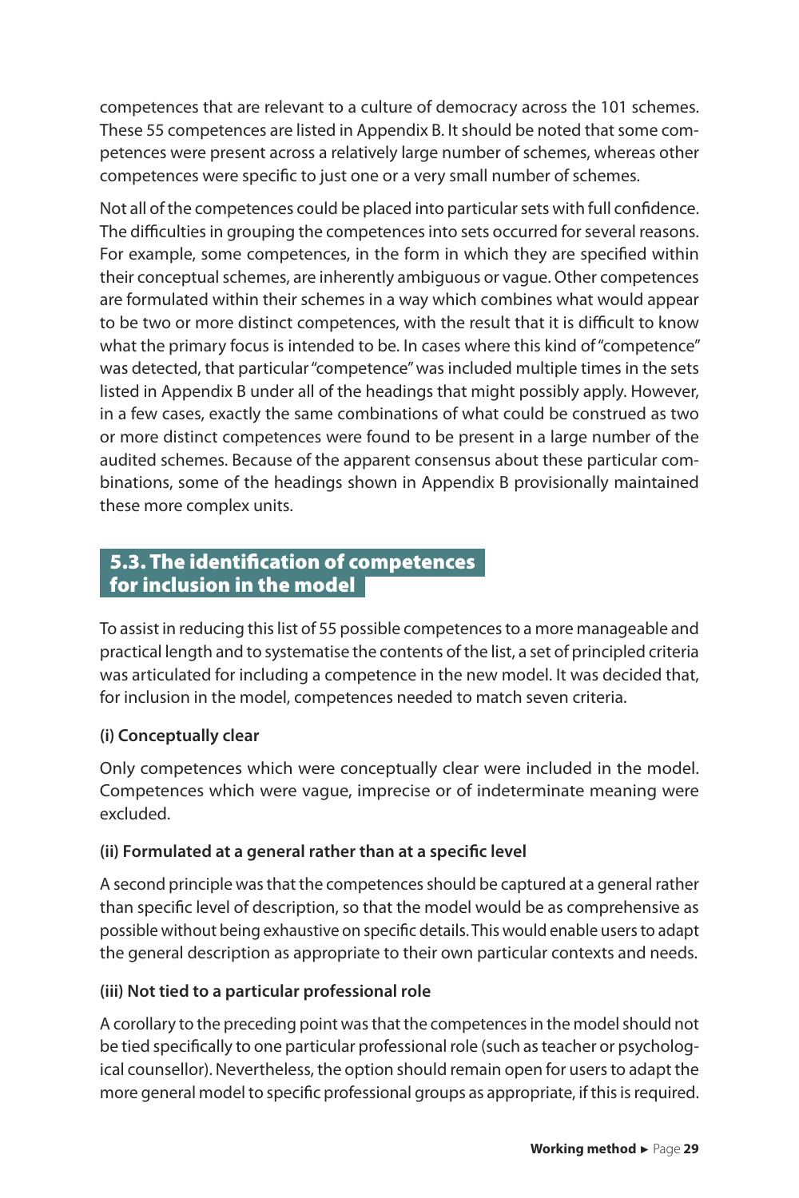competences that are relevant to a culture of democracy across the 101 schemes. These 55 competences are listed in Appendix B. It should be noted that some competences were present across a relatively large number of schemes, whereas other competences were specific to just one or a very small number of schemes.

Not all of the competences could be placed into particular sets with full confidence. The difficulties in grouping the competences into sets occurred for several reasons. For example, some competences, in the form in which they are specified within their conceptual schemes, are inherently ambiguous or vague. Other competences are formulated within their schemes in a way which combines what would appear to be two or more distinct competences, with the result that it is difficult to know what the primary focus is intended to be. In cases where this kind of "competence" was detected, that particular "competence" was included multiple times in the sets listed in Appendix B under all of the headings that might possibly apply. However, in a few cases, exactly the same combinations of what could be construed as two or more distinct competences were found to be present in a large number of the audited schemes. Because of the apparent consensus about these particular combinations, some of the headings shown in Appendix B provisionally maintained these more complex units.

## 5.3. The identification of competences for inclusion in the model

To assist in reducing this list of 55 possible competences to a more manageable and practical length and to systematise the contents of the list, a set of principled criteria was articulated for including a competence in the new model. It was decided that, for inclusion in the model, competences needed to match seven criteria.

**(i) Conceptually clear**

Only competences which were conceptually clear were included in the model. Competences which were vague, imprecise or of indeterminate meaning were excluded.

**(ii) Formulated at a general rather than at a specific level**

A second principle was that the competences should be captured at a general rather than specific level of description, so that the model would be as comprehensive as possible without being exhaustive on specific details. This would enable users to adapt the general description as appropriate to their own particular contexts and needs.

**(iii) Not tied to a particular professional role**

A corollary to the preceding point was that the competences in the model should not be tied specifically to one particular professional role (such as teacher or psychological counsellor). Nevertheless, the option should remain open for users to adapt the more general model to specific professional groups as appropriate, if this is required.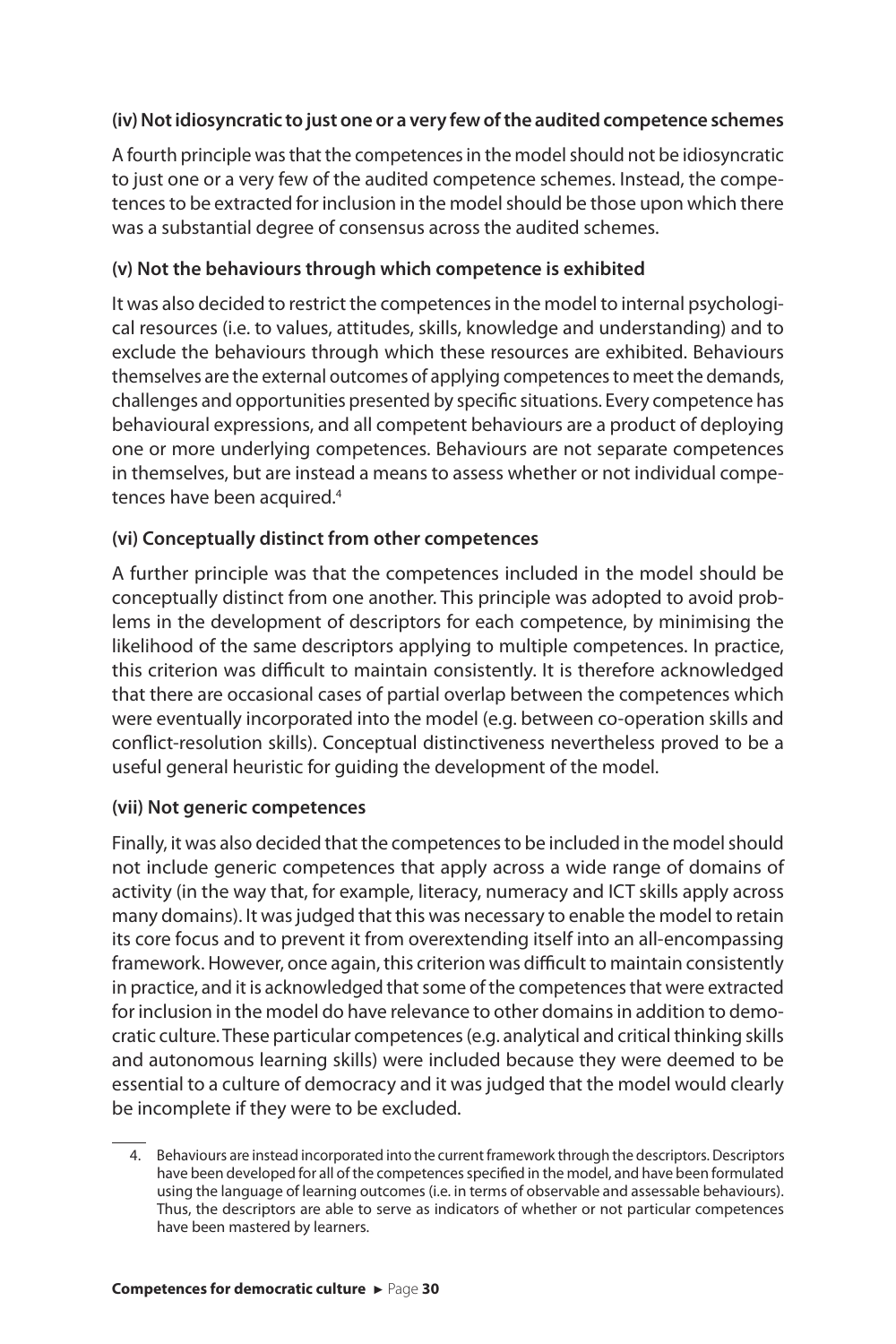### (iv) Not idiosyncratic to just one or a very few of the audited competence schemes

A fourth principle was that the competences in the model should not be idiosyncratic to just one or a very few of the audited competence schemes. Instead, the competences to be extracted for inclusion in the model should be those upon which there was a substantial degree of consensus across the audited schemes.

### (v) Not the behaviours through which competence is exhibited

It was also decided to restrict the competences in the model to internal psychological resources (i.e. to values, attitudes, skills, knowledge and understanding) and to exclude the behaviours through which these resources are exhibited. Behaviours themselves are the external outcomes of applying competences to meet the demands, challenges and opportunities presented by specific situations. Every competence has behavioural expressions, and all competent behaviours are a product of deploying one or more underlying competences. Behaviours are not separate competences in themselves, but are instead a means to assess whether or not individual competences have been acquired.[4]

### (vi) Conceptually distinct from other competences

A further principle was that the competences included in the model should be conceptually distinct from one another. This principle was adopted to avoid problems in the development of descriptors for each competence, by minimising the likelihood of the same descriptors applying to multiple competences. In practice, this criterion was difficult to maintain consistently. It is therefore acknowledged that there are occasional cases of partial overlap between the competences which were eventually incorporated into the model (e.g. between co-operation skills and conflict-resolution skills). Conceptual distinctiveness nevertheless proved to be a useful general heuristic for guiding the development of the model.

### (vii) Not generic competences

Finally, it was also decided that the competences to be included in the model should not include generic competences that apply across a wide range of domains of activity (in the way that, for example, literacy, numeracy and ICT skills apply across many domains). It was judged that this was necessary to enable the model to retain its core focus and to prevent it from overextending itself into an all-encompassing framework. However, once again, this criterion was difficult to maintain consistently in practice, and it is acknowledged that some of the competences that were extracted for inclusion in the model do have relevance to other domains in addition to democratic culture. These particular competences (e.g. analytical and critical thinking skills and autonomous learning skills) were included because they were deemed to be essential to a culture of democracy and it was judged that the model would clearly be incomplete if they were to be excluded.

4. Behaviours are instead incorporated into the current framework through the descriptors. Descriptors have been developed for all of the competences specified in the model, and have been formulated using the language of learning outcomes (i.e. in terms of observable and assessable behaviours). Thus, the descriptors are able to serve as indicators of whether or not particular competences have been mastered by learners.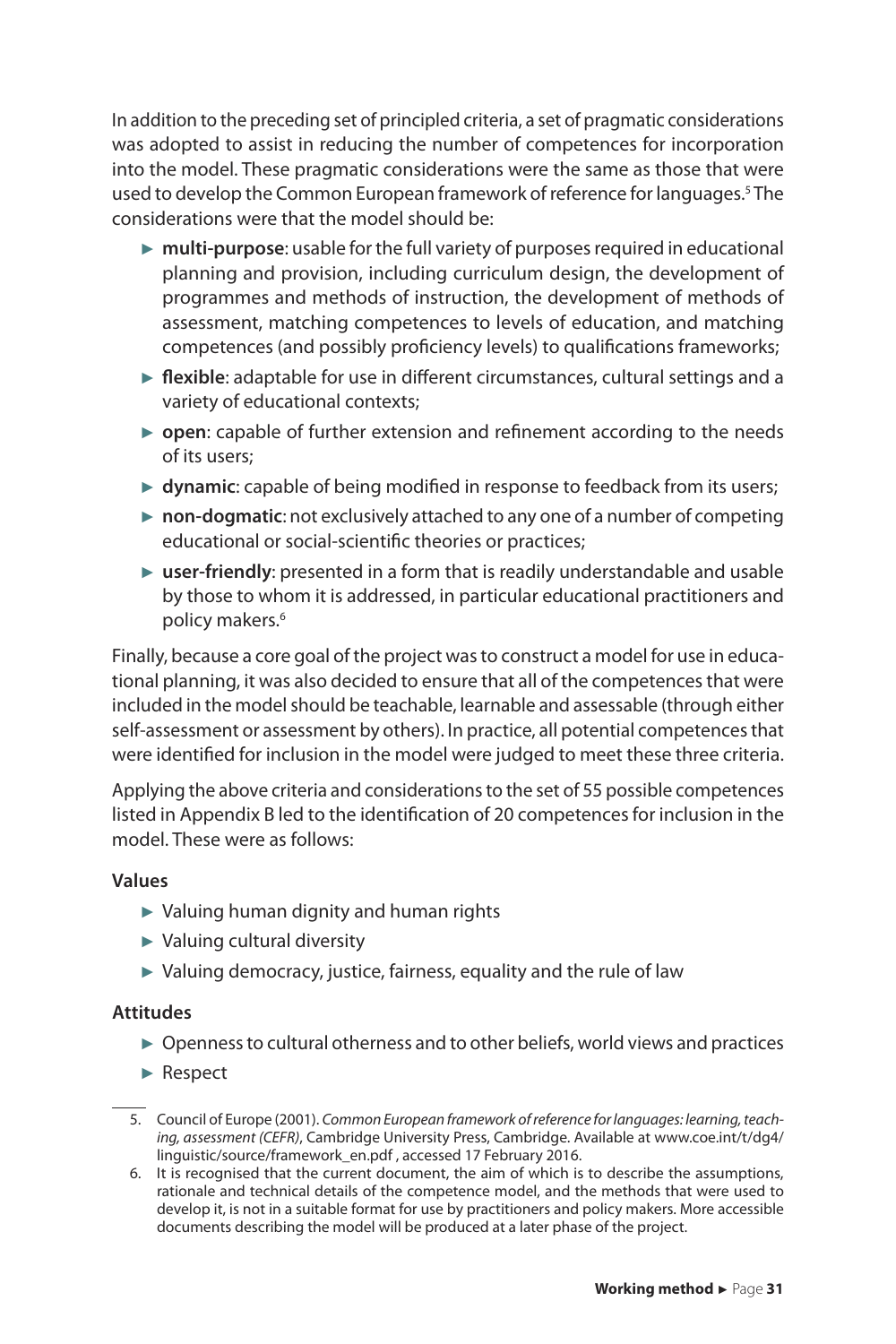In addition to the preceding set of principled criteria, a set of pragmatic considerations was adopted to assist in reducing the number of competences for incorporation into the model. These pragmatic considerations were the same as those that were used to develop the Common European framework of reference for languages.[5] The considerations were that the model should be:

- **multi-purpose**: usable for the full variety of purposes required in educational planning and provision, including curriculum design, the development of programmes and methods of instruction, the development of methods of assessment, matching competences to levels of education, and matching competences (and possibly proficiency levels) to qualifications frameworks;
- **flexible**: adaptable for use in different circumstances, cultural settings and a variety of educational contexts;
- **open**: capable of further extension and refinement according to the needs of its users;
- **dynamic**: capable of being modified in response to feedback from its users;
- **non-dogmatic**: not exclusively attached to any one of a number of competing educational or social-scientific theories or practices;
- **user-friendly**: presented in a form that is readily understandable and usable by those to whom it is addressed, in particular educational practitioners and policy makers.[6]

Finally, because a core goal of the project was to construct a model for use in educational planning, it was also decided to ensure that all of the competences that were included in the model should be teachable, learnable and assessable (through either self-assessment or assessment by others). In practice, all potential competences that were identified for inclusion in the model were judged to meet these three criteria.

Applying the above criteria and considerations to the set of 55 possible competences listed in Appendix B led to the identification of 20 competences for inclusion in the model. These were as follows:

**Values**

- Valuing human dignity and human rights
- Valuing cultural diversity
- Valuing democracy, justice, fairness, equality and the rule of law

**Attitudes**

- Openness to cultural otherness and to other beliefs, world views and practices
- Respect

---

5. Council of Europe (2001). *Common European framework of reference for languages: learning, teaching, assessment (CEFR)*, Cambridge University Press, Cambridge. Available at www.coe.int/t/dg4/linguistic/source/framework_en.pdf , accessed 17 February 2016.

6. It is recognised that the current document, the aim of which is to describe the assumptions, rationale and technical details of the competence model, and the methods that were used to develop it, is not in a suitable format for use by practitioners and policy makers. More accessible documents describing the model will be produced at a later phase of the project.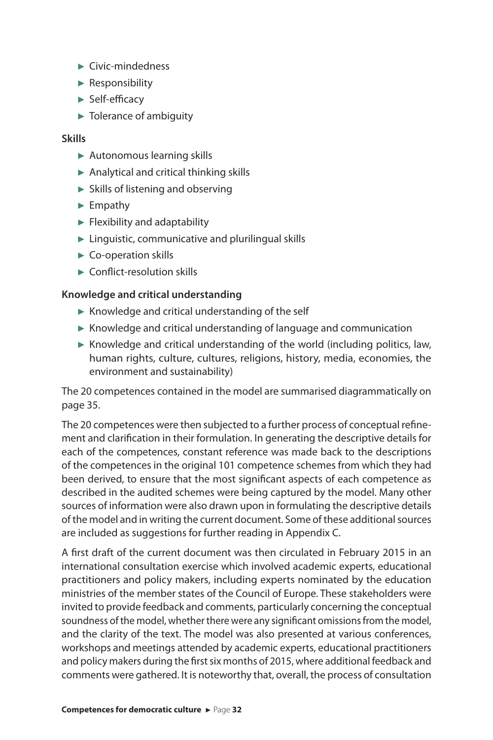- Civic-mindedness
- Responsibility
- Self-efficacy
- Tolerance of ambiguity

**Skills**

- Autonomous learning skills
- Analytical and critical thinking skills
- Skills of listening and observing
- Empathy
- Flexibility and adaptability
- Linguistic, communicative and plurilingual skills
- Co-operation skills
- Conflict-resolution skills

**Knowledge and critical understanding**

- Knowledge and critical understanding of the self
- Knowledge and critical understanding of language and communication
- Knowledge and critical understanding of the world (including politics, law, human rights, culture, cultures, religions, history, media, economies, the environment and sustainability)

The 20 competences contained in the model are summarised diagrammatically on page 35.

The 20 competences were then subjected to a further process of conceptual refinement and clarification in their formulation. In generating the descriptive details for each of the competences, constant reference was made back to the descriptions of the competences in the original 101 competence schemes from which they had been derived, to ensure that the most significant aspects of each competence as described in the audited schemes were being captured by the model. Many other sources of information were also drawn upon in formulating the descriptive details of the model and in writing the current document. Some of these additional sources are included as suggestions for further reading in Appendix C.

A first draft of the current document was then circulated in February 2015 in an international consultation exercise which involved academic experts, educational practitioners and policy makers, including experts nominated by the education ministries of the member states of the Council of Europe. These stakeholders were invited to provide feedback and comments, particularly concerning the conceptual soundness of the model, whether there were any significant omissions from the model, and the clarity of the text. The model was also presented at various conferences, workshops and meetings attended by academic experts, educational practitioners and policy makers during the first six months of 2015, where additional feedback and comments were gathered. It is noteworthy that, overall, the process of consultation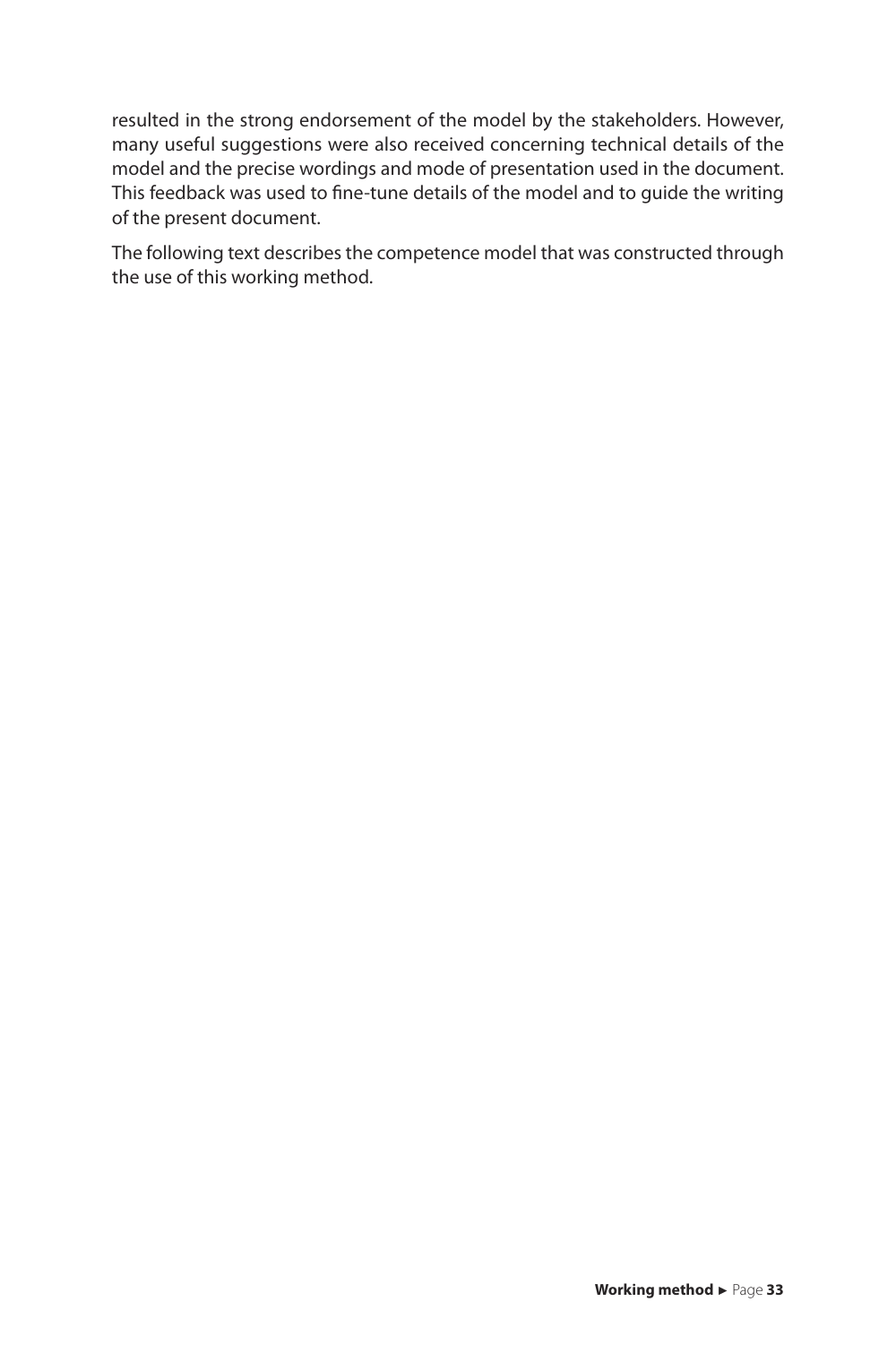resulted in the strong endorsement of the model by the stakeholders. However, many useful suggestions were also received concerning technical details of the model and the precise wordings and mode of presentation used in the document. This feedback was used to fine-tune details of the model and to guide the writing of the present document.

The following text describes the competence model that was constructed through the use of this working method.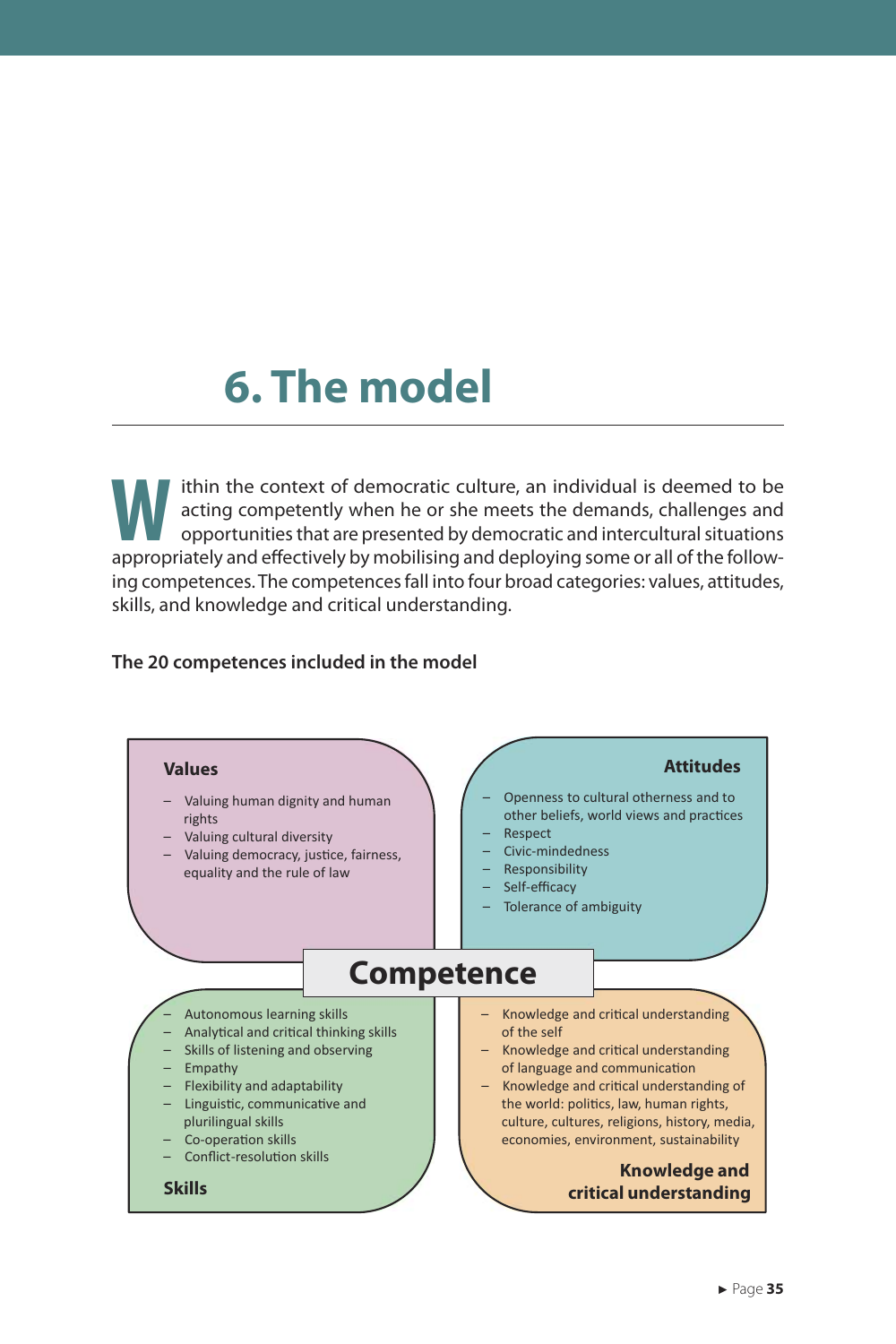# 6. The model

Within the context of democratic culture, an individual is deemed to be acting competently when he or she meets the demands, challenges and opportunities that are presented by democratic and intercultural situations appropriately and effectively by mobilising and deploying some or all of the following competences. The competences fall into four broad categories: values, attitudes, skills, and knowledge and critical understanding.

**The 20 competences included in the model**

**Competence**

**Values**

- Valuing human dignity and human rights
- Valuing cultural diversity
- Valuing democracy, justice, fairness, equality and the rule of law

**Attitudes**

- Openness to cultural otherness and to other beliefs, world views and practices
- Respect
- Civic-mindedness
- Responsibility
- Self-efficacy
- Tolerance of ambiguity

**Skills**

- Autonomous learning skills
- Analytical and critical thinking skills
- Skills of listening and observing
- Empathy
- Flexibility and adaptability
- Linguistic, communicative and plurilingual skills
- Co-operation skills
- Conflict-resolution skills

**Knowledge and critical understanding**

- Knowledge and critical understanding of the self
- Knowledge and critical understanding of language and communication
- Knowledge and critical understanding of the world: politics, law, human rights, culture, cultures, religions, history, media, economies, environment, sustainability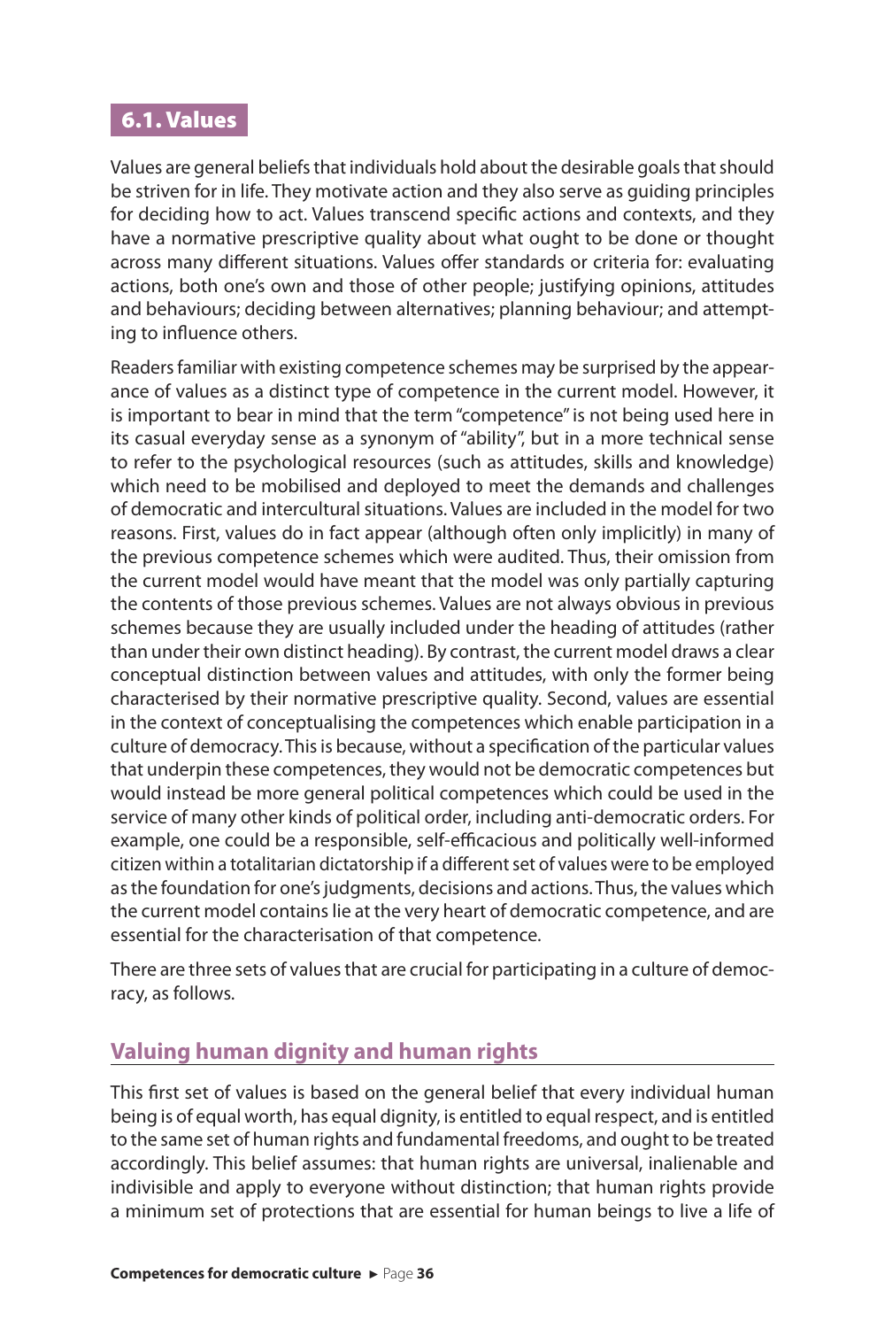## 6.1. Values

Values are general beliefs that individuals hold about the desirable goals that should be striven for in life. They motivate action and they also serve as guiding principles for deciding how to act. Values transcend specific actions and contexts, and they have a normative prescriptive quality about what ought to be done or thought across many different situations. Values offer standards or criteria for: evaluating actions, both one's own and those of other people; justifying opinions, attitudes and behaviours; deciding between alternatives; planning behaviour; and attempting to influence others.

Readers familiar with existing competence schemes may be surprised by the appearance of values as a distinct type of competence in the current model. However, it is important to bear in mind that the term "competence" is not being used here in its casual everyday sense as a synonym of "ability", but in a more technical sense to refer to the psychological resources (such as attitudes, skills and knowledge) which need to be mobilised and deployed to meet the demands and challenges of democratic and intercultural situations. Values are included in the model for two reasons. First, values do in fact appear (although often only implicitly) in many of the previous competence schemes which were audited. Thus, their omission from the current model would have meant that the model was only partially capturing the contents of those previous schemes. Values are not always obvious in previous schemes because they are usually included under the heading of attitudes (rather than under their own distinct heading). By contrast, the current model draws a clear conceptual distinction between values and attitudes, with only the former being characterised by their normative prescriptive quality. Second, values are essential in the context of conceptualising the competences which enable participation in a culture of democracy. This is because, without a specification of the particular values that underpin these competences, they would not be democratic competences but would instead be more general political competences which could be used in the service of many other kinds of political order, including anti-democratic orders. For example, one could be a responsible, self-efficacious and politically well-informed citizen within a totalitarian dictatorship if a different set of values were to be employed as the foundation for one's judgments, decisions and actions. Thus, the values which the current model contains lie at the very heart of democratic competence, and are essential for the characterisation of that competence.

There are three sets of values that are crucial for participating in a culture of democracy, as follows.

### Valuing human dignity and human rights

This first set of values is based on the general belief that every individual human being is of equal worth, has equal dignity, is entitled to equal respect, and is entitled to the same set of human rights and fundamental freedoms, and ought to be treated accordingly. This belief assumes: that human rights are universal, inalienable and indivisible and apply to everyone without distinction; that human rights provide a minimum set of protections that are essential for human beings to live a life of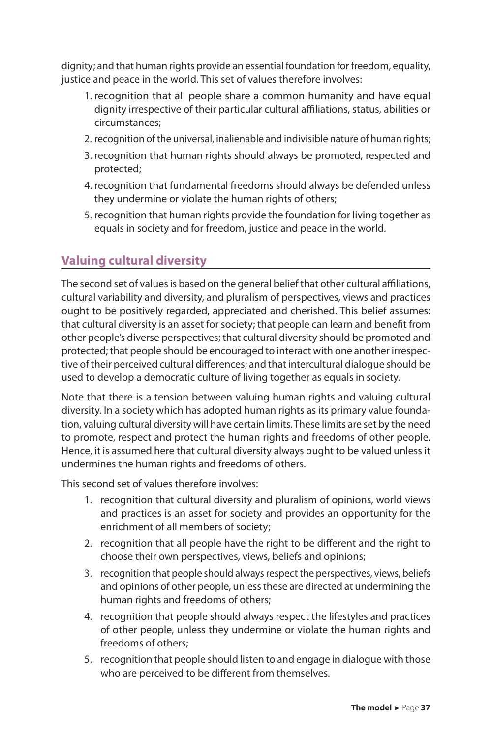dignity; and that human rights provide an essential foundation for freedom, equality, justice and peace in the world. This set of values therefore involves:

1. recognition that all people share a common humanity and have equal dignity irrespective of their particular cultural affiliations, status, abilities or circumstances;
2. recognition of the universal, inalienable and indivisible nature of human rights;
3. recognition that human rights should always be promoted, respected and protected;
4. recognition that fundamental freedoms should always be defended unless they undermine or violate the human rights of others;
5. recognition that human rights provide the foundation for living together as equals in society and for freedom, justice and peace in the world.

## Valuing cultural diversity

The second set of values is based on the general belief that other cultural affiliations, cultural variability and diversity, and pluralism of perspectives, views and practices ought to be positively regarded, appreciated and cherished. This belief assumes: that cultural diversity is an asset for society; that people can learn and benefit from other people's diverse perspectives; that cultural diversity should be promoted and protected; that people should be encouraged to interact with one another irrespective of their perceived cultural differences; and that intercultural dialogue should be used to develop a democratic culture of living together as equals in society.

Note that there is a tension between valuing human rights and valuing cultural diversity. In a society which has adopted human rights as its primary value foundation, valuing cultural diversity will have certain limits. These limits are set by the need to promote, respect and protect the human rights and freedoms of other people. Hence, it is assumed here that cultural diversity always ought to be valued unless it undermines the human rights and freedoms of others.

This second set of values therefore involves:

1. recognition that cultural diversity and pluralism of opinions, world views and practices is an asset for society and provides an opportunity for the enrichment of all members of society;
2. recognition that all people have the right to be different and the right to choose their own perspectives, views, beliefs and opinions;
3. recognition that people should always respect the perspectives, views, beliefs and opinions of other people, unless these are directed at undermining the human rights and freedoms of others;
4. recognition that people should always respect the lifestyles and practices of other people, unless they undermine or violate the human rights and freedoms of others;
5. recognition that people should listen to and engage in dialogue with those who are perceived to be different from themselves.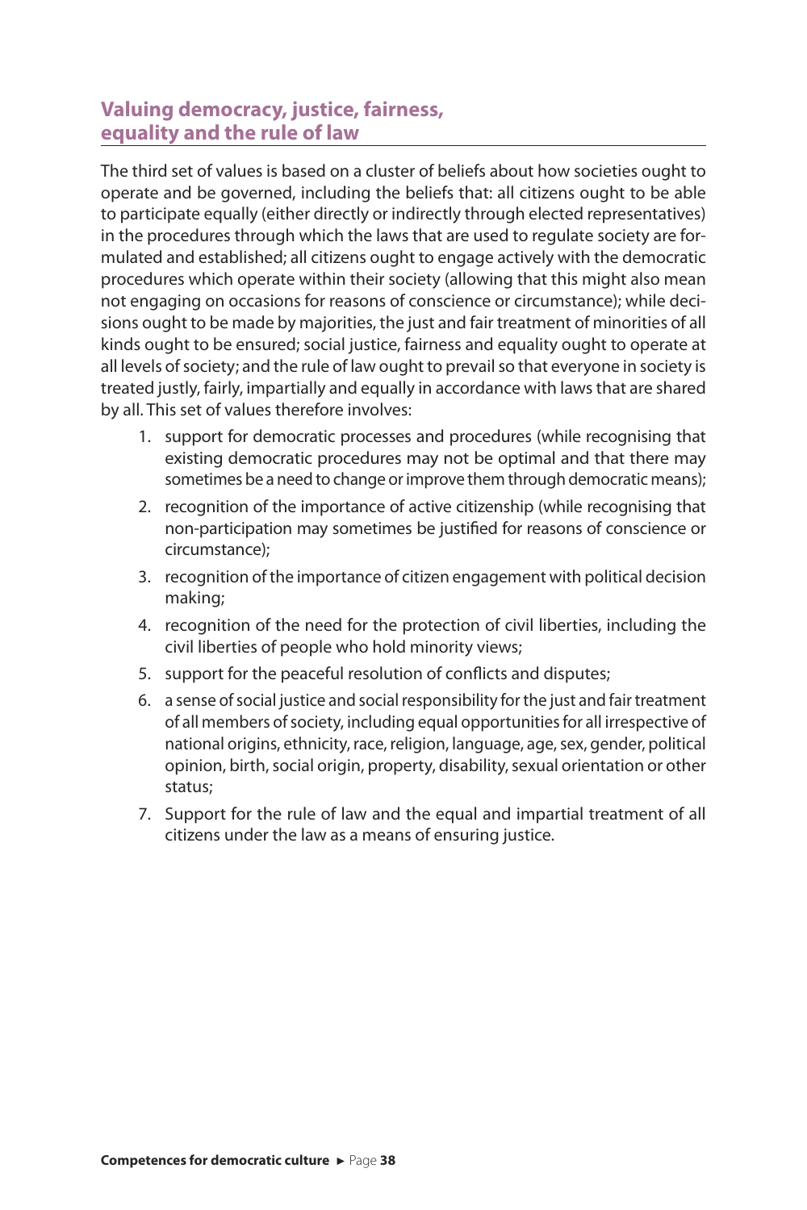## Valuing democracy, justice, fairness, equality and the rule of law

The third set of values is based on a cluster of beliefs about how societies ought to operate and be governed, including the beliefs that: all citizens ought to be able to participate equally (either directly or indirectly through elected representatives) in the procedures through which the laws that are used to regulate society are formulated and established; all citizens ought to engage actively with the democratic procedures which operate within their society (allowing that this might also mean not engaging on occasions for reasons of conscience or circumstance); while decisions ought to be made by majorities, the just and fair treatment of minorities of all kinds ought to be ensured; social justice, fairness and equality ought to operate at all levels of society; and the rule of law ought to prevail so that everyone in society is treated justly, fairly, impartially and equally in accordance with laws that are shared by all. This set of values therefore involves:

1. support for democratic processes and procedures (while recognising that existing democratic procedures may not be optimal and that there may sometimes be a need to change or improve them through democratic means);
2. recognition of the importance of active citizenship (while recognising that non-participation may sometimes be justified for reasons of conscience or circumstance);
3. recognition of the importance of citizen engagement with political decision making;
4. recognition of the need for the protection of civil liberties, including the civil liberties of people who hold minority views;
5. support for the peaceful resolution of conflicts and disputes;
6. a sense of social justice and social responsibility for the just and fair treatment of all members of society, including equal opportunities for all irrespective of national origins, ethnicity, race, religion, language, age, sex, gender, political opinion, birth, social origin, property, disability, sexual orientation or other status;
7. Support for the rule of law and the equal and impartial treatment of all citizens under the law as a means of ensuring justice.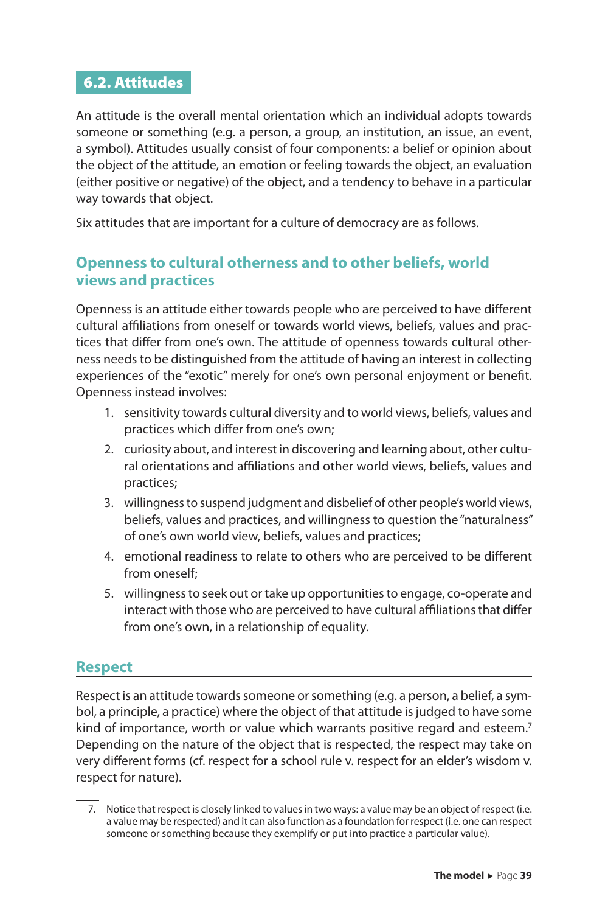## 6.2. Attitudes

An attitude is the overall mental orientation which an individual adopts towards someone or something (e.g. a person, a group, an institution, an issue, an event, a symbol). Attitudes usually consist of four components: a belief or opinion about the object of the attitude, an emotion or feeling towards the object, an evaluation (either positive or negative) of the object, and a tendency to behave in a particular way towards that object.

Six attitudes that are important for a culture of democracy are as follows.

### Openness to cultural otherness and to other beliefs, world views and practices

Openness is an attitude either towards people who are perceived to have different cultural affiliations from oneself or towards world views, beliefs, values and practices that differ from one's own. The attitude of openness towards cultural otherness needs to be distinguished from the attitude of having an interest in collecting experiences of the "exotic" merely for one's own personal enjoyment or benefit. Openness instead involves:

1. sensitivity towards cultural diversity and to world views, beliefs, values and practices which differ from one's own;
2. curiosity about, and interest in discovering and learning about, other cultural orientations and affiliations and other world views, beliefs, values and practices;
3. willingness to suspend judgment and disbelief of other people's world views, beliefs, values and practices, and willingness to question the "naturalness" of one's own world view, beliefs, values and practices;
4. emotional readiness to relate to others who are perceived to be different from oneself;
5. willingness to seek out or take up opportunities to engage, co-operate and interact with those who are perceived to have cultural affiliations that differ from one's own, in a relationship of equality.

### Respect

Respect is an attitude towards someone or something (e.g. a person, a belief, a symbol, a principle, a practice) where the object of that attitude is judged to have some kind of importance, worth or value which warrants positive regard and esteem.[7] Depending on the nature of the object that is respected, the respect may take on very different forms (cf. respect for a school rule v. respect for an elder's wisdom v. respect for nature).

7. Notice that respect is closely linked to values in two ways: a value may be an object of respect (i.e. a value may be respected) and it can also function as a foundation for respect (i.e. one can respect someone or something because they exemplify or put into practice a particular value).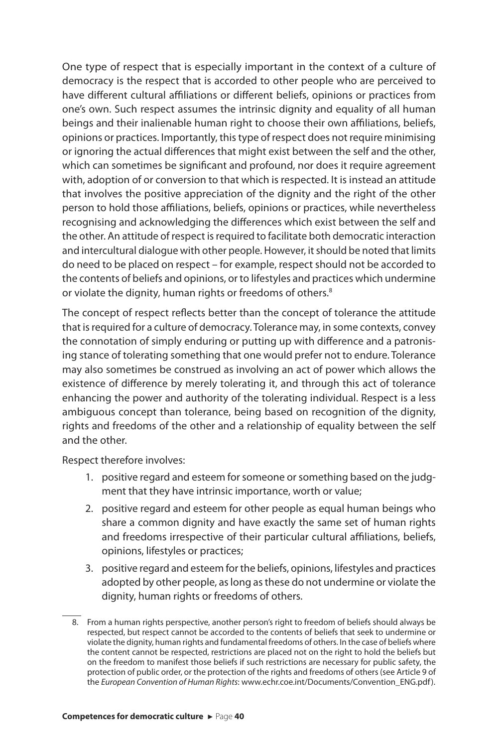One type of respect that is especially important in the context of a culture of democracy is the respect that is accorded to other people who are perceived to have different cultural affiliations or different beliefs, opinions or practices from one's own. Such respect assumes the intrinsic dignity and equality of all human beings and their inalienable human right to choose their own affiliations, beliefs, opinions or practices. Importantly, this type of respect does not require minimising or ignoring the actual differences that might exist between the self and the other, which can sometimes be significant and profound, nor does it require agreement with, adoption of or conversion to that which is respected. It is instead an attitude that involves the positive appreciation of the dignity and the right of the other person to hold those affiliations, beliefs, opinions or practices, while nevertheless recognising and acknowledging the differences which exist between the self and the other. An attitude of respect is required to facilitate both democratic interaction and intercultural dialogue with other people. However, it should be noted that limits do need to be placed on respect – for example, respect should not be accorded to the contents of beliefs and opinions, or to lifestyles and practices which undermine or violate the dignity, human rights or freedoms of others.[8]

The concept of respect reflects better than the concept of tolerance the attitude that is required for a culture of democracy. Tolerance may, in some contexts, convey the connotation of simply enduring or putting up with difference and a patronising stance of tolerating something that one would prefer not to endure. Tolerance may also sometimes be construed as involving an act of power which allows the existence of difference by merely tolerating it, and through this act of tolerance enhancing the power and authority of the tolerating individual. Respect is a less ambiguous concept than tolerance, being based on recognition of the dignity, rights and freedoms of the other and a relationship of equality between the self and the other.

Respect therefore involves:

1. positive regard and esteem for someone or something based on the judgment that they have intrinsic importance, worth or value;
2. positive regard and esteem for other people as equal human beings who share a common dignity and have exactly the same set of human rights and freedoms irrespective of their particular cultural affiliations, beliefs, opinions, lifestyles or practices;
3. positive regard and esteem for the beliefs, opinions, lifestyles and practices adopted by other people, as long as these do not undermine or violate the dignity, human rights or freedoms of others.

8. From a human rights perspective, another person's right to freedom of beliefs should always be respected, but respect cannot be accorded to the contents of beliefs that seek to undermine or violate the dignity, human rights and fundamental freedoms of others. In the case of beliefs where the content cannot be respected, restrictions are placed not on the right to hold the beliefs but on the freedom to manifest those beliefs if such restrictions are necessary for public safety, the protection of public order, or the protection of the rights and freedoms of others (see Article 9 of the *European Convention of Human Rights*: www.echr.coe.int/Documents/Convention_ENG.pdf).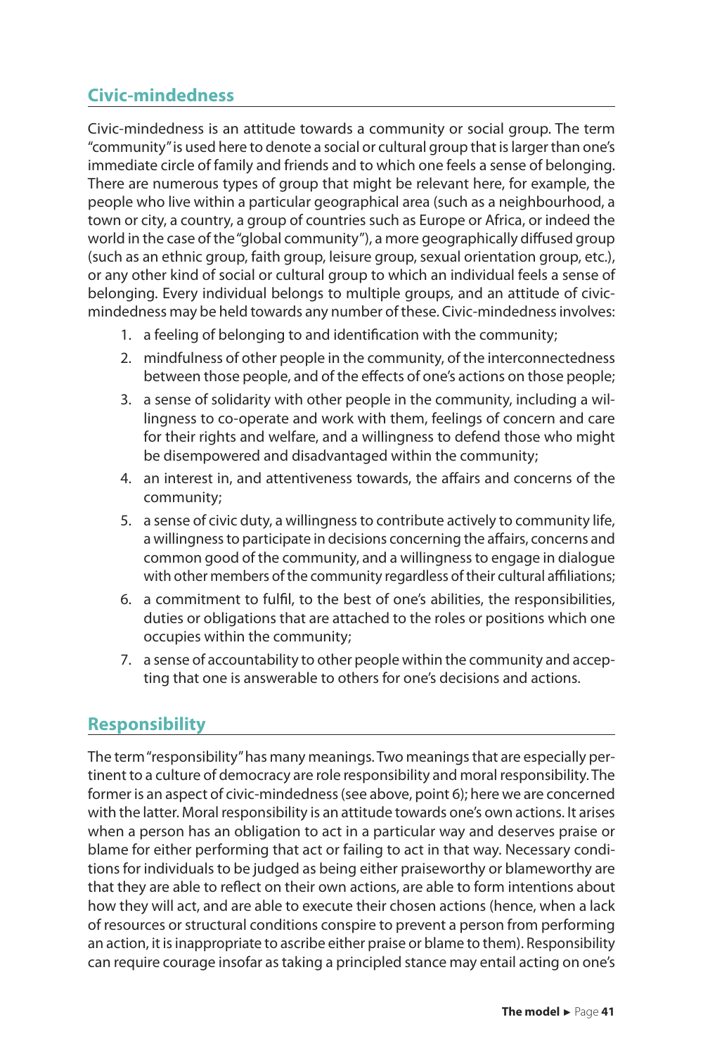## Civic-mindedness

Civic-mindedness is an attitude towards a community or social group. The term "community" is used here to denote a social or cultural group that is larger than one's immediate circle of family and friends and to which one feels a sense of belonging. There are numerous types of group that might be relevant here, for example, the people who live within a particular geographical area (such as a neighbourhood, a town or city, a country, a group of countries such as Europe or Africa, or indeed the world in the case of the "global community"), a more geographically diffused group (such as an ethnic group, faith group, leisure group, sexual orientation group, etc.), or any other kind of social or cultural group to which an individual feels a sense of belonging. Every individual belongs to multiple groups, and an attitude of civic-mindedness may be held towards any number of these. Civic-mindedness involves:

1. a feeling of belonging to and identification with the community;
2. mindfulness of other people in the community, of the interconnectedness between those people, and of the effects of one's actions on those people;
3. a sense of solidarity with other people in the community, including a willingness to co-operate and work with them, feelings of concern and care for their rights and welfare, and a willingness to defend those who might be disempowered and disadvantaged within the community;
4. an interest in, and attentiveness towards, the affairs and concerns of the community;
5. a sense of civic duty, a willingness to contribute actively to community life, a willingness to participate in decisions concerning the affairs, concerns and common good of the community, and a willingness to engage in dialogue with other members of the community regardless of their cultural affiliations;
6. a commitment to fulfil, to the best of one's abilities, the responsibilities, duties or obligations that are attached to the roles or positions which one occupies within the community;
7. a sense of accountability to other people within the community and accepting that one is answerable to others for one's decisions and actions.

## Responsibility

The term "responsibility" has many meanings. Two meanings that are especially pertinent to a culture of democracy are role responsibility and moral responsibility. The former is an aspect of civic-mindedness (see above, point 6); here we are concerned with the latter. Moral responsibility is an attitude towards one's own actions. It arises when a person has an obligation to act in a particular way and deserves praise or blame for either performing that act or failing to act in that way. Necessary conditions for individuals to be judged as being either praiseworthy or blameworthy are that they are able to reflect on their own actions, are able to form intentions about how they will act, and are able to execute their chosen actions (hence, when a lack of resources or structural conditions conspire to prevent a person from performing an action, it is inappropriate to ascribe either praise or blame to them). Responsibility can require courage insofar as taking a principled stance may entail acting on one's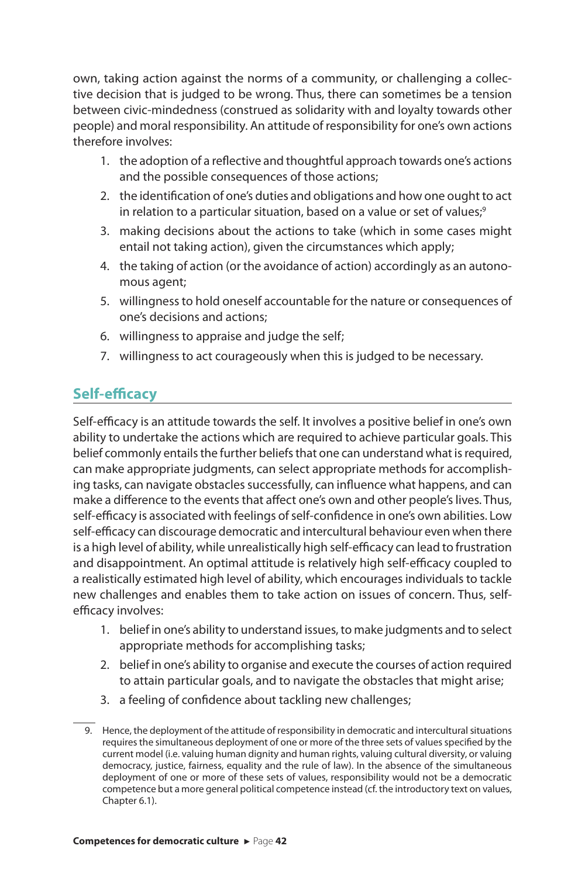own, taking action against the norms of a community, or challenging a collective decision that is judged to be wrong. Thus, there can sometimes be a tension between civic-mindedness (construed as solidarity with and loyalty towards other people) and moral responsibility. An attitude of responsibility for one's own actions therefore involves:

1. the adoption of a reflective and thoughtful approach towards one's actions and the possible consequences of those actions;
2. the identification of one's duties and obligations and how one ought to act in relation to a particular situation, based on a value or set of values;[9]
3. making decisions about the actions to take (which in some cases might entail not taking action), given the circumstances which apply;
4. the taking of action (or the avoidance of action) accordingly as an autonomous agent;
5. willingness to hold oneself accountable for the nature or consequences of one's decisions and actions;
6. willingness to appraise and judge the self;
7. willingness to act courageously when this is judged to be necessary.

## Self-efficacy

Self-efficacy is an attitude towards the self. It involves a positive belief in one's own ability to undertake the actions which are required to achieve particular goals. This belief commonly entails the further beliefs that one can understand what is required, can make appropriate judgments, can select appropriate methods for accomplishing tasks, can navigate obstacles successfully, can influence what happens, and can make a difference to the events that affect one's own and other people's lives. Thus, self-efficacy is associated with feelings of self-confidence in one's own abilities. Low self-efficacy can discourage democratic and intercultural behaviour even when there is a high level of ability, while unrealistically high self-efficacy can lead to frustration and disappointment. An optimal attitude is relatively high self-efficacy coupled to a realistically estimated high level of ability, which encourages individuals to tackle new challenges and enables them to take action on issues of concern. Thus, self-efficacy involves:

1. belief in one's ability to understand issues, to make judgments and to select appropriate methods for accomplishing tasks;
2. belief in one's ability to organise and execute the courses of action required to attain particular goals, and to navigate the obstacles that might arise;
3. a feeling of confidence about tackling new challenges;

9. Hence, the deployment of the attitude of responsibility in democratic and intercultural situations requires the simultaneous deployment of one or more of the three sets of values specified by the current model (i.e. valuing human dignity and human rights, valuing cultural diversity, or valuing democracy, justice, fairness, equality and the rule of law). In the absence of the simultaneous deployment of one or more of these sets of values, responsibility would not be a democratic competence but a more general political competence instead (cf. the introductory text on values, Chapter 6.1).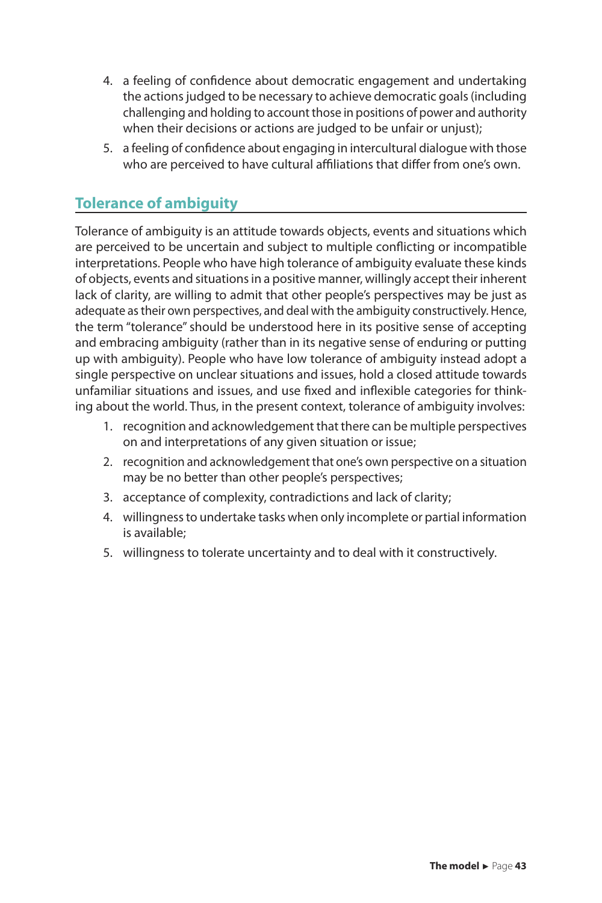4. a feeling of confidence about democratic engagement and undertaking the actions judged to be necessary to achieve democratic goals (including challenging and holding to account those in positions of power and authority when their decisions or actions are judged to be unfair or unjust);
5. a feeling of confidence about engaging in intercultural dialogue with those who are perceived to have cultural affiliations that differ from one's own.

## Tolerance of ambiguity

Tolerance of ambiguity is an attitude towards objects, events and situations which are perceived to be uncertain and subject to multiple conflicting or incompatible interpretations. People who have high tolerance of ambiguity evaluate these kinds of objects, events and situations in a positive manner, willingly accept their inherent lack of clarity, are willing to admit that other people's perspectives may be just as adequate as their own perspectives, and deal with the ambiguity constructively. Hence, the term "tolerance" should be understood here in its positive sense of accepting and embracing ambiguity (rather than in its negative sense of enduring or putting up with ambiguity). People who have low tolerance of ambiguity instead adopt a single perspective on unclear situations and issues, hold a closed attitude towards unfamiliar situations and issues, and use fixed and inflexible categories for thinking about the world. Thus, in the present context, tolerance of ambiguity involves:

1. recognition and acknowledgement that there can be multiple perspectives on and interpretations of any given situation or issue;
2. recognition and acknowledgement that one's own perspective on a situation may be no better than other people's perspectives;
3. acceptance of complexity, contradictions and lack of clarity;
4. willingness to undertake tasks when only incomplete or partial information is available;
5. willingness to tolerate uncertainty and to deal with it constructively.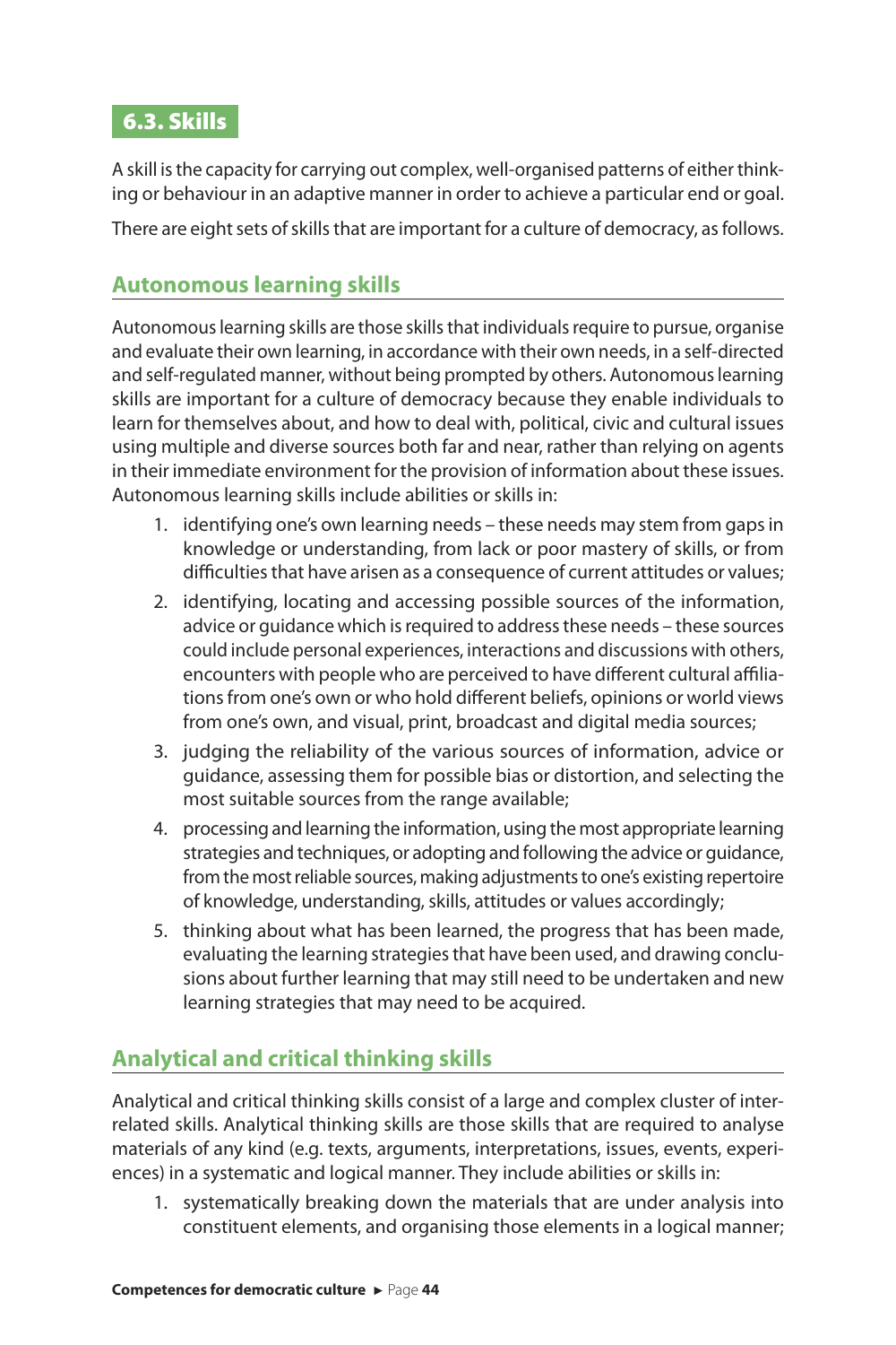## 6.3. Skills

A skill is the capacity for carrying out complex, well-organised patterns of either thinking or behaviour in an adaptive manner in order to achieve a particular end or goal.

There are eight sets of skills that are important for a culture of democracy, as follows.

### Autonomous learning skills

Autonomous learning skills are those skills that individuals require to pursue, organise and evaluate their own learning, in accordance with their own needs, in a self-directed and self-regulated manner, without being prompted by others. Autonomous learning skills are important for a culture of democracy because they enable individuals to learn for themselves about, and how to deal with, political, civic and cultural issues using multiple and diverse sources both far and near, rather than relying on agents in their immediate environment for the provision of information about these issues. Autonomous learning skills include abilities or skills in:

1. identifying one's own learning needs – these needs may stem from gaps in knowledge or understanding, from lack or poor mastery of skills, or from difficulties that have arisen as a consequence of current attitudes or values;
2. identifying, locating and accessing possible sources of the information, advice or guidance which is required to address these needs – these sources could include personal experiences, interactions and discussions with others, encounters with people who are perceived to have different cultural affiliations from one's own or who hold different beliefs, opinions or world views from one's own, and visual, print, broadcast and digital media sources;
3. judging the reliability of the various sources of information, advice or guidance, assessing them for possible bias or distortion, and selecting the most suitable sources from the range available;
4. processing and learning the information, using the most appropriate learning strategies and techniques, or adopting and following the advice or guidance, from the most reliable sources, making adjustments to one's existing repertoire of knowledge, understanding, skills, attitudes or values accordingly;
5. thinking about what has been learned, the progress that has been made, evaluating the learning strategies that have been used, and drawing conclusions about further learning that may still need to be undertaken and new learning strategies that may need to be acquired.

### Analytical and critical thinking skills

Analytical and critical thinking skills consist of a large and complex cluster of interrelated skills. Analytical thinking skills are those skills that are required to analyse materials of any kind (e.g. texts, arguments, interpretations, issues, events, experiences) in a systematic and logical manner. They include abilities or skills in:

1. systematically breaking down the materials that are under analysis into constituent elements, and organising those elements in a logical manner;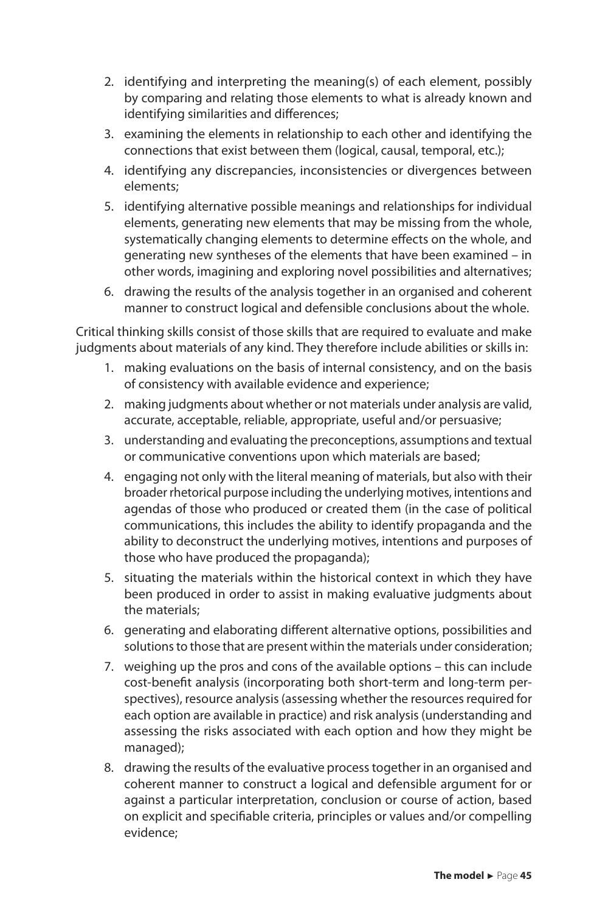2. identifying and interpreting the meaning(s) of each element, possibly by comparing and relating those elements to what is already known and identifying similarities and differences;
3. examining the elements in relationship to each other and identifying the connections that exist between them (logical, causal, temporal, etc.);
4. identifying any discrepancies, inconsistencies or divergences between elements;
5. identifying alternative possible meanings and relationships for individual elements, generating new elements that may be missing from the whole, systematically changing elements to determine effects on the whole, and generating new syntheses of the elements that have been examined – in other words, imagining and exploring novel possibilities and alternatives;
6. drawing the results of the analysis together in an organised and coherent manner to construct logical and defensible conclusions about the whole.

Critical thinking skills consist of those skills that are required to evaluate and make judgments about materials of any kind. They therefore include abilities or skills in:

1. making evaluations on the basis of internal consistency, and on the basis of consistency with available evidence and experience;
2. making judgments about whether or not materials under analysis are valid, accurate, acceptable, reliable, appropriate, useful and/or persuasive;
3. understanding and evaluating the preconceptions, assumptions and textual or communicative conventions upon which materials are based;
4. engaging not only with the literal meaning of materials, but also with their broader rhetorical purpose including the underlying motives, intentions and agendas of those who produced or created them (in the case of political communications, this includes the ability to identify propaganda and the ability to deconstruct the underlying motives, intentions and purposes of those who have produced the propaganda);
5. situating the materials within the historical context in which they have been produced in order to assist in making evaluative judgments about the materials;
6. generating and elaborating different alternative options, possibilities and solutions to those that are present within the materials under consideration;
7. weighing up the pros and cons of the available options – this can include cost-benefit analysis (incorporating both short-term and long-term perspectives), resource analysis (assessing whether the resources required for each option are available in practice) and risk analysis (understanding and assessing the risks associated with each option and how they might be managed);
8. drawing the results of the evaluative process together in an organised and coherent manner to construct a logical and defensible argument for or against a particular interpretation, conclusion or course of action, based on explicit and specifiable criteria, principles or values and/or compelling evidence;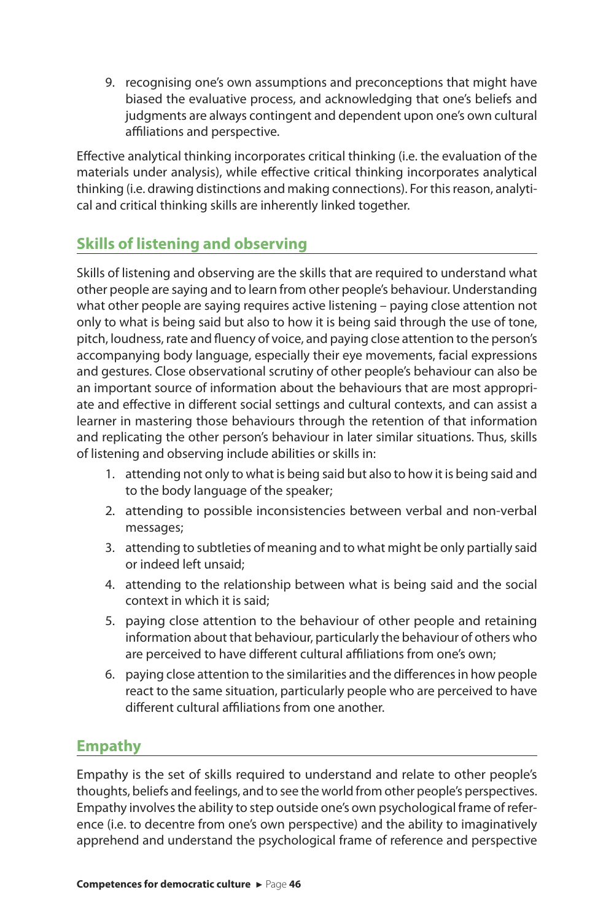9. recognising one's own assumptions and preconceptions that might have biased the evaluative process, and acknowledging that one's beliefs and judgments are always contingent and dependent upon one's own cultural affiliations and perspective.

Effective analytical thinking incorporates critical thinking (i.e. the evaluation of the materials under analysis), while effective critical thinking incorporates analytical thinking (i.e. drawing distinctions and making connections). For this reason, analytical and critical thinking skills are inherently linked together.

## Skills of listening and observing

Skills of listening and observing are the skills that are required to understand what other people are saying and to learn from other people's behaviour. Understanding what other people are saying requires active listening – paying close attention not only to what is being said but also to how it is being said through the use of tone, pitch, loudness, rate and fluency of voice, and paying close attention to the person's accompanying body language, especially their eye movements, facial expressions and gestures. Close observational scrutiny of other people's behaviour can also be an important source of information about the behaviours that are most appropriate and effective in different social settings and cultural contexts, and can assist a learner in mastering those behaviours through the retention of that information and replicating the other person's behaviour in later similar situations. Thus, skills of listening and observing include abilities or skills in:

1. attending not only to what is being said but also to how it is being said and to the body language of the speaker;
2. attending to possible inconsistencies between verbal and non-verbal messages;
3. attending to subtleties of meaning and to what might be only partially said or indeed left unsaid;
4. attending to the relationship between what is being said and the social context in which it is said;
5. paying close attention to the behaviour of other people and retaining information about that behaviour, particularly the behaviour of others who are perceived to have different cultural affiliations from one's own;
6. paying close attention to the similarities and the differences in how people react to the same situation, particularly people who are perceived to have different cultural affiliations from one another.

## Empathy

Empathy is the set of skills required to understand and relate to other people's thoughts, beliefs and feelings, and to see the world from other people's perspectives. Empathy involves the ability to step outside one's own psychological frame of reference (i.e. to decentre from one's own perspective) and the ability to imaginatively apprehend and understand the psychological frame of reference and perspective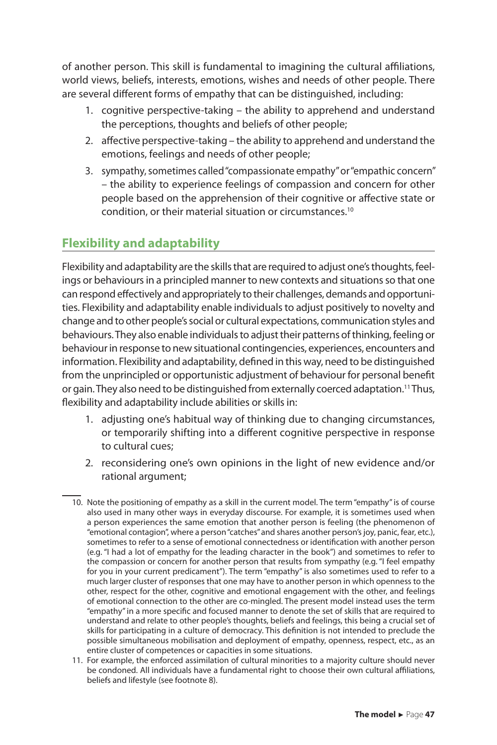of another person. This skill is fundamental to imagining the cultural affiliations, world views, beliefs, interests, emotions, wishes and needs of other people. There are several different forms of empathy that can be distinguished, including:

1. cognitive perspective-taking – the ability to apprehend and understand the perceptions, thoughts and beliefs of other people;
2. affective perspective-taking – the ability to apprehend and understand the emotions, feelings and needs of other people;
3. sympathy, sometimes called "compassionate empathy" or "empathic concern" – the ability to experience feelings of compassion and concern for other people based on the apprehension of their cognitive or affective state or condition, or their material situation or circumstances.[10]

## Flexibility and adaptability

Flexibility and adaptability are the skills that are required to adjust one's thoughts, feelings or behaviours in a principled manner to new contexts and situations so that one can respond effectively and appropriately to their challenges, demands and opportunities. Flexibility and adaptability enable individuals to adjust positively to novelty and change and to other people's social or cultural expectations, communication styles and behaviours. They also enable individuals to adjust their patterns of thinking, feeling or behaviour in response to new situational contingencies, experiences, encounters and information. Flexibility and adaptability, defined in this way, need to be distinguished from the unprincipled or opportunistic adjustment of behaviour for personal benefit or gain. They also need to be distinguished from externally coerced adaptation.[11] Thus, flexibility and adaptability include abilities or skills in:

1. adjusting one's habitual way of thinking due to changing circumstances, or temporarily shifting into a different cognitive perspective in response to cultural cues;
2. reconsidering one's own opinions in the light of new evidence and/or rational argument;

---

10. Note the positioning of empathy as a skill in the current model. The term "empathy" is of course also used in many other ways in everyday discourse. For example, it is sometimes used when a person experiences the same emotion that another person is feeling (the phenomenon of "emotional contagion", where a person "catches" and shares another person's joy, panic, fear, etc.), sometimes to refer to a sense of emotional connectedness or identification with another person (e.g. "I had a lot of empathy for the leading character in the book") and sometimes to refer to the compassion or concern for another person that results from sympathy (e.g. "I feel empathy for you in your current predicament"). The term "empathy" is also sometimes used to refer to a much larger cluster of responses that one may have to another person in which openness to the other, respect for the other, cognitive and emotional engagement with the other, and feelings of emotional connection to the other are co-mingled. The present model instead uses the term "empathy" in a more specific and focused manner to denote the set of skills that are required to understand and relate to other people's thoughts, beliefs and feelings, this being a crucial set of skills for participating in a culture of democracy. This definition is not intended to preclude the possible simultaneous mobilisation and deployment of empathy, openness, respect, etc., as an entire cluster of competences or capacities in some situations.

11. For example, the enforced assimilation of cultural minorities to a majority culture should never be condoned. All individuals have a fundamental right to choose their own cultural affiliations, beliefs and lifestyle (see footnote 8).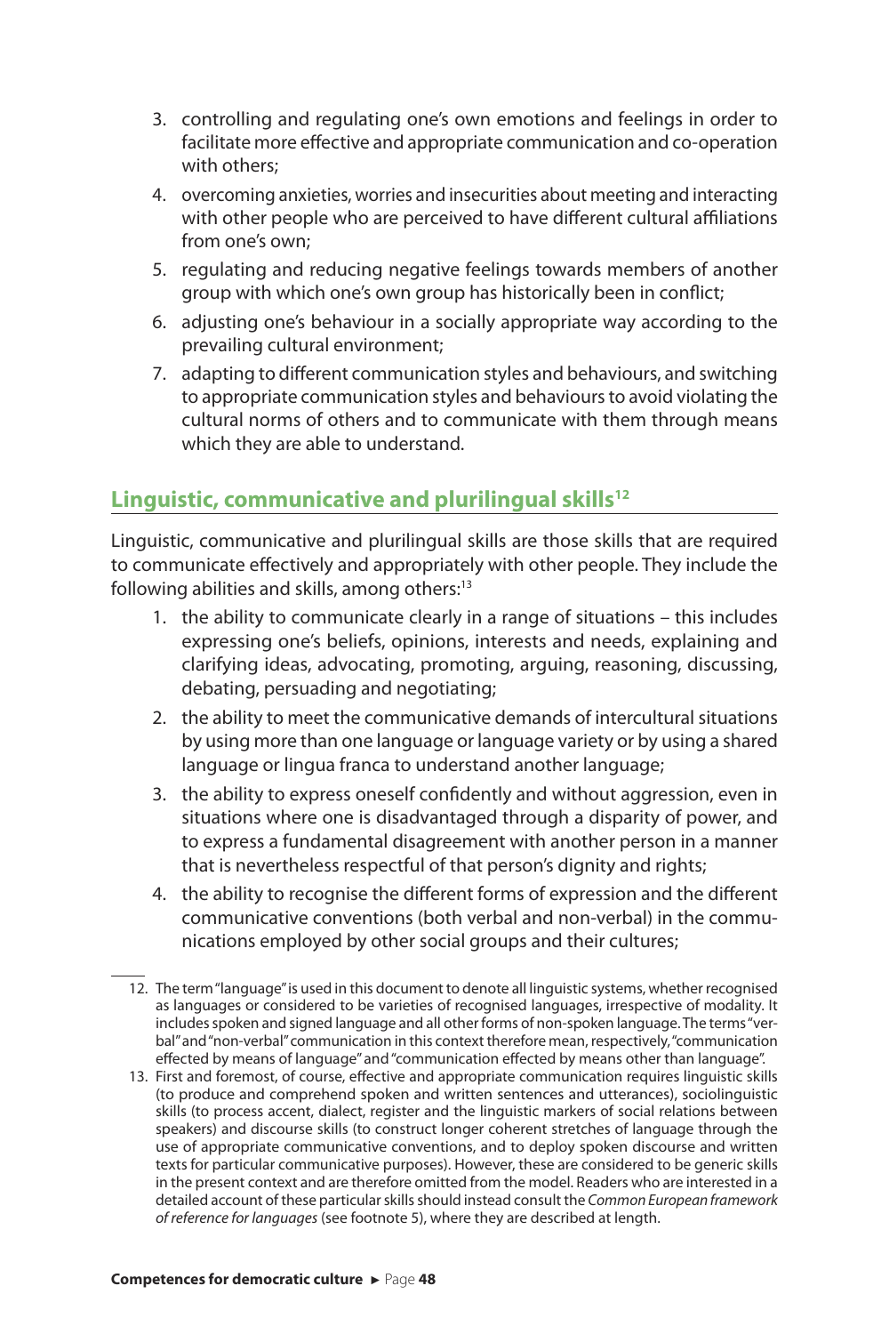3. controlling and regulating one's own emotions and feelings in order to facilitate more effective and appropriate communication and co-operation with others;
4. overcoming anxieties, worries and insecurities about meeting and interacting with other people who are perceived to have different cultural affiliations from one's own;
5. regulating and reducing negative feelings towards members of another group with which one's own group has historically been in conflict;
6. adjusting one's behaviour in a socially appropriate way according to the prevailing cultural environment;
7. adapting to different communication styles and behaviours, and switching to appropriate communication styles and behaviours to avoid violating the cultural norms of others and to communicate with them through means which they are able to understand.

## Linguistic, communicative and plurilingual skills[12]

Linguistic, communicative and plurilingual skills are those skills that are required to communicate effectively and appropriately with other people. They include the following abilities and skills, among others:[13]

1. the ability to communicate clearly in a range of situations – this includes expressing one's beliefs, opinions, interests and needs, explaining and clarifying ideas, advocating, promoting, arguing, reasoning, discussing, debating, persuading and negotiating;
2. the ability to meet the communicative demands of intercultural situations by using more than one language or language variety or by using a shared language or lingua franca to understand another language;
3. the ability to express oneself confidently and without aggression, even in situations where one is disadvantaged through a disparity of power, and to express a fundamental disagreement with another person in a manner that is nevertheless respectful of that person's dignity and rights;
4. the ability to recognise the different forms of expression and the different communicative conventions (both verbal and non-verbal) in the communications employed by other social groups and their cultures;

---

12. The term "language" is used in this document to denote all linguistic systems, whether recognised as languages or considered to be varieties of recognised languages, irrespective of modality. It includes spoken and signed language and all other forms of non-spoken language. The terms "verbal" and "non-verbal" communication in this context therefore mean, respectively, "communication effected by means of language" and "communication effected by means other than language".

13. First and foremost, of course, effective and appropriate communication requires linguistic skills (to produce and comprehend spoken and written sentences and utterances), sociolinguistic skills (to process accent, dialect, register and the linguistic markers of social relations between speakers) and discourse skills (to construct longer coherent stretches of language through the use of appropriate communicative conventions, and to deploy spoken discourse and written texts for particular communicative purposes). However, these are considered to be generic skills in the present context and are therefore omitted from the model. Readers who are interested in a detailed account of these particular skills should instead consult the *Common European framework of reference for languages* (see footnote 5), where they are described at length.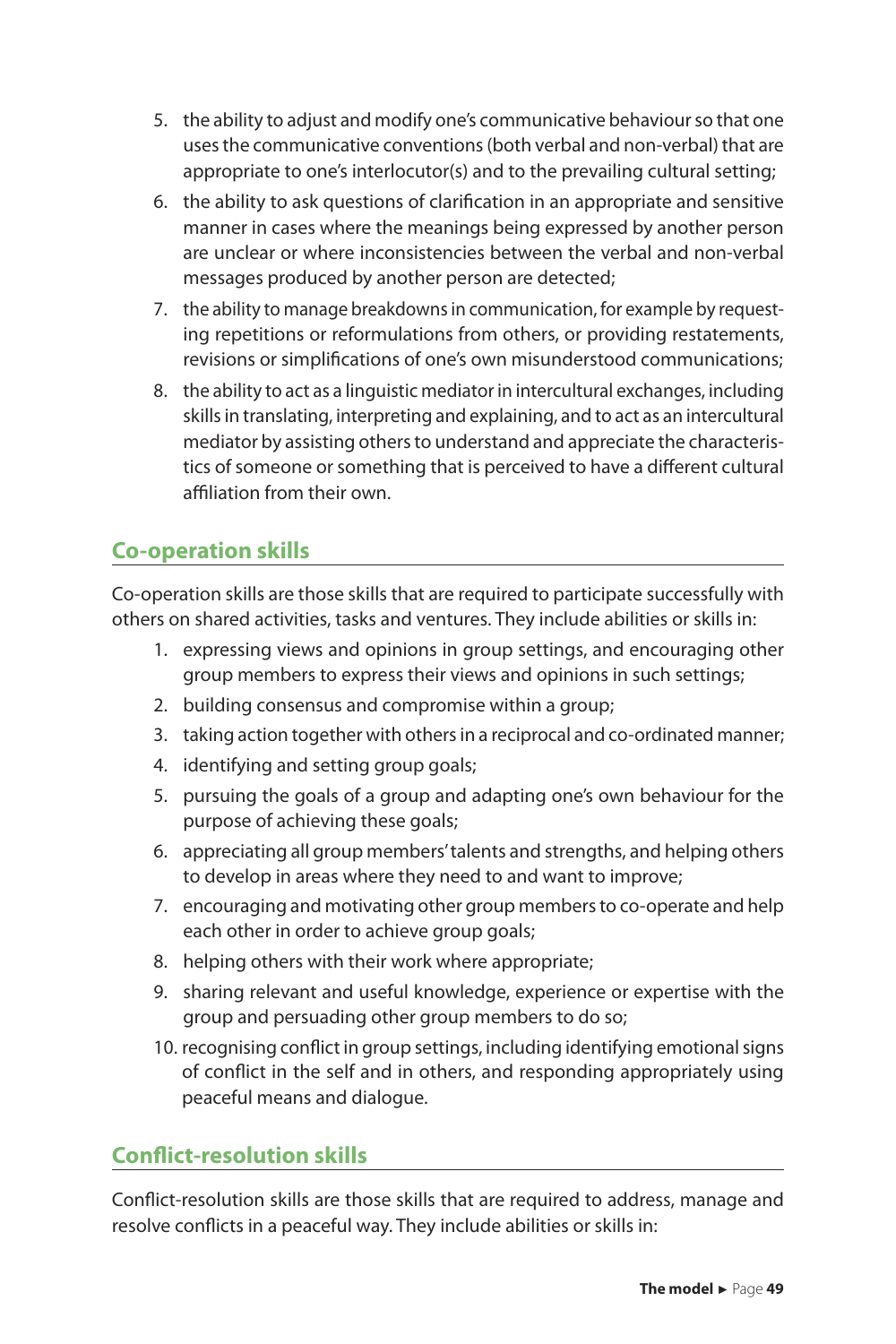5. the ability to adjust and modify one's communicative behaviour so that one uses the communicative conventions (both verbal and non-verbal) that are appropriate to one's interlocutor(s) and to the prevailing cultural setting;
6. the ability to ask questions of clarification in an appropriate and sensitive manner in cases where the meanings being expressed by another person are unclear or where inconsistencies between the verbal and non-verbal messages produced by another person are detected;
7. the ability to manage breakdowns in communication, for example by requesting repetitions or reformulations from others, or providing restatements, revisions or simplifications of one's own misunderstood communications;
8. the ability to act as a linguistic mediator in intercultural exchanges, including skills in translating, interpreting and explaining, and to act as an intercultural mediator by assisting others to understand and appreciate the characteristics of someone or something that is perceived to have a different cultural affiliation from their own.

## Co-operation skills

Co-operation skills are those skills that are required to participate successfully with others on shared activities, tasks and ventures. They include abilities or skills in:

1. expressing views and opinions in group settings, and encouraging other group members to express their views and opinions in such settings;
2. building consensus and compromise within a group;
3. taking action together with others in a reciprocal and co-ordinated manner;
4. identifying and setting group goals;
5. pursuing the goals of a group and adapting one's own behaviour for the purpose of achieving these goals;
6. appreciating all group members' talents and strengths, and helping others to develop in areas where they need to and want to improve;
7. encouraging and motivating other group members to co-operate and help each other in order to achieve group goals;
8. helping others with their work where appropriate;
9. sharing relevant and useful knowledge, experience or expertise with the group and persuading other group members to do so;
10. recognising conflict in group settings, including identifying emotional signs of conflict in the self and in others, and responding appropriately using peaceful means and dialogue.

## Conflict-resolution skills

Conflict-resolution skills are those skills that are required to address, manage and resolve conflicts in a peaceful way. They include abilities or skills in: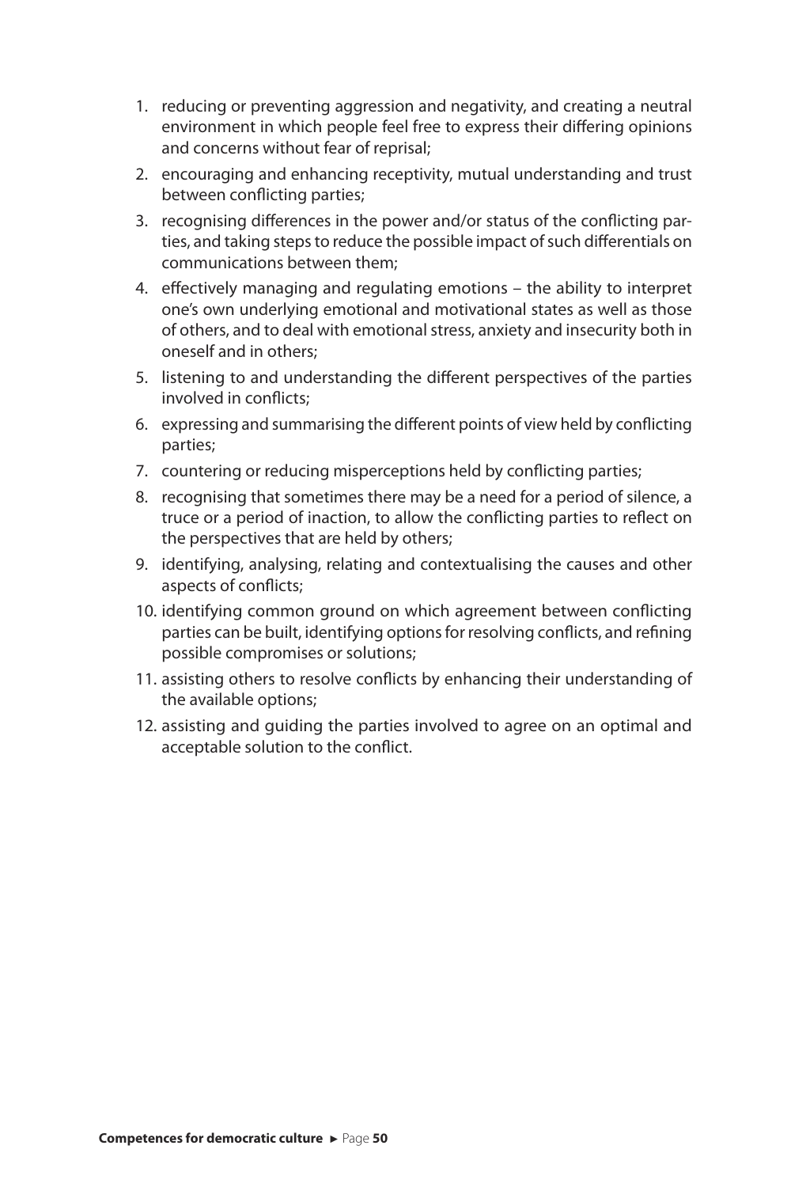1. reducing or preventing aggression and negativity, and creating a neutral environment in which people feel free to express their differing opinions and concerns without fear of reprisal;
2. encouraging and enhancing receptivity, mutual understanding and trust between conflicting parties;
3. recognising differences in the power and/or status of the conflicting parties, and taking steps to reduce the possible impact of such differentials on communications between them;
4. effectively managing and regulating emotions – the ability to interpret one's own underlying emotional and motivational states as well as those of others, and to deal with emotional stress, anxiety and insecurity both in oneself and in others;
5. listening to and understanding the different perspectives of the parties involved in conflicts;
6. expressing and summarising the different points of view held by conflicting parties;
7. countering or reducing misperceptions held by conflicting parties;
8. recognising that sometimes there may be a need for a period of silence, a truce or a period of inaction, to allow the conflicting parties to reflect on the perspectives that are held by others;
9. identifying, analysing, relating and contextualising the causes and other aspects of conflicts;
10. identifying common ground on which agreement between conflicting parties can be built, identifying options for resolving conflicts, and refining possible compromises or solutions;
11. assisting others to resolve conflicts by enhancing their understanding of the available options;
12. assisting and guiding the parties involved to agree on an optimal and acceptable solution to the conflict.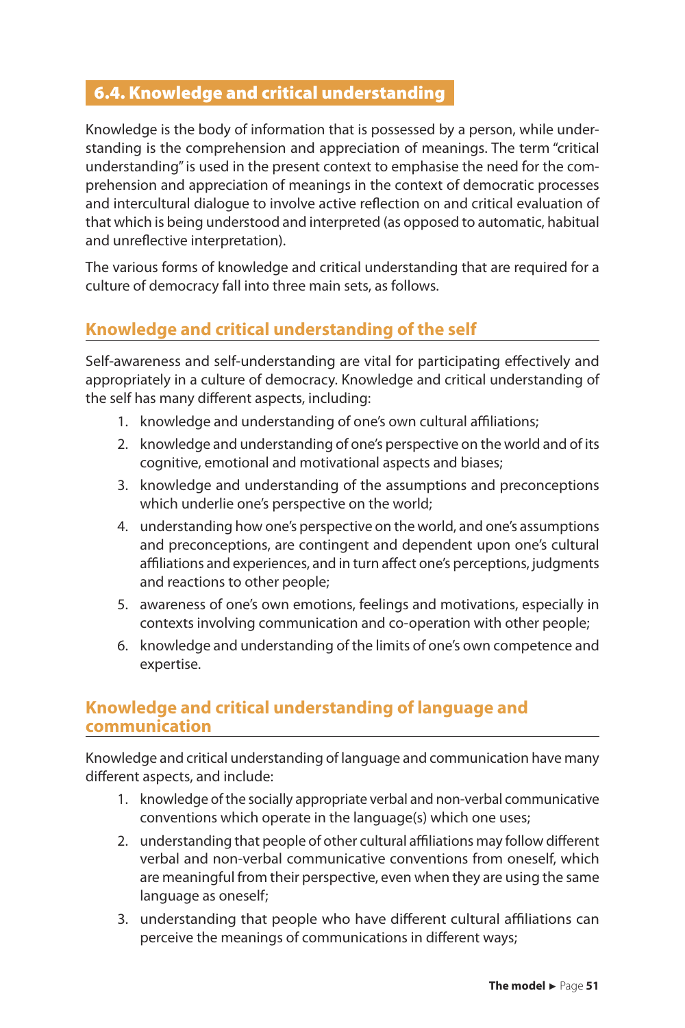## 6.4. Knowledge and critical understanding

Knowledge is the body of information that is possessed by a person, while understanding is the comprehension and appreciation of meanings. The term "critical understanding" is used in the present context to emphasise the need for the comprehension and appreciation of meanings in the context of democratic processes and intercultural dialogue to involve active reflection on and critical evaluation of that which is being understood and interpreted (as opposed to automatic, habitual and unreflective interpretation).

The various forms of knowledge and critical understanding that are required for a culture of democracy fall into three main sets, as follows.

### Knowledge and critical understanding of the self

Self-awareness and self-understanding are vital for participating effectively and appropriately in a culture of democracy. Knowledge and critical understanding of the self has many different aspects, including:

1. knowledge and understanding of one's own cultural affiliations;
2. knowledge and understanding of one's perspective on the world and of its cognitive, emotional and motivational aspects and biases;
3. knowledge and understanding of the assumptions and preconceptions which underlie one's perspective on the world;
4. understanding how one's perspective on the world, and one's assumptions and preconceptions, are contingent and dependent upon one's cultural affiliations and experiences, and in turn affect one's perceptions, judgments and reactions to other people;
5. awareness of one's own emotions, feelings and motivations, especially in contexts involving communication and co-operation with other people;
6. knowledge and understanding of the limits of one's own competence and expertise.

### Knowledge and critical understanding of language and communication

Knowledge and critical understanding of language and communication have many different aspects, and include:

1. knowledge of the socially appropriate verbal and non-verbal communicative conventions which operate in the language(s) which one uses;
2. understanding that people of other cultural affiliations may follow different verbal and non-verbal communicative conventions from oneself, which are meaningful from their perspective, even when they are using the same language as oneself;
3. understanding that people who have different cultural affiliations can perceive the meanings of communications in different ways;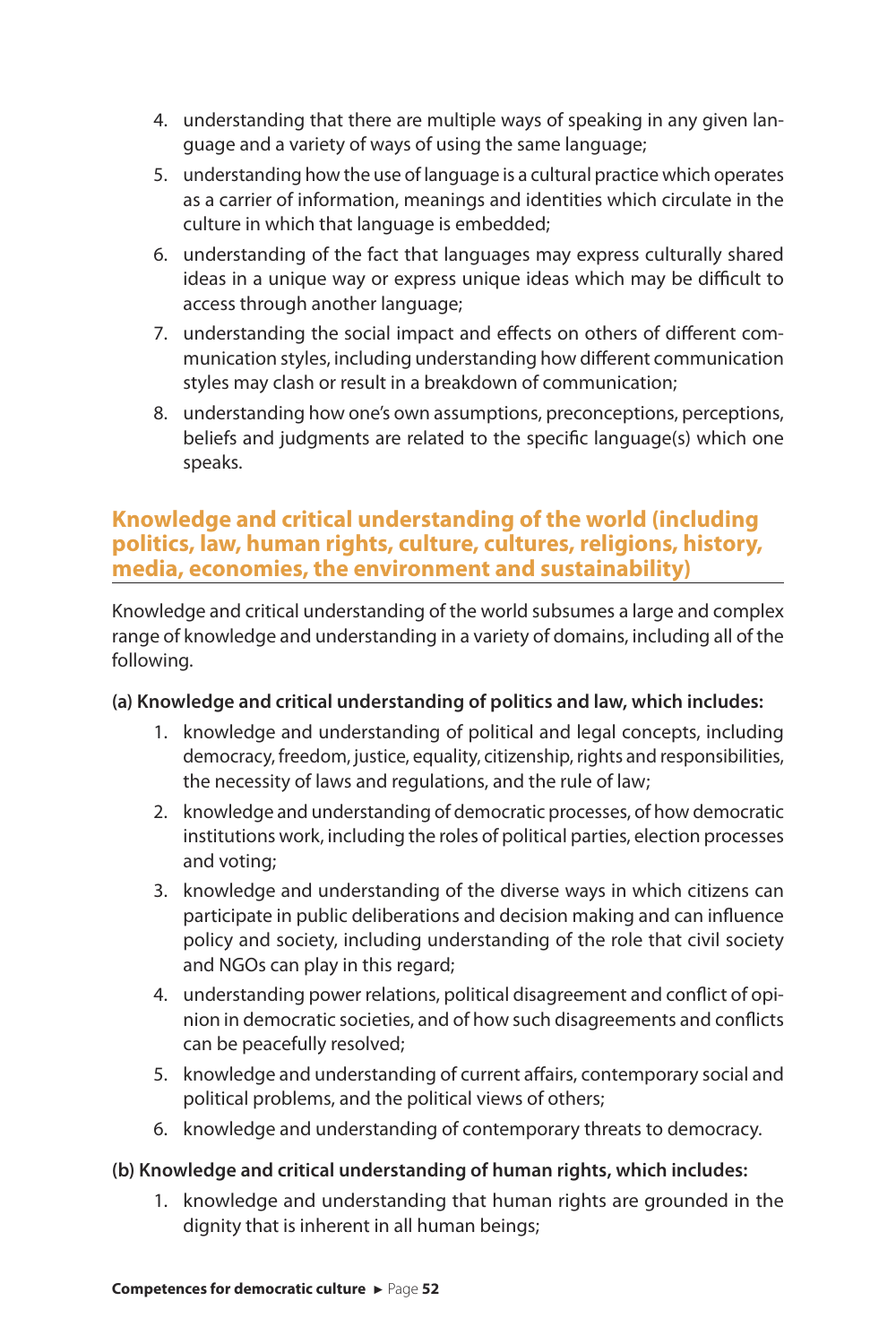4. understanding that there are multiple ways of speaking in any given language and a variety of ways of using the same language;
5. understanding how the use of language is a cultural practice which operates as a carrier of information, meanings and identities which circulate in the culture in which that language is embedded;
6. understanding of the fact that languages may express culturally shared ideas in a unique way or express unique ideas which may be difficult to access through another language;
7. understanding the social impact and effects on others of different communication styles, including understanding how different communication styles may clash or result in a breakdown of communication;
8. understanding how one's own assumptions, preconceptions, perceptions, beliefs and judgments are related to the specific language(s) which one speaks.

## Knowledge and critical understanding of the world (including politics, law, human rights, culture, cultures, religions, history, media, economies, the environment and sustainability)

Knowledge and critical understanding of the world subsumes a large and complex range of knowledge and understanding in a variety of domains, including all of the following.

**(a) Knowledge and critical understanding of politics and law, which includes:**

1. knowledge and understanding of political and legal concepts, including democracy, freedom, justice, equality, citizenship, rights and responsibilities, the necessity of laws and regulations, and the rule of law;
2. knowledge and understanding of democratic processes, of how democratic institutions work, including the roles of political parties, election processes and voting;
3. knowledge and understanding of the diverse ways in which citizens can participate in public deliberations and decision making and can influence policy and society, including understanding of the role that civil society and NGOs can play in this regard;
4. understanding power relations, political disagreement and conflict of opinion in democratic societies, and of how such disagreements and conflicts can be peacefully resolved;
5. knowledge and understanding of current affairs, contemporary social and political problems, and the political views of others;
6. knowledge and understanding of contemporary threats to democracy.

**(b) Knowledge and critical understanding of human rights, which includes:**

1. knowledge and understanding that human rights are grounded in the dignity that is inherent in all human beings;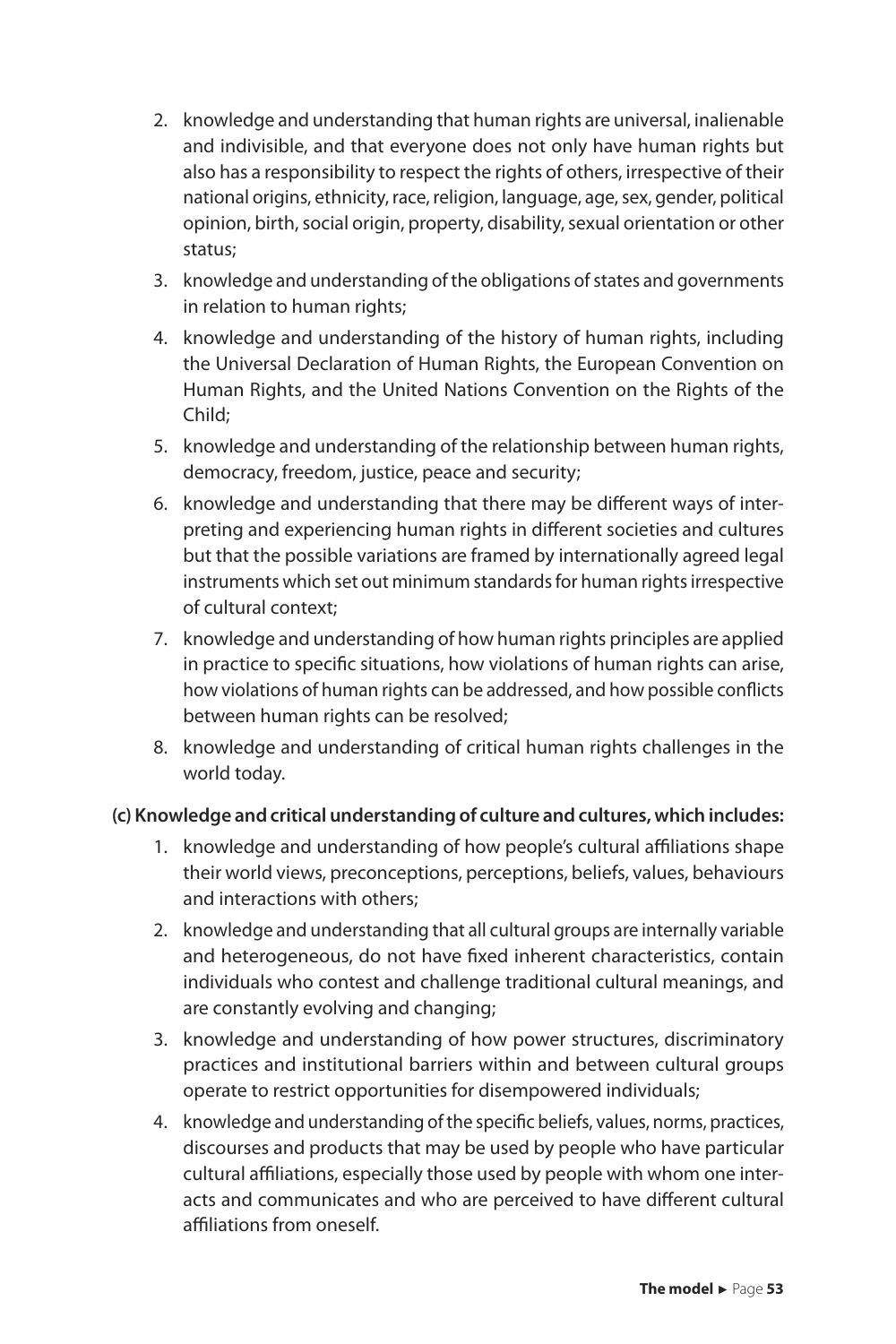2. knowledge and understanding that human rights are universal, inalienable and indivisible, and that everyone does not only have human rights but also has a responsibility to respect the rights of others, irrespective of their national origins, ethnicity, race, religion, language, age, sex, gender, political opinion, birth, social origin, property, disability, sexual orientation or other status;
3. knowledge and understanding of the obligations of states and governments in relation to human rights;
4. knowledge and understanding of the history of human rights, including the Universal Declaration of Human Rights, the European Convention on Human Rights, and the United Nations Convention on the Rights of the Child;
5. knowledge and understanding of the relationship between human rights, democracy, freedom, justice, peace and security;
6. knowledge and understanding that there may be different ways of interpreting and experiencing human rights in different societies and cultures but that the possible variations are framed by internationally agreed legal instruments which set out minimum standards for human rights irrespective of cultural context;
7. knowledge and understanding of how human rights principles are applied in practice to specific situations, how violations of human rights can arise, how violations of human rights can be addressed, and how possible conflicts between human rights can be resolved;
8. knowledge and understanding of critical human rights challenges in the world today.

**(c) Knowledge and critical understanding of culture and cultures, which includes:**

1. knowledge and understanding of how people's cultural affiliations shape their world views, preconceptions, perceptions, beliefs, values, behaviours and interactions with others;
2. knowledge and understanding that all cultural groups are internally variable and heterogeneous, do not have fixed inherent characteristics, contain individuals who contest and challenge traditional cultural meanings, and are constantly evolving and changing;
3. knowledge and understanding of how power structures, discriminatory practices and institutional barriers within and between cultural groups operate to restrict opportunities for disempowered individuals;
4. knowledge and understanding of the specific beliefs, values, norms, practices, discourses and products that may be used by people who have particular cultural affiliations, especially those used by people with whom one interacts and communicates and who are perceived to have different cultural affiliations from oneself.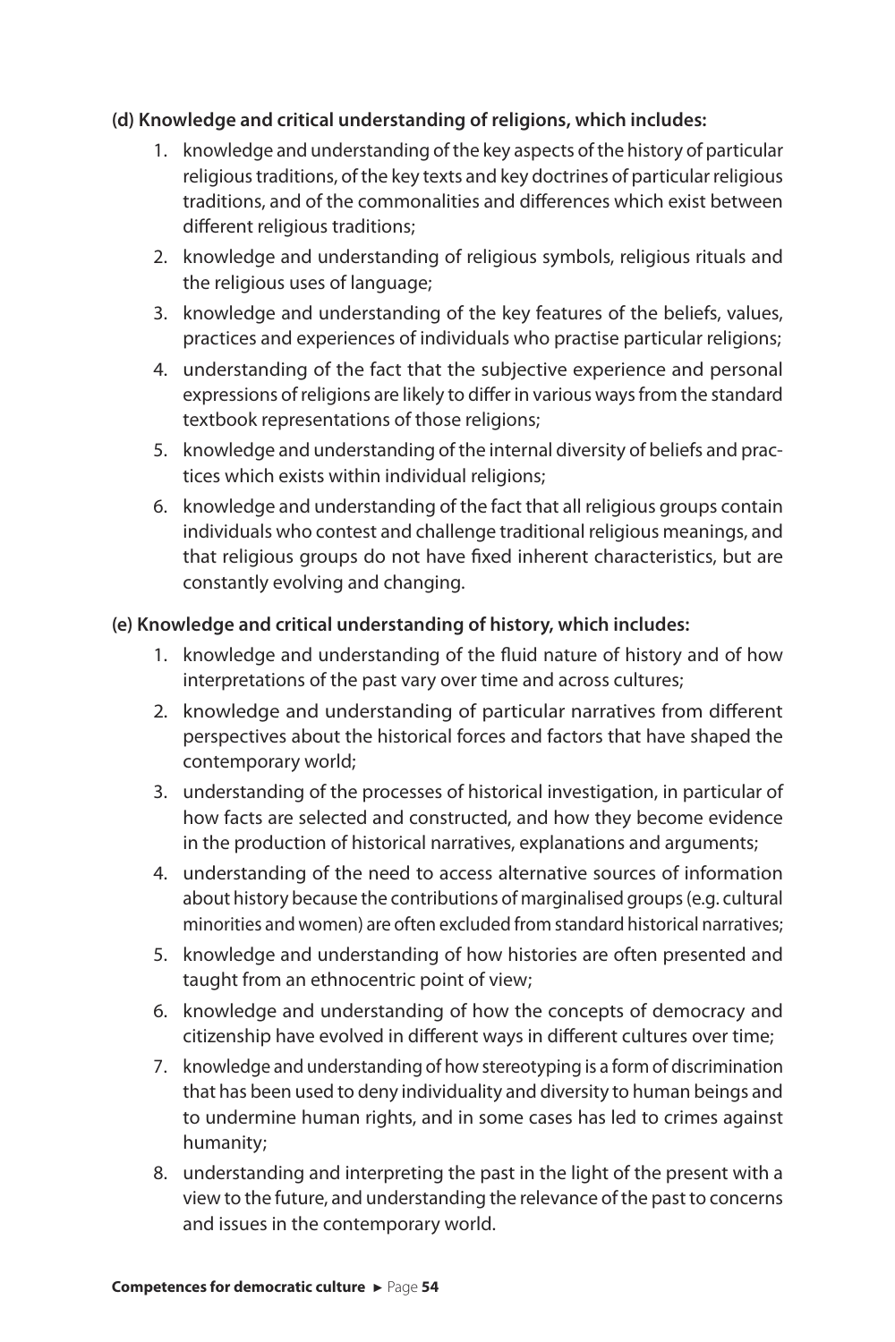**(d) Knowledge and critical understanding of religions, which includes:**

1. knowledge and understanding of the key aspects of the history of particular religious traditions, of the key texts and key doctrines of particular religious traditions, and of the commonalities and differences which exist between different religious traditions;
2. knowledge and understanding of religious symbols, religious rituals and the religious uses of language;
3. knowledge and understanding of the key features of the beliefs, values, practices and experiences of individuals who practise particular religions;
4. understanding of the fact that the subjective experience and personal expressions of religions are likely to differ in various ways from the standard textbook representations of those religions;
5. knowledge and understanding of the internal diversity of beliefs and practices which exists within individual religions;
6. knowledge and understanding of the fact that all religious groups contain individuals who contest and challenge traditional religious meanings, and that religious groups do not have fixed inherent characteristics, but are constantly evolving and changing.

**(e) Knowledge and critical understanding of history, which includes:**

1. knowledge and understanding of the fluid nature of history and of how interpretations of the past vary over time and across cultures;
2. knowledge and understanding of particular narratives from different perspectives about the historical forces and factors that have shaped the contemporary world;
3. understanding of the processes of historical investigation, in particular of how facts are selected and constructed, and how they become evidence in the production of historical narratives, explanations and arguments;
4. understanding of the need to access alternative sources of information about history because the contributions of marginalised groups (e.g. cultural minorities and women) are often excluded from standard historical narratives;
5. knowledge and understanding of how histories are often presented and taught from an ethnocentric point of view;
6. knowledge and understanding of how the concepts of democracy and citizenship have evolved in different ways in different cultures over time;
7. knowledge and understanding of how stereotyping is a form of discrimination that has been used to deny individuality and diversity to human beings and to undermine human rights, and in some cases has led to crimes against humanity;
8. understanding and interpreting the past in the light of the present with a view to the future, and understanding the relevance of the past to concerns and issues in the contemporary world.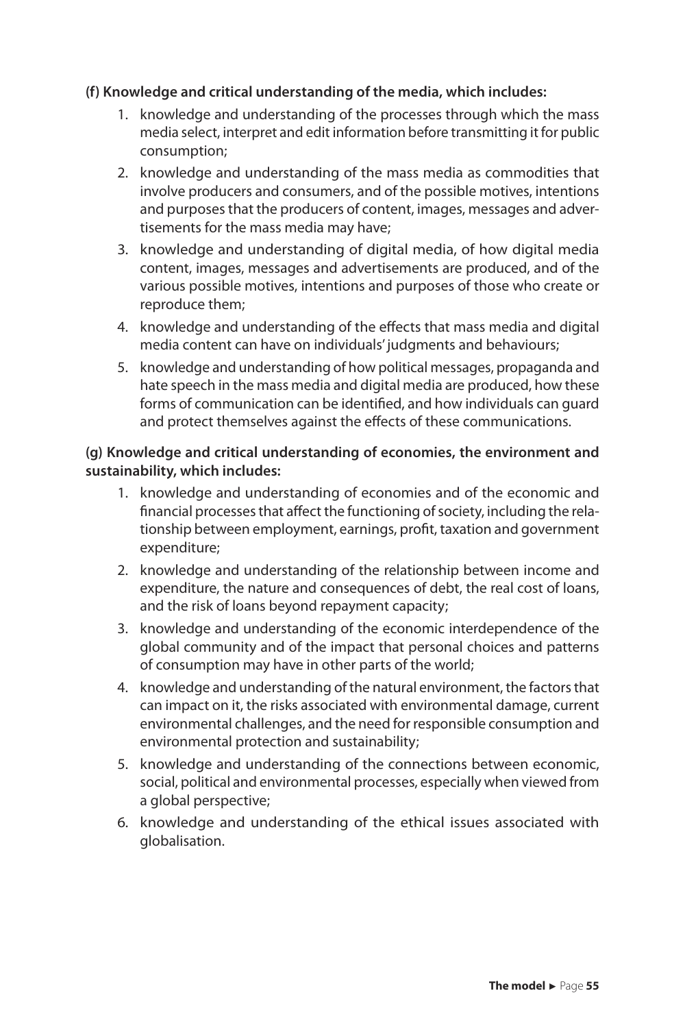**(f) Knowledge and critical understanding of the media, which includes:**

1. knowledge and understanding of the processes through which the mass media select, interpret and edit information before transmitting it for public consumption;
2. knowledge and understanding of the mass media as commodities that involve producers and consumers, and of the possible motives, intentions and purposes that the producers of content, images, messages and advertisements for the mass media may have;
3. knowledge and understanding of digital media, of how digital media content, images, messages and advertisements are produced, and of the various possible motives, intentions and purposes of those who create or reproduce them;
4. knowledge and understanding of the effects that mass media and digital media content can have on individuals' judgments and behaviours;
5. knowledge and understanding of how political messages, propaganda and hate speech in the mass media and digital media are produced, how these forms of communication can be identified, and how individuals can guard and protect themselves against the effects of these communications.

**(g) Knowledge and critical understanding of economies, the environment and sustainability, which includes:**

1. knowledge and understanding of economies and of the economic and financial processes that affect the functioning of society, including the relationship between employment, earnings, profit, taxation and government expenditure;
2. knowledge and understanding of the relationship between income and expenditure, the nature and consequences of debt, the real cost of loans, and the risk of loans beyond repayment capacity;
3. knowledge and understanding of the economic interdependence of the global community and of the impact that personal choices and patterns of consumption may have in other parts of the world;
4. knowledge and understanding of the natural environment, the factors that can impact on it, the risks associated with environmental damage, current environmental challenges, and the need for responsible consumption and environmental protection and sustainability;
5. knowledge and understanding of the connections between economic, social, political and environmental processes, especially when viewed from a global perspective;
6. knowledge and understanding of the ethical issues associated with globalisation.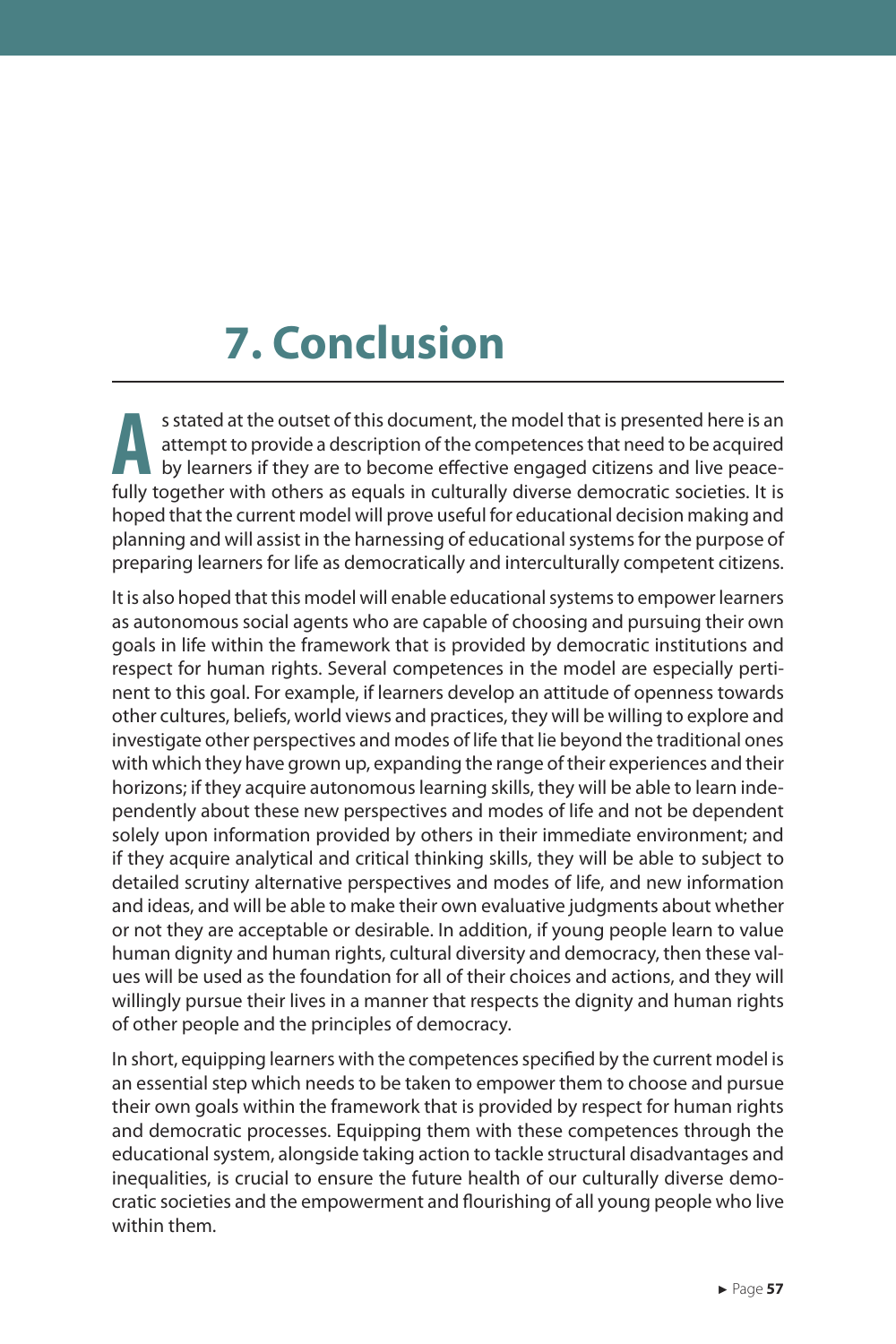# 7. Conclusion

As stated at the outset of this document, the model that is presented here is an attempt to provide a description of the competences that need to be acquired by learners if they are to become effective engaged citizens and live peacefully together with others as equals in culturally diverse democratic societies. It is hoped that the current model will prove useful for educational decision making and planning and will assist in the harnessing of educational systems for the purpose of preparing learners for life as democratically and interculturally competent citizens.

It is also hoped that this model will enable educational systems to empower learners as autonomous social agents who are capable of choosing and pursuing their own goals in life within the framework that is provided by democratic institutions and respect for human rights. Several competences in the model are especially pertinent to this goal. For example, if learners develop an attitude of openness towards other cultures, beliefs, world views and practices, they will be willing to explore and investigate other perspectives and modes of life that lie beyond the traditional ones with which they have grown up, expanding the range of their experiences and their horizons; if they acquire autonomous learning skills, they will be able to learn independently about these new perspectives and modes of life and not be dependent solely upon information provided by others in their immediate environment; and if they acquire analytical and critical thinking skills, they will be able to subject to detailed scrutiny alternative perspectives and modes of life, and new information and ideas, and will be able to make their own evaluative judgments about whether or not they are acceptable or desirable. In addition, if young people learn to value human dignity and human rights, cultural diversity and democracy, then these values will be used as the foundation for all of their choices and actions, and they will willingly pursue their lives in a manner that respects the dignity and human rights of other people and the principles of democracy.

In short, equipping learners with the competences specified by the current model is an essential step which needs to be taken to empower them to choose and pursue their own goals within the framework that is provided by respect for human rights and democratic processes. Equipping them with these competences through the educational system, alongside taking action to tackle structural disadvantages and inequalities, is crucial to ensure the future health of our culturally diverse democratic societies and the empowerment and flourishing of all young people who live within them.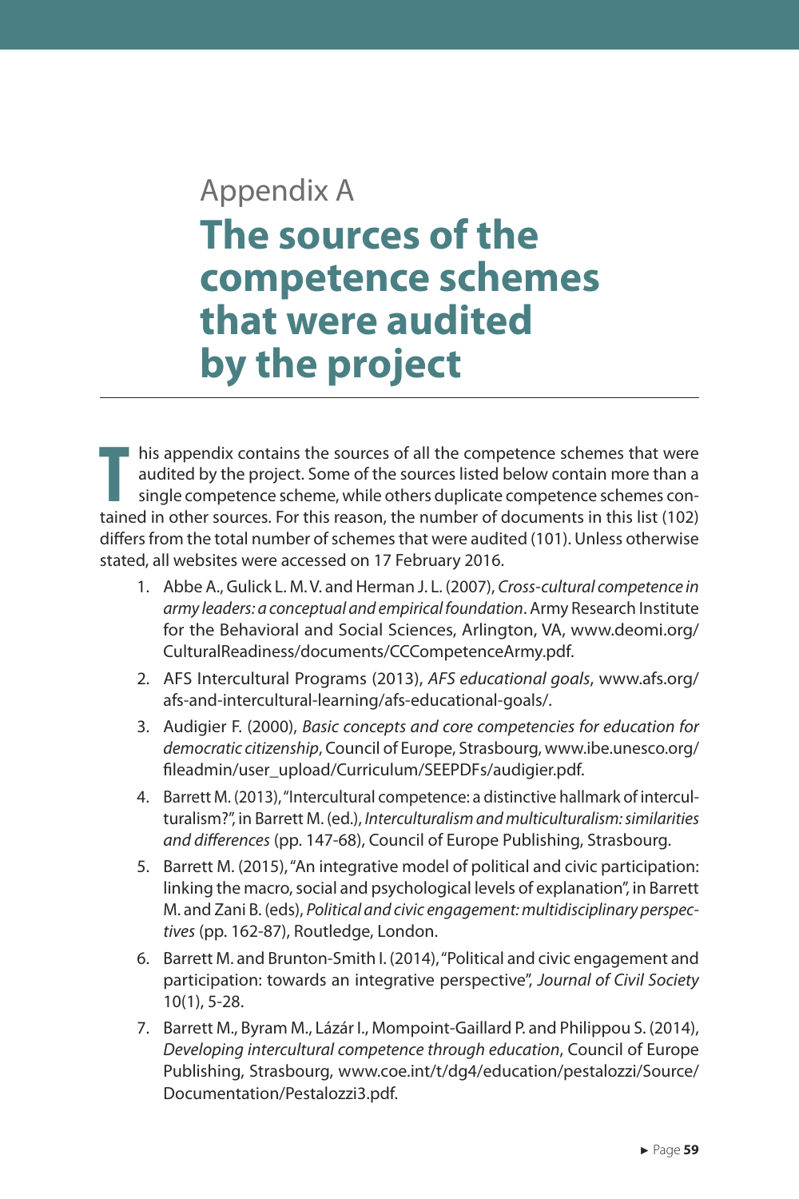# Appendix A
## The sources of the competence schemes that were audited by the project

This appendix contains the sources of all the competence schemes that were audited by the project. Some of the sources listed below contain more than a single competence scheme, while others duplicate competence schemes contained in other sources. For this reason, the number of documents in this list (102) differs from the total number of schemes that were audited (101). Unless otherwise stated, all websites were accessed on 17 February 2016.

1. Abbe A., Gulick L. M. V. and Herman J. L. (2007), *Cross-cultural competence in army leaders: a conceptual and empirical foundation*. Army Research Institute for the Behavioral and Social Sciences, Arlington, VA, www.deomi.org/CulturalReadiness/documents/CCCompetenceArmy.pdf.
2. AFS Intercultural Programs (2013), *AFS educational goals*, www.afs.org/afs-and-intercultural-learning/afs-educational-goals/.
3. Audigier F. (2000), *Basic concepts and core competencies for education for democratic citizenship*, Council of Europe, Strasbourg, www.ibe.unesco.org/fileadmin/user_upload/Curriculum/SEEPDFs/audigier.pdf.
4. Barrett M. (2013), "Intercultural competence: a distinctive hallmark of interculturalism?", in Barrett M. (ed.), *Interculturalism and multiculturalism: similarities and differences* (pp. 147-68), Council of Europe Publishing, Strasbourg.
5. Barrett M. (2015), "An integrative model of political and civic participation: linking the macro, social and psychological levels of explanation", in Barrett M. and Zani B. (eds), *Political and civic engagement: multidisciplinary perspectives* (pp. 162-87), Routledge, London.
6. Barrett M. and Brunton-Smith I. (2014), "Political and civic engagement and participation: towards an integrative perspective", *Journal of Civil Society* 10(1), 5-28.
7. Barrett M., Byram M., Lázár I., Mompoint-Gaillard P. and Philippou S. (2014), *Developing intercultural competence through education*, Council of Europe Publishing, Strasbourg, www.coe.int/t/dg4/education/pestalozzi/Source/Documentation/Pestalozzi3.pdf.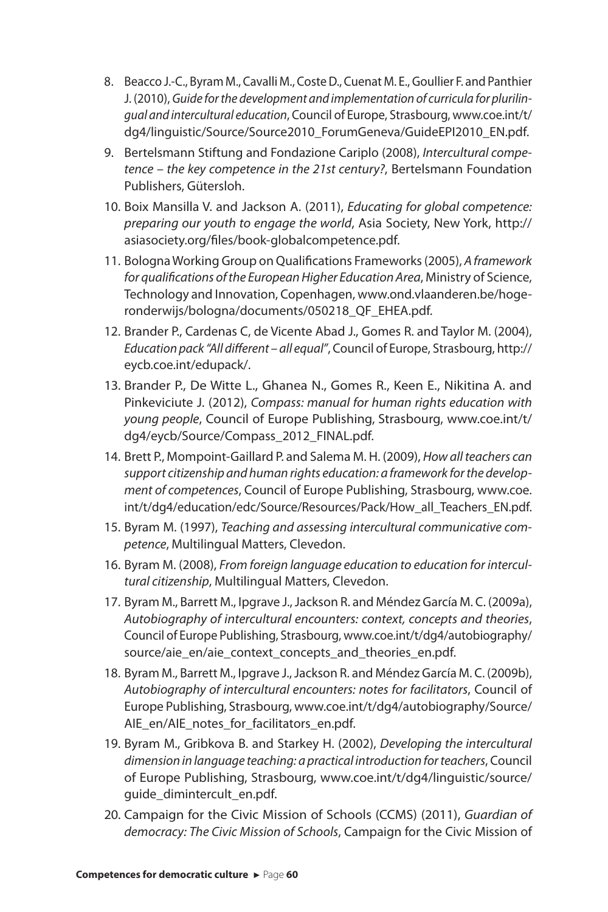8. Beacco J.-C., Byram M., Cavalli M., Coste D., Cuenat M. E., Goullier F. and Panthier J. (2010), *Guide for the development and implementation of curricula for plurilingual and intercultural education*, Council of Europe, Strasbourg, www.coe.int/t/dg4/linguistic/Source/Source2010_ForumGeneva/GuideEPI2010_EN.pdf.
9. Bertelsmann Stiftung and Fondazione Cariplo (2008), *Intercultural competence – the key competence in the 21st century?*, Bertelsmann Foundation Publishers, Gütersloh.
10. Boix Mansilla V. and Jackson A. (2011), *Educating for global competence: preparing our youth to engage the world*, Asia Society, New York, http://asiasociety.org/files/book-globalcompetence.pdf.
11. Bologna Working Group on Qualifications Frameworks (2005), *A framework for qualifications of the European Higher Education Area*, Ministry of Science, Technology and Innovation, Copenhagen, www.ond.vlaanderen.be/hogeronderwijs/bologna/documents/050218_QF_EHEA.pdf.
12. Brander P., Cardenas C, de Vicente Abad J., Gomes R. and Taylor M. (2004), *Education pack "All different – all equal"*, Council of Europe, Strasbourg, http://eycb.coe.int/edupack/.
13. Brander P., De Witte L., Ghanea N., Gomes R., Keen E., Nikitina A. and Pinkeviciute J. (2012), *Compass: manual for human rights education with young people*, Council of Europe Publishing, Strasbourg, www.coe.int/t/dg4/eycb/Source/Compass_2012_FINAL.pdf.
14. Brett P., Mompoint-Gaillard P. and Salema M. H. (2009), *How all teachers can support citizenship and human rights education: a framework for the development of competences*, Council of Europe Publishing, Strasbourg, www.coe.int/t/dg4/education/edc/Source/Resources/Pack/How_all_Teachers_EN.pdf.
15. Byram M. (1997), *Teaching and assessing intercultural communicative competence*, Multilingual Matters, Clevedon.
16. Byram M. (2008), *From foreign language education to education for intercultural citizenship*, Multilingual Matters, Clevedon.
17. Byram M., Barrett M., Ipgrave J., Jackson R. and Méndez García M. C. (2009a), *Autobiography of intercultural encounters: context, concepts and theories*, Council of Europe Publishing, Strasbourg, www.coe.int/t/dg4/autobiography/source/aie_en/aie_context_concepts_and_theories_en.pdf.
18. Byram M., Barrett M., Ipgrave J., Jackson R. and Méndez García M. C. (2009b), *Autobiography of intercultural encounters: notes for facilitators*, Council of Europe Publishing, Strasbourg, www.coe.int/t/dg4/autobiography/Source/AIE_en/AIE_notes_for_facilitators_en.pdf.
19. Byram M., Gribkova B. and Starkey H. (2002), *Developing the intercultural dimension in language teaching: a practical introduction for teachers*, Council of Europe Publishing, Strasbourg, www.coe.int/t/dg4/linguistic/source/guide_dimintercult_en.pdf.
20. Campaign for the Civic Mission of Schools (CCMS) (2011), *Guardian of democracy: The Civic Mission of Schools*, Campaign for the Civic Mission of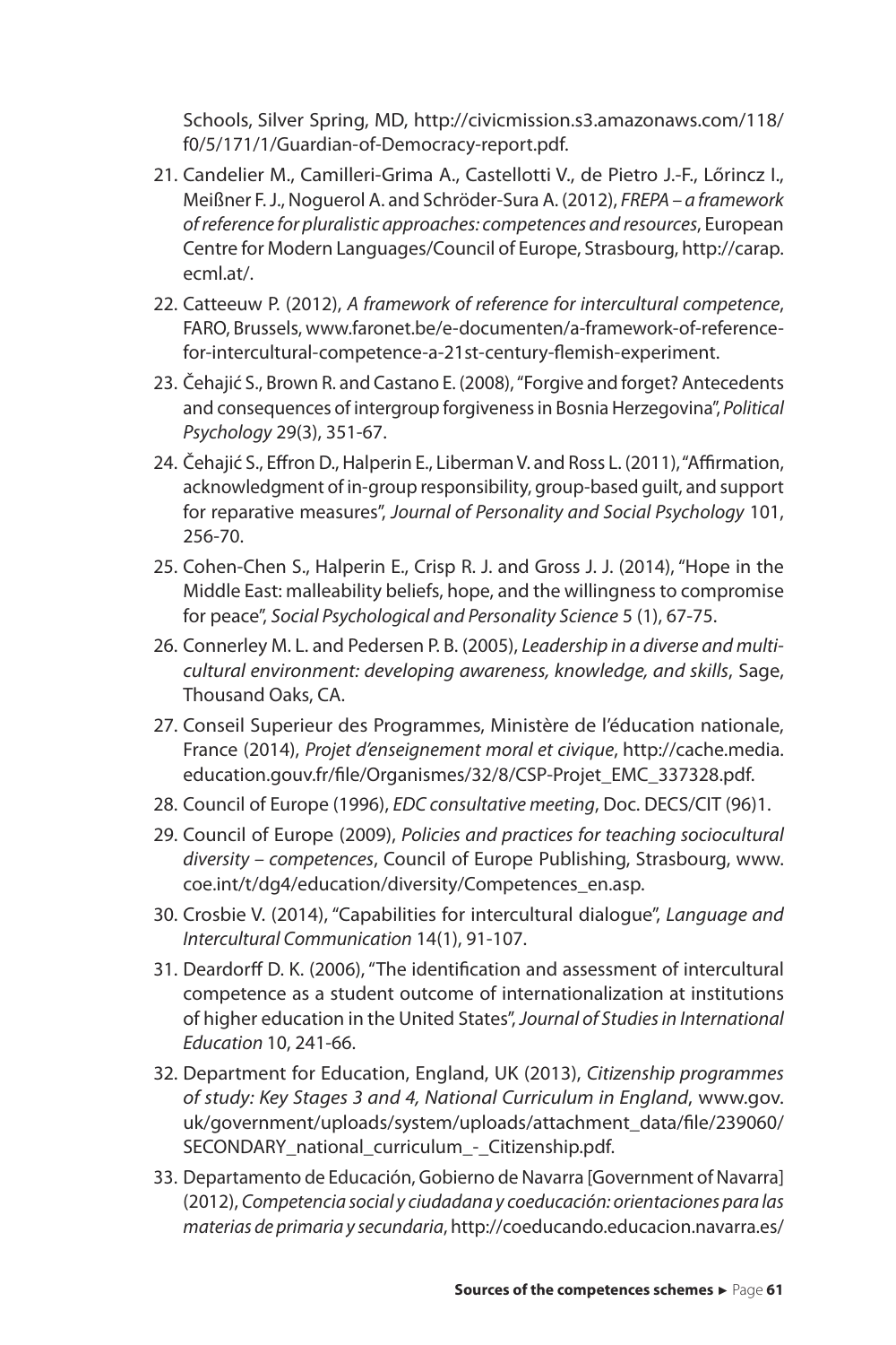Schools, Silver Spring, MD, http://civicmission.s3.amazonaws.com/118/f0/5/171/1/Guardian-of-Democracy-report.pdf.

21. Candelier M., Camilleri-Grima A., Castellotti V., de Pietro J.-F., Lőrincz I., Meißner F. J., Noguerol A. and Schröder-Sura A. (2012), *FREPA – a framework of reference for pluralistic approaches: competences and resources*, European Centre for Modern Languages/Council of Europe, Strasbourg, http://carap.ecml.at/.

22. Catteeuw P. (2012), *A framework of reference for intercultural competence*, FARO, Brussels, www.faronet.be/e-documenten/a-framework-of-reference-for-intercultural-competence-a-21st-century-flemish-experiment.

23. Čehajić S., Brown R. and Castano E. (2008), "Forgive and forget? Antecedents and consequences of intergroup forgiveness in Bosnia Herzegovina", *Political Psychology* 29(3), 351-67.

24. Čehajić S., Effron D., Halperin E., Liberman V. and Ross L. (2011), "Affirmation, acknowledgment of in-group responsibility, group-based guilt, and support for reparative measures", *Journal of Personality and Social Psychology* 101, 256-70.

25. Cohen-Chen S., Halperin E., Crisp R. J. and Gross J. J. (2014), "Hope in the Middle East: malleability beliefs, hope, and the willingness to compromise for peace", *Social Psychological and Personality Science* 5 (1), 67-75.

26. Connerley M. L. and Pedersen P. B. (2005), *Leadership in a diverse and multicultural environment: developing awareness, knowledge, and skills*, Sage, Thousand Oaks, CA.

27. Conseil Superieur des Programmes, Ministère de l'éducation nationale, France (2014), *Projet d'enseignement moral et civique*, http://cache.media.education.gouv.fr/file/Organismes/32/8/CSP-Projet_EMC_337328.pdf.

28. Council of Europe (1996), *EDC consultative meeting*, Doc. DECS/CIT (96)1.

29. Council of Europe (2009), *Policies and practices for teaching sociocultural diversity – competences*, Council of Europe Publishing, Strasbourg, www.coe.int/t/dg4/education/diversity/Competences_en.asp.

30. Crosbie V. (2014), "Capabilities for intercultural dialogue", *Language and Intercultural Communication* 14(1), 91-107.

31. Deardorff D. K. (2006), "The identification and assessment of intercultural competence as a student outcome of internationalization at institutions of higher education in the United States", *Journal of Studies in International Education* 10, 241-66.

32. Department for Education, England, UK (2013), *Citizenship programmes of study: Key Stages 3 and 4, National Curriculum in England*, www.gov.uk/government/uploads/system/uploads/attachment_data/file/239060/SECONDARY_national_curriculum_-_Citizenship.pdf.

33. Departamento de Educación, Gobierno de Navarra [Government of Navarra] (2012), *Competencia social y ciudadana y coeducación: orientaciones para las materias de primaria y secundaria*, http://coeducando.educacion.navarra.es/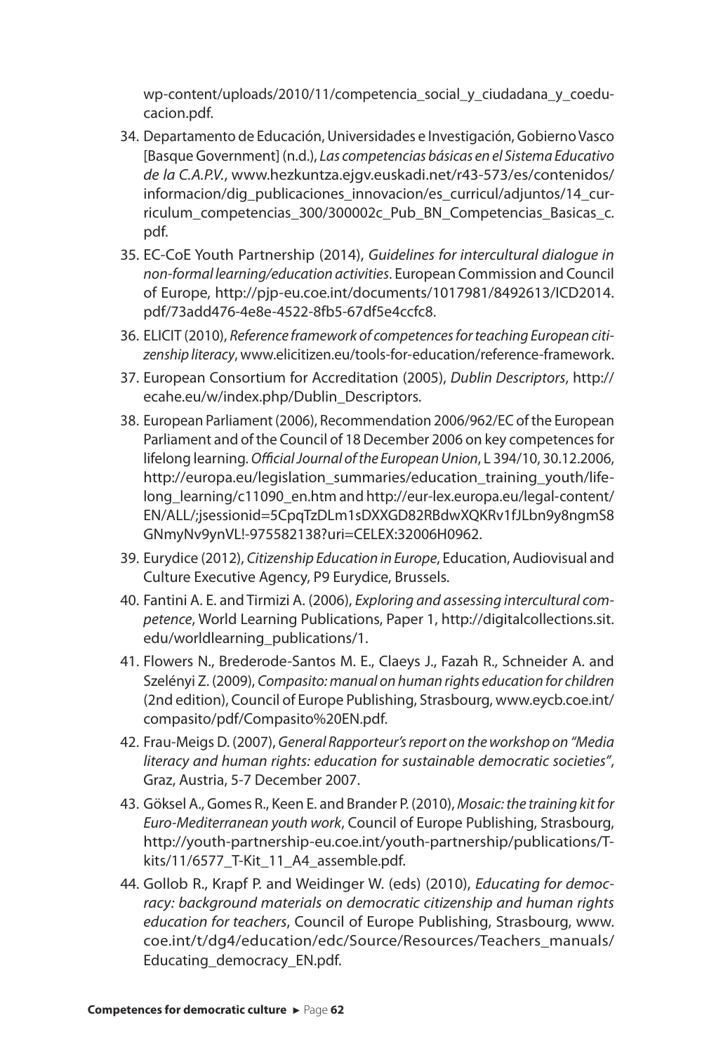wp-content/uploads/2010/11/competencia_social_y_ciudadana_y_coeducacion.pdf.

34. Departamento de Educación, Universidades e Investigación, Gobierno Vasco [Basque Government] (n.d.), *Las competencias básicas en el Sistema Educativo de la C.A.P.V.*, www.hezkuntza.ejgv.euskadi.net/r43-573/es/contenidos/informacion/dig_publicaciones_innovacion/es_curricul/adjuntos/14_curriculum_competencias_300/300002c_Pub_BN_Competencias_Basicas_c.pdf.
35. EC-CoE Youth Partnership (2014), *Guidelines for intercultural dialogue in non-formal learning/education activities*. European Commission and Council of Europe, http://pjp-eu.coe.int/documents/1017981/8492613/ICD2014.pdf/73add476-4e8e-4522-8fb5-67df5e4ccfc8.
36. ELICIT (2010), *Reference framework of competences for teaching European citizenship literacy*, www.elicitizen.eu/tools-for-education/reference-framework.
37. European Consortium for Accreditation (2005), *Dublin Descriptors*, http://ecahe.eu/w/index.php/Dublin_Descriptors.
38. European Parliament (2006), Recommendation 2006/962/EC of the European Parliament and of the Council of 18 December 2006 on key competences for lifelong learning. *Official Journal of the European Union*, L 394/10, 30.12.2006, http://europa.eu/legislation_summaries/education_training_youth/lifelong_learning/c11090_en.htm and http://eur-lex.europa.eu/legal-content/EN/ALL/;jsessionid=5CpqTzDLm1sDXXGD82RBdwXQKRv1fJLbn9y8ngmS8GNmyNv9ynVL!-975582138?uri=CELEX:32006H0962.
39. Eurydice (2012), *Citizenship Education in Europe*, Education, Audiovisual and Culture Executive Agency, P9 Eurydice, Brussels.
40. Fantini A. E. and Tirmizi A. (2006), *Exploring and assessing intercultural competence*, World Learning Publications, Paper 1, http://digitalcollections.sit.edu/worldlearning_publications/1.
41. Flowers N., Brederode-Santos M. E., Claeys J., Fazah R., Schneider A. and Szelényi Z. (2009), *Compasito: manual on human rights education for children* (2nd edition), Council of Europe Publishing, Strasbourg, www.eycb.coe.int/compasito/pdf/Compasito%20EN.pdf.
42. Frau-Meigs D. (2007), *General Rapporteur's report on the workshop on "Media literacy and human rights: education for sustainable democratic societies"*, Graz, Austria, 5-7 December 2007.
43. Göksel A., Gomes R., Keen E. and Brander P. (2010), *Mosaic: the training kit for Euro-Mediterranean youth work*, Council of Europe Publishing, Strasbourg, http://youth-partnership-eu.coe.int/youth-partnership/publications/T-kits/11/6577_T-Kit_11_A4_assemble.pdf.
44. Gollob R., Krapf P. and Weidinger W. (eds) (2010), *Educating for democracy: background materials on democratic citizenship and human rights education for teachers*, Council of Europe Publishing, Strasbourg, www.coe.int/t/dg4/education/edc/Source/Resources/Teachers_manuals/Educating_democracy_EN.pdf.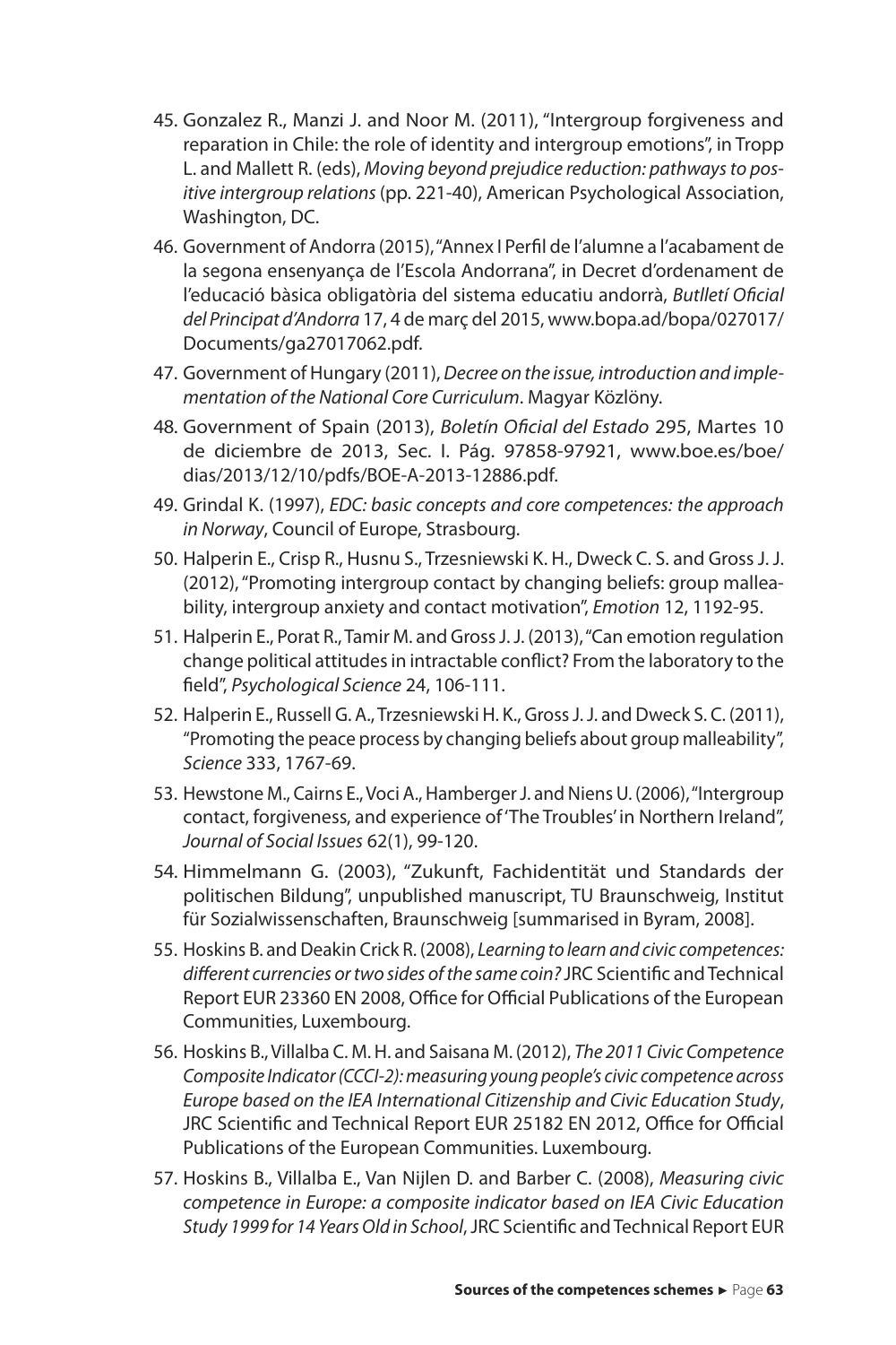45. Gonzalez R., Manzi J. and Noor M. (2011), "Intergroup forgiveness and reparation in Chile: the role of identity and intergroup emotions", in Tropp L. and Mallett R. (eds), *Moving beyond prejudice reduction: pathways to positive intergroup relations* (pp. 221-40), American Psychological Association, Washington, DC.
46. Government of Andorra (2015), "Annex I Perfil de l'alumne a l'acabament de la segona ensenyança de l'Escola Andorrana", in Decret d'ordenament de l'educació bàsica obligatòria del sistema educatiu andorrà, *Butlletí Oficial del Principat d'Andorra* 17, 4 de març del 2015, www.bopa.ad/bopa/027017/Documents/ga27017062.pdf.
47. Government of Hungary (2011), *Decree on the issue, introduction and implementation of the National Core Curriculum*. Magyar Közlöny.
48. Government of Spain (2013), *Boletín Oficial del Estado* 295, Martes 10 de diciembre de 2013, Sec. I. Pág. 97858-97921, www.boe.es/boe/dias/2013/12/10/pdfs/BOE-A-2013-12886.pdf.
49. Grindal K. (1997), *EDC: basic concepts and core competences: the approach in Norway*, Council of Europe, Strasbourg.
50. Halperin E., Crisp R., Husnu S., Trzesniewski K. H., Dweck C. S. and Gross J. J. (2012), "Promoting intergroup contact by changing beliefs: group malleability, intergroup anxiety and contact motivation", *Emotion* 12, 1192-95.
51. Halperin E., Porat R., Tamir M. and Gross J. J. (2013), "Can emotion regulation change political attitudes in intractable conflict? From the laboratory to the field", *Psychological Science* 24, 106-111.
52. Halperin E., Russell G. A., Trzesniewski H. K., Gross J. J. and Dweck S. C. (2011), "Promoting the peace process by changing beliefs about group malleability", *Science* 333, 1767-69.
53. Hewstone M., Cairns E., Voci A., Hamberger J. and Niens U. (2006), "Intergroup contact, forgiveness, and experience of 'The Troubles' in Northern Ireland", *Journal of Social Issues* 62(1), 99-120.
54. Himmelmann G. (2003), "Zukunft, Fachidentität und Standards der politischen Bildung", unpublished manuscript, TU Braunschweig, Institut für Sozialwissenschaften, Braunschweig [summarised in Byram, 2008].
55. Hoskins B. and Deakin Crick R. (2008), *Learning to learn and civic competences: different currencies or two sides of the same coin?* JRC Scientific and Technical Report EUR 23360 EN 2008, Office for Official Publications of the European Communities, Luxembourg.
56. Hoskins B., Villalba C. M. H. and Saisana M. (2012), *The 2011 Civic Competence Composite Indicator (CCCI-2): measuring young people's civic competence across Europe based on the IEA International Citizenship and Civic Education Study*, JRC Scientific and Technical Report EUR 25182 EN 2012, Office for Official Publications of the European Communities. Luxembourg.
57. Hoskins B., Villalba E., Van Nijlen D. and Barber C. (2008), *Measuring civic competence in Europe: a composite indicator based on IEA Civic Education Study 1999 for 14 Years Old in School*, JRC Scientific and Technical Report EUR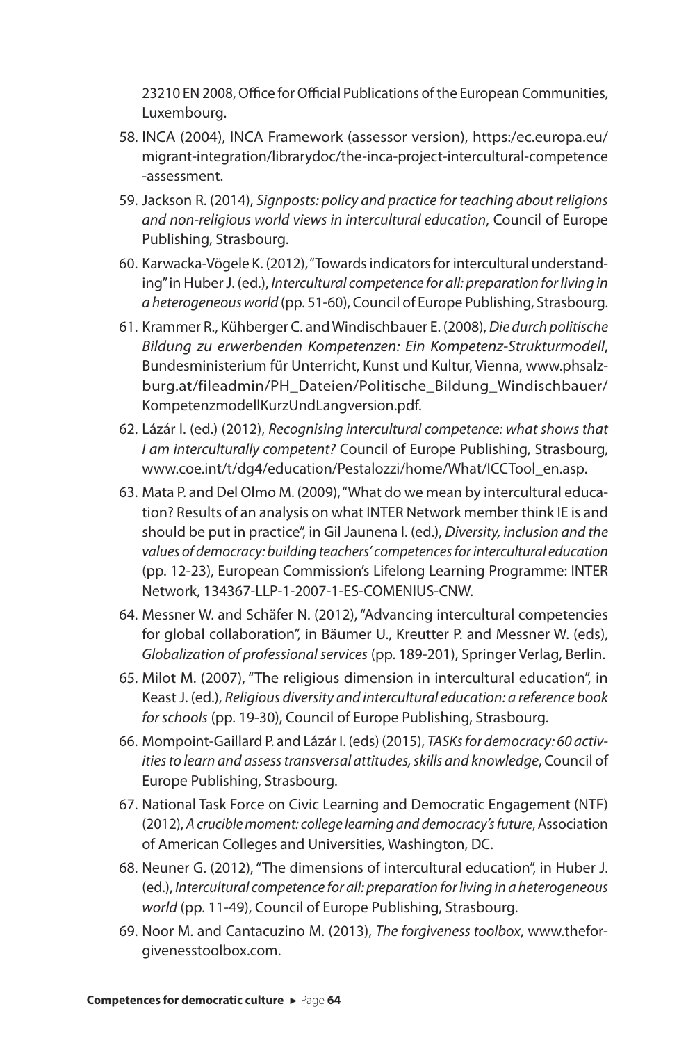23210 EN 2008, Office for Official Publications of the European Communities, Luxembourg.

58. INCA (2004), INCA Framework (assessor version), https:/ec.europa.eu/migrant-integration/librarydoc/the-inca-project-intercultural-competence-assessment.
59. Jackson R. (2014), *Signposts: policy and practice for teaching about religions and non-religious world views in intercultural education*, Council of Europe Publishing, Strasbourg.
60. Karwacka-Vögele K. (2012), "Towards indicators for intercultural understanding" in Huber J. (ed.), *Intercultural competence for all: preparation for living in a heterogeneous world* (pp. 51-60), Council of Europe Publishing, Strasbourg.
61. Krammer R., Kühberger C. and Windischbauer E. (2008), *Die durch politische Bildung zu erwerbenden Kompetenzen: Ein Kompetenz-Strukturmodell*, Bundesministerium für Unterricht, Kunst und Kultur, Vienna, www.phsalzburg.at/fileadmin/PH_Dateien/Politische_Bildung_Windischbauer/KompetenzmodellKurzUndLangversion.pdf.
62. Lázár I. (ed.) (2012), *Recognising intercultural competence: what shows that I am interculturally competent?* Council of Europe Publishing, Strasbourg, www.coe.int/t/dg4/education/Pestalozzi/home/What/ICCTool_en.asp.
63. Mata P. and Del Olmo M. (2009), "What do we mean by intercultural education? Results of an analysis on what INTER Network member think IE is and should be put in practice", in Gil Jaunena I. (ed.), *Diversity, inclusion and the values of democracy: building teachers' competences for intercultural education* (pp. 12-23), European Commission's Lifelong Learning Programme: INTER Network, 134367-LLP-1-2007-1-ES-COMENIUS-CNW.
64. Messner W. and Schäfer N. (2012), "Advancing intercultural competencies for global collaboration", in Bäumer U., Kreutter P. and Messner W. (eds), *Globalization of professional services* (pp. 189-201), Springer Verlag, Berlin.
65. Milot M. (2007), "The religious dimension in intercultural education", in Keast J. (ed.), *Religious diversity and intercultural education: a reference book for schools* (pp. 19-30), Council of Europe Publishing, Strasbourg.
66. Mompoint-Gaillard P. and Lázár I. (eds) (2015), *TASKs for democracy: 60 activities to learn and assess transversal attitudes, skills and knowledge*, Council of Europe Publishing, Strasbourg.
67. National Task Force on Civic Learning and Democratic Engagement (NTF) (2012), *A crucible moment: college learning and democracy's future*, Association of American Colleges and Universities, Washington, DC.
68. Neuner G. (2012), "The dimensions of intercultural education", in Huber J. (ed.), *Intercultural competence for all: preparation for living in a heterogeneous world* (pp. 11-49), Council of Europe Publishing, Strasbourg.
69. Noor M. and Cantacuzino M. (2013), *The forgiveness toolbox*, www.theforgivenesstoolbox.com.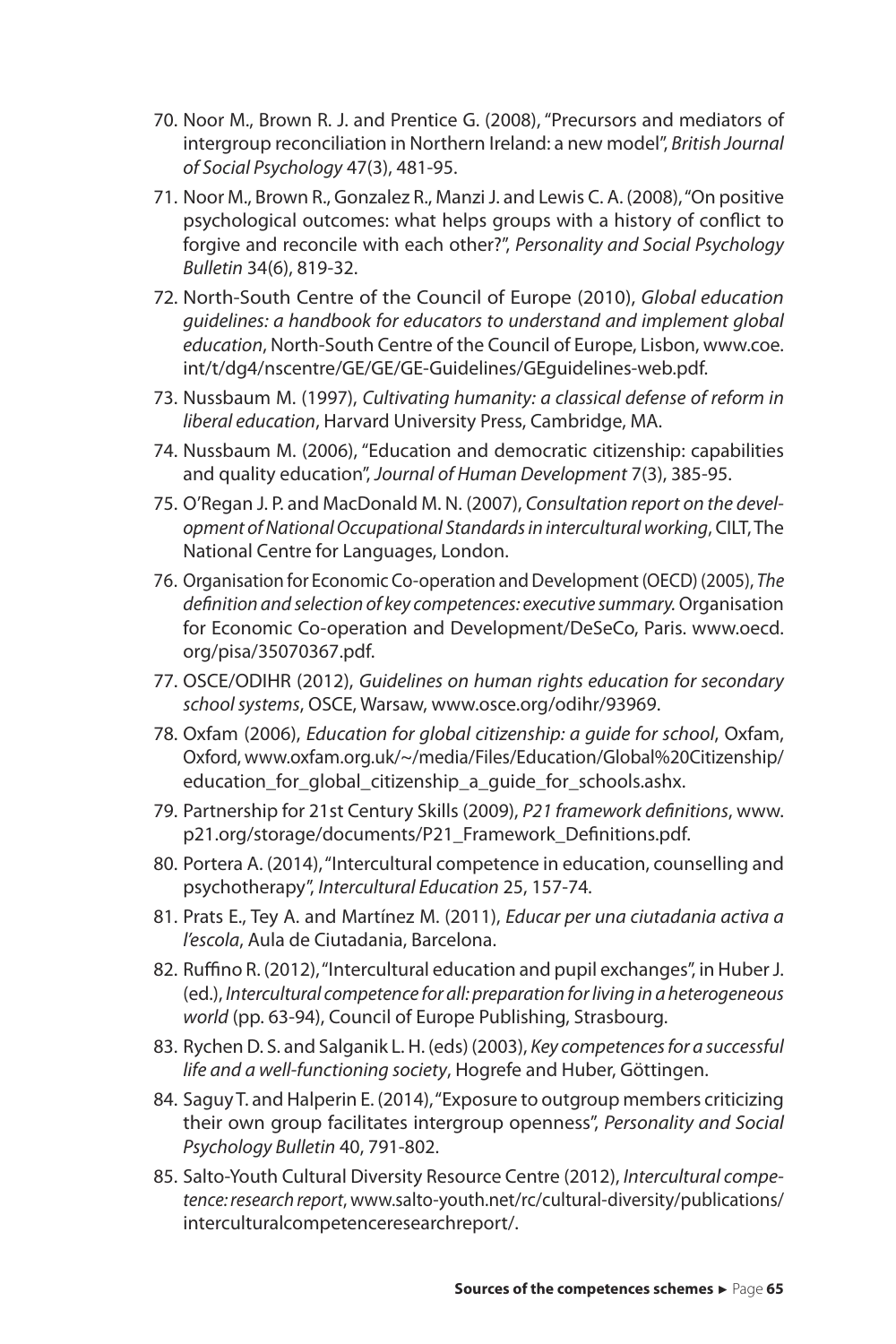70. Noor M., Brown R. J. and Prentice G. (2008), "Precursors and mediators of intergroup reconciliation in Northern Ireland: a new model", *British Journal of Social Psychology* 47(3), 481-95.
71. Noor M., Brown R., Gonzalez R., Manzi J. and Lewis C. A. (2008), "On positive psychological outcomes: what helps groups with a history of conflict to forgive and reconcile with each other?", *Personality and Social Psychology Bulletin* 34(6), 819-32.
72. North-South Centre of the Council of Europe (2010), *Global education guidelines: a handbook for educators to understand and implement global education*, North-South Centre of the Council of Europe, Lisbon, www.coe.int/t/dg4/nscentre/GE/GE/GE-Guidelines/GEguidelines-web.pdf.
73. Nussbaum M. (1997), *Cultivating humanity: a classical defense of reform in liberal education*, Harvard University Press, Cambridge, MA.
74. Nussbaum M. (2006), "Education and democratic citizenship: capabilities and quality education", *Journal of Human Development* 7(3), 385-95.
75. O'Regan J. P. and MacDonald M. N. (2007), *Consultation report on the development of National Occupational Standards in intercultural working*, CILT, The National Centre for Languages, London.
76. Organisation for Economic Co-operation and Development (OECD) (2005), *The definition and selection of key competences: executive summary.* Organisation for Economic Co-operation and Development/DeSeCo, Paris. www.oecd.org/pisa/35070367.pdf.
77. OSCE/ODIHR (2012), *Guidelines on human rights education for secondary school systems*, OSCE, Warsaw, www.osce.org/odihr/93969.
78. Oxfam (2006), *Education for global citizenship: a guide for school*, Oxfam, Oxford, www.oxfam.org.uk/~/media/Files/Education/Global%20Citizenship/education_for_global_citizenship_a_guide_for_schools.ashx.
79. Partnership for 21st Century Skills (2009), *P21 framework definitions*, www.p21.org/storage/documents/P21_Framework_Definitions.pdf.
80. Portera A. (2014), "Intercultural competence in education, counselling and psychotherapy", *Intercultural Education* 25, 157-74.
81. Prats E., Tey A. and Martínez M. (2011), *Educar per una ciutadania activa a l'escola*, Aula de Ciutadania, Barcelona.
82. Ruffino R. (2012), "Intercultural education and pupil exchanges", in Huber J. (ed.), *Intercultural competence for all: preparation for living in a heterogeneous world* (pp. 63-94), Council of Europe Publishing, Strasbourg.
83. Rychen D. S. and Salganik L. H. (eds) (2003), *Key competences for a successful life and a well-functioning society*, Hogrefe and Huber, Göttingen.
84. Saguy T. and Halperin E. (2014), "Exposure to outgroup members criticizing their own group facilitates intergroup openness", *Personality and Social Psychology Bulletin* 40, 791-802.
85. Salto-Youth Cultural Diversity Resource Centre (2012), *Intercultural competence: research report*, www.salto-youth.net/rc/cultural-diversity/publications/interculturalcompetenceresearchreport/.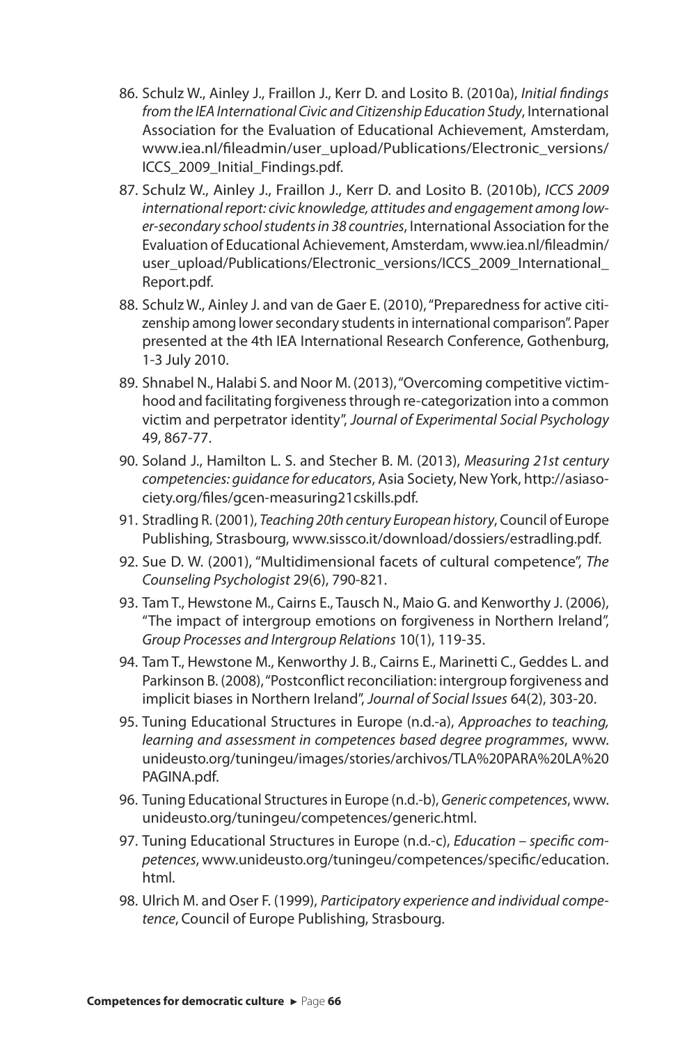86. Schulz W., Ainley J., Fraillon J., Kerr D. and Losito B. (2010a), *Initial findings from the IEA International Civic and Citizenship Education Study*, International Association for the Evaluation of Educational Achievement, Amsterdam, www.iea.nl/fileadmin/user_upload/Publications/Electronic_versions/ICCS_2009_Initial_Findings.pdf.
87. Schulz W., Ainley J., Fraillon J., Kerr D. and Losito B. (2010b), *ICCS 2009 international report: civic knowledge, attitudes and engagement among lower-secondary school students in 38 countries*, International Association for the Evaluation of Educational Achievement, Amsterdam, www.iea.nl/fileadmin/user_upload/Publications/Electronic_versions/ICCS_2009_International_Report.pdf.
88. Schulz W., Ainley J. and van de Gaer E. (2010), "Preparedness for active citizenship among lower secondary students in international comparison". Paper presented at the 4th IEA International Research Conference, Gothenburg, 1-3 July 2010.
89. Shnabel N., Halabi S. and Noor M. (2013), "Overcoming competitive victimhood and facilitating forgiveness through re-categorization into a common victim and perpetrator identity", *Journal of Experimental Social Psychology* 49, 867-77.
90. Soland J., Hamilton L. S. and Stecher B. M. (2013), *Measuring 21st century competencies: guidance for educators*, Asia Society, New York, http://asiasociety.org/files/gcen-measuring21cskills.pdf.
91. Stradling R. (2001), *Teaching 20th century European history*, Council of Europe Publishing, Strasbourg, www.sissco.it/download/dossiers/estradling.pdf.
92. Sue D. W. (2001), "Multidimensional facets of cultural competence", *The Counseling Psychologist* 29(6), 790-821.
93. Tam T., Hewstone M., Cairns E., Tausch N., Maio G. and Kenworthy J. (2006), "The impact of intergroup emotions on forgiveness in Northern Ireland", *Group Processes and Intergroup Relations* 10(1), 119-35.
94. Tam T., Hewstone M., Kenworthy J. B., Cairns E., Marinetti C., Geddes L. and Parkinson B. (2008), "Postconflict reconciliation: intergroup forgiveness and implicit biases in Northern Ireland", *Journal of Social Issues* 64(2), 303-20.
95. Tuning Educational Structures in Europe (n.d.-a), *Approaches to teaching, learning and assessment in competences based degree programmes*, www.unideusto.org/tuningeu/images/stories/archivos/TLA%20PARA%20LA%20PAGINA.pdf.
96. Tuning Educational Structures in Europe (n.d.-b), *Generic competences*, www.unideusto.org/tuningeu/competences/generic.html.
97. Tuning Educational Structures in Europe (n.d.-c), *Education – specific competences*, www.unideusto.org/tuningeu/competences/specific/education.html.
98. Ulrich M. and Oser F. (1999), *Participatory experience and individual competence*, Council of Europe Publishing, Strasbourg.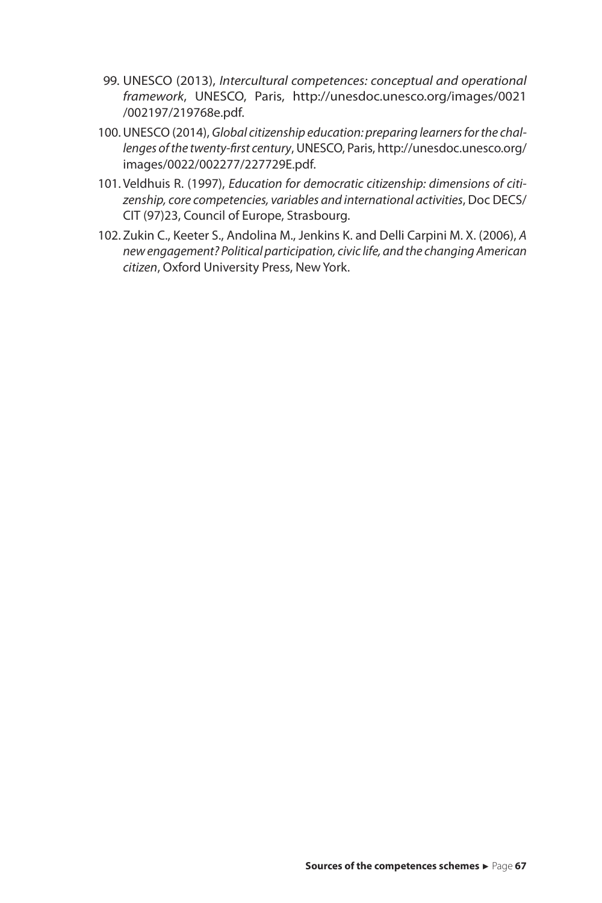99. UNESCO (2013), *Intercultural competences: conceptual and operational framework*, UNESCO, Paris, http://unesdoc.unesco.org/images/0021/002197/219768e.pdf.

100. UNESCO (2014), *Global citizenship education: preparing learners for the challenges of the twenty-first century*, UNESCO, Paris, http://unesdoc.unesco.org/images/0022/002277/227729E.pdf.

101. Veldhuis R. (1997), *Education for democratic citizenship: dimensions of citizenship, core competencies, variables and international activities*, Doc DECS/CIT (97)23, Council of Europe, Strasbourg.

102. Zukin C., Keeter S., Andolina M., Jenkins K. and Delli Carpini M. X. (2006), *A new engagement? Political participation, civic life, and the changing American citizen*, Oxford University Press, New York.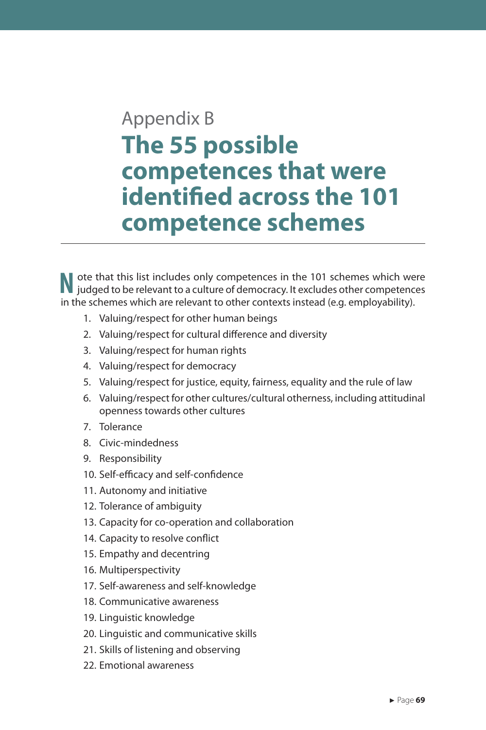Appendix B

# The 55 possible competences that were identified across the 101 competence schemes

Note that this list includes only competences in the 101 schemes which were judged to be relevant to a culture of democracy. It excludes other competences in the schemes which are relevant to other contexts instead (e.g. employability).

1. Valuing/respect for other human beings
2. Valuing/respect for cultural difference and diversity
3. Valuing/respect for human rights
4. Valuing/respect for democracy
5. Valuing/respect for justice, equity, fairness, equality and the rule of law
6. Valuing/respect for other cultures/cultural otherness, including attitudinal openness towards other cultures
7. Tolerance
8. Civic-mindedness
9. Responsibility
10. Self-efficacy and self-confidence
11. Autonomy and initiative
12. Tolerance of ambiguity
13. Capacity for co-operation and collaboration
14. Capacity to resolve conflict
15. Empathy and decentring
16. Multiperspectivity
17. Self-awareness and self-knowledge
18. Communicative awareness
19. Linguistic knowledge
20. Linguistic and communicative skills
21. Skills of listening and observing
22. Emotional awareness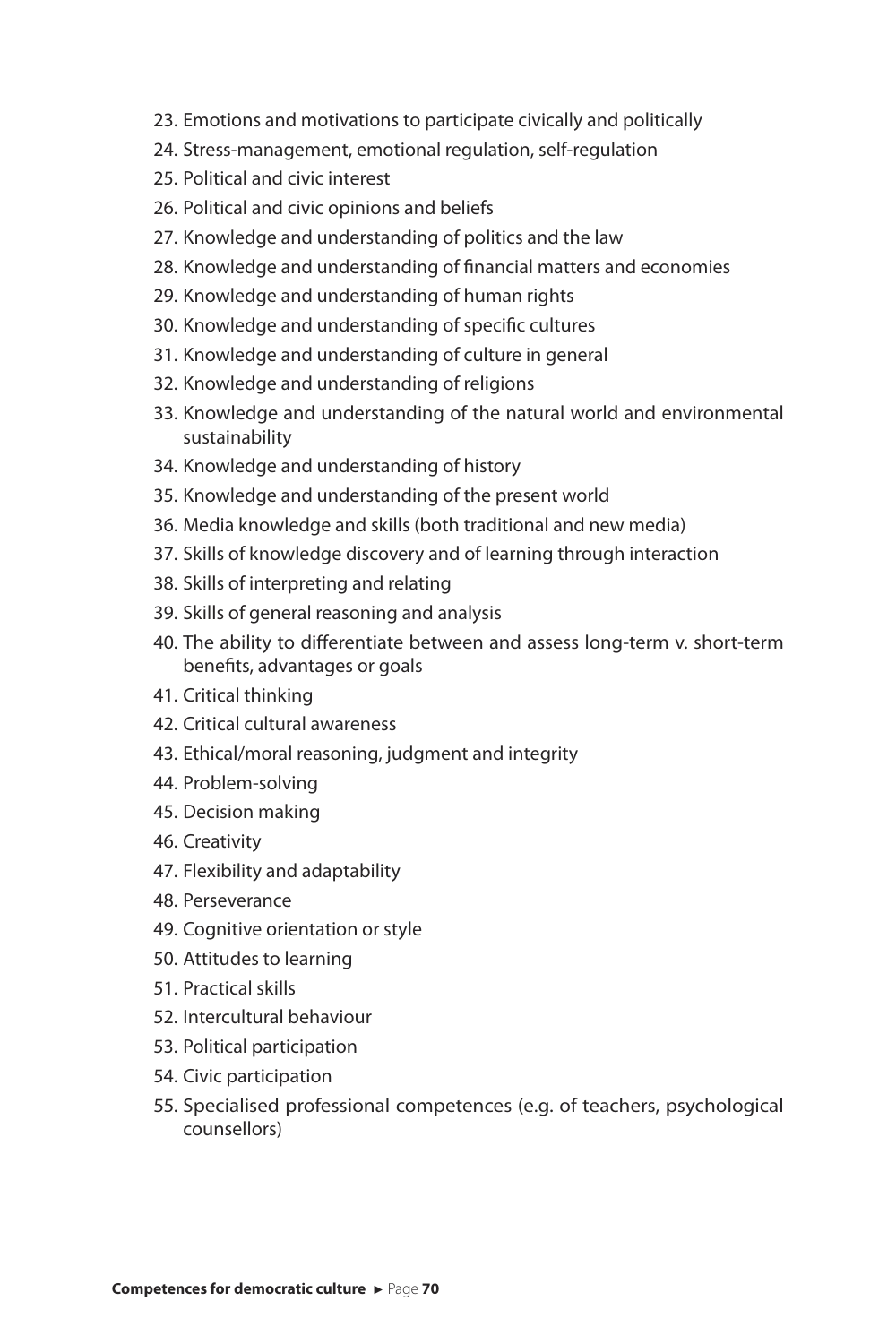23. Emotions and motivations to participate civically and politically
24. Stress-management, emotional regulation, self-regulation
25. Political and civic interest
26. Political and civic opinions and beliefs
27. Knowledge and understanding of politics and the law
28. Knowledge and understanding of financial matters and economies
29. Knowledge and understanding of human rights
30. Knowledge and understanding of specific cultures
31. Knowledge and understanding of culture in general
32. Knowledge and understanding of religions
33. Knowledge and understanding of the natural world and environmental sustainability
34. Knowledge and understanding of history
35. Knowledge and understanding of the present world
36. Media knowledge and skills (both traditional and new media)
37. Skills of knowledge discovery and of learning through interaction
38. Skills of interpreting and relating
39. Skills of general reasoning and analysis
40. The ability to differentiate between and assess long-term v. short-term benefits, advantages or goals
41. Critical thinking
42. Critical cultural awareness
43. Ethical/moral reasoning, judgment and integrity
44. Problem-solving
45. Decision making
46. Creativity
47. Flexibility and adaptability
48. Perseverance
49. Cognitive orientation or style
50. Attitudes to learning
51. Practical skills
52. Intercultural behaviour
53. Political participation
54. Civic participation
55. Specialised professional competences (e.g. of teachers, psychological counsellors)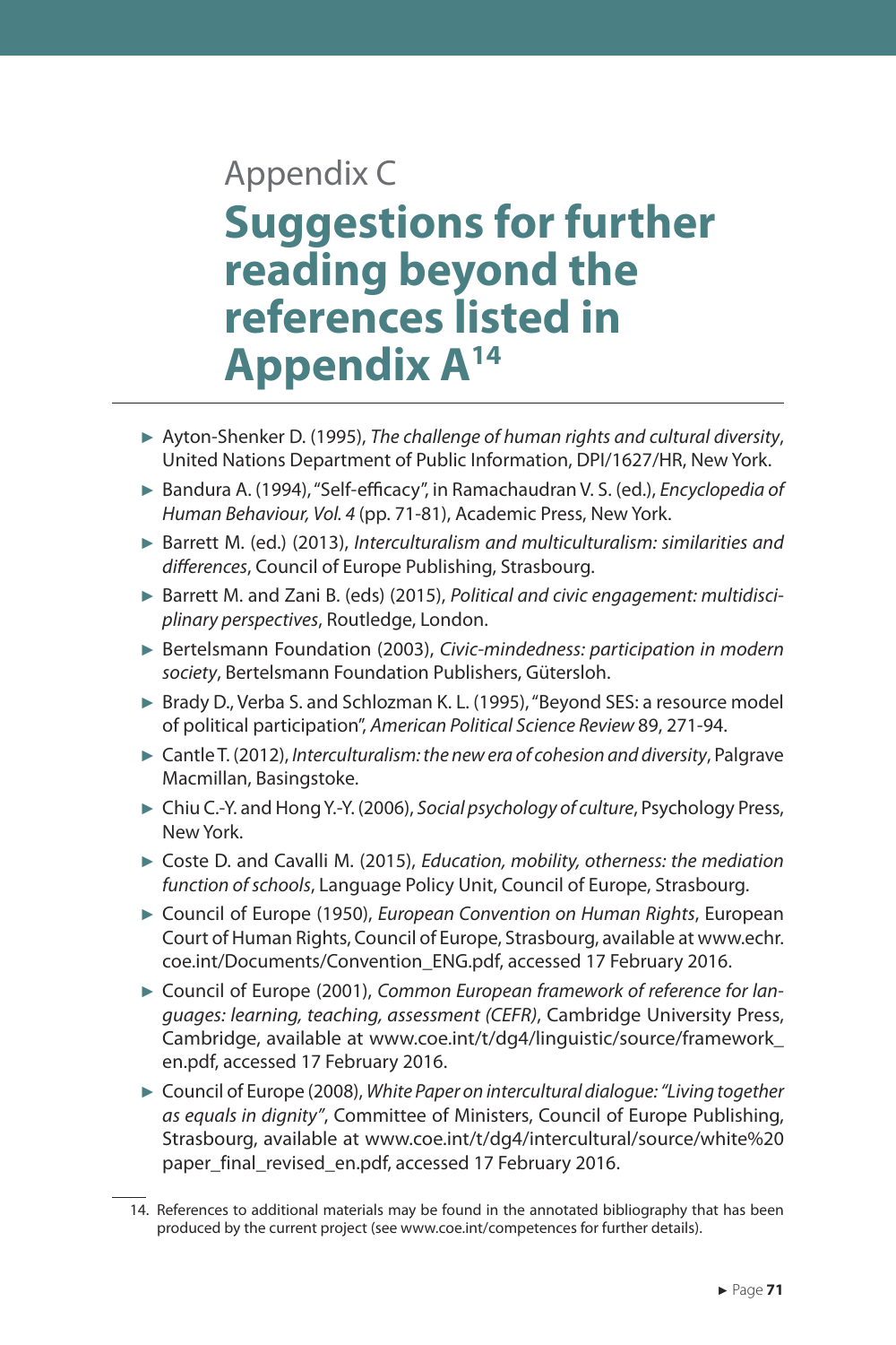Appendix C

# Suggestions for further reading beyond the references listed in Appendix A[14]

- Ayton-Shenker D. (1995), *The challenge of human rights and cultural diversity*, United Nations Department of Public Information, DPI/1627/HR, New York.
- Bandura A. (1994), "Self-efficacy", in Ramachaudran V. S. (ed.), *Encyclopedia of Human Behaviour, Vol. 4* (pp. 71-81), Academic Press, New York.
- Barrett M. (ed.) (2013), *Interculturalism and multiculturalism: similarities and differences*, Council of Europe Publishing, Strasbourg.
- Barrett M. and Zani B. (eds) (2015), *Political and civic engagement: multidisciplinary perspectives*, Routledge, London.
- Bertelsmann Foundation (2003), *Civic-mindedness: participation in modern society*, Bertelsmann Foundation Publishers, Gütersloh.
- Brady D., Verba S. and Schlozman K. L. (1995), "Beyond SES: a resource model of political participation", *American Political Science Review* 89, 271-94.
- Cantle T. (2012), *Interculturalism: the new era of cohesion and diversity*, Palgrave Macmillan, Basingstoke.
- Chiu C.-Y. and Hong Y.-Y. (2006), *Social psychology of culture*, Psychology Press, New York.
- Coste D. and Cavalli M. (2015), *Education, mobility, otherness: the mediation function of schools*, Language Policy Unit, Council of Europe, Strasbourg.
- Council of Europe (1950), *European Convention on Human Rights*, European Court of Human Rights, Council of Europe, Strasbourg, available at www.echr.coe.int/Documents/Convention_ENG.pdf, accessed 17 February 2016.
- Council of Europe (2001), *Common European framework of reference for languages: learning, teaching, assessment (CEFR)*, Cambridge University Press, Cambridge, available at www.coe.int/t/dg4/linguistic/source/framework_en.pdf, accessed 17 February 2016.
- Council of Europe (2008), *White Paper on intercultural dialogue: "Living together as equals in dignity"*, Committee of Ministers, Council of Europe Publishing, Strasbourg, available at www.coe.int/t/dg4/intercultural/source/white%20paper_final_revised_en.pdf, accessed 17 February 2016.

14. References to additional materials may be found in the annotated bibliography that has been produced by the current project (see www.coe.int/competences for further details).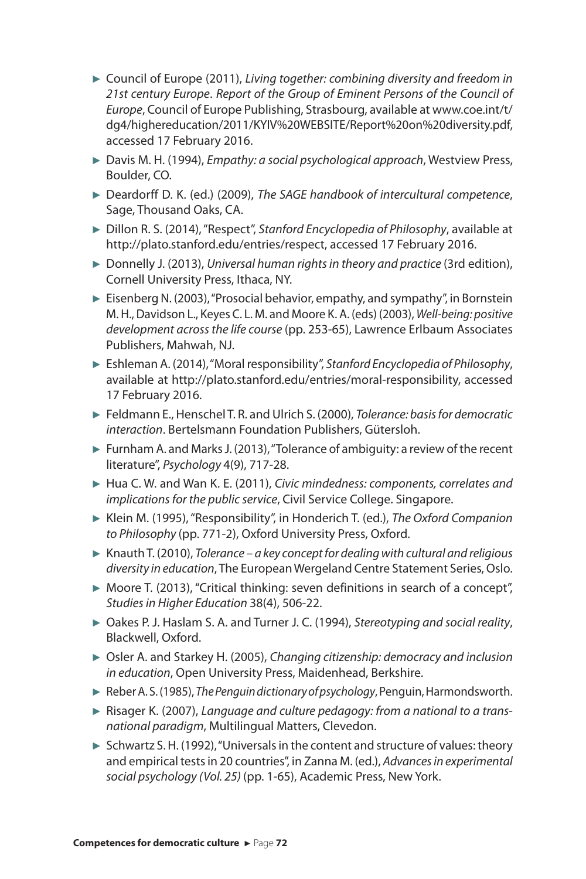- Council of Europe (2011), *Living together: combining diversity and freedom in 21st century Europe*. *Report of the Group of Eminent Persons of the Council of Europe*, Council of Europe Publishing, Strasbourg, available at www.coe.int/t/dg4/highereducation/2011/KYIV%20WEBSITE/Report%20on%20diversity.pdf, accessed 17 February 2016.
- Davis M. H. (1994), *Empathy: a social psychological approach*, Westview Press, Boulder, CO.
- Deardorff D. K. (ed.) (2009), *The SAGE handbook of intercultural competence*, Sage, Thousand Oaks, CA.
- Dillon R. S. (2014), "Respect", *Stanford Encyclopedia of Philosophy*, available at http://plato.stanford.edu/entries/respect, accessed 17 February 2016.
- Donnelly J. (2013), *Universal human rights in theory and practice* (3rd edition), Cornell University Press, Ithaca, NY.
- Eisenberg N. (2003), "Prosocial behavior, empathy, and sympathy", in Bornstein M. H., Davidson L., Keyes C. L. M. and Moore K. A. (eds) (2003), *Well-being: positive development across the life course* (pp. 253-65), Lawrence Erlbaum Associates Publishers, Mahwah, NJ.
- Eshleman A. (2014), "Moral responsibility", *Stanford Encyclopedia of Philosophy*, available at http://plato.stanford.edu/entries/moral-responsibility, accessed 17 February 2016.
- Feldmann E., Henschel T. R. and Ulrich S. (2000), *Tolerance: basis for democratic interaction*. Bertelsmann Foundation Publishers, Gütersloh.
- Furnham A. and Marks J. (2013), "Tolerance of ambiguity: a review of the recent literature", *Psychology* 4(9), 717-28.
- Hua C. W. and Wan K. E. (2011), *Civic mindedness: components, correlates and implications for the public service*, Civil Service College. Singapore.
- Klein M. (1995), "Responsibility", in Honderich T. (ed.), *The Oxford Companion to Philosophy* (pp. 771-2), Oxford University Press, Oxford.
- Knauth T. (2010), *Tolerance – a key concept for dealing with cultural and religious diversity in education*, The European Wergeland Centre Statement Series, Oslo.
- Moore T. (2013), "Critical thinking: seven definitions in search of a concept", *Studies in Higher Education* 38(4), 506-22.
- Oakes P. J. Haslam S. A. and Turner J. C. (1994), *Stereotyping and social reality*, Blackwell, Oxford.
- Osler A. and Starkey H. (2005), *Changing citizenship: democracy and inclusion in education*, Open University Press, Maidenhead, Berkshire.
- Reber A. S. (1985), *The Penguin dictionary of psychology*, Penguin, Harmondsworth.
- Risager K. (2007), *Language and culture pedagogy: from a national to a transnational paradigm*, Multilingual Matters, Clevedon.
- Schwartz S. H. (1992), "Universals in the content and structure of values: theory and empirical tests in 20 countries", in Zanna M. (ed.), *Advances in experimental social psychology (Vol. 25)* (pp. 1-65), Academic Press, New York.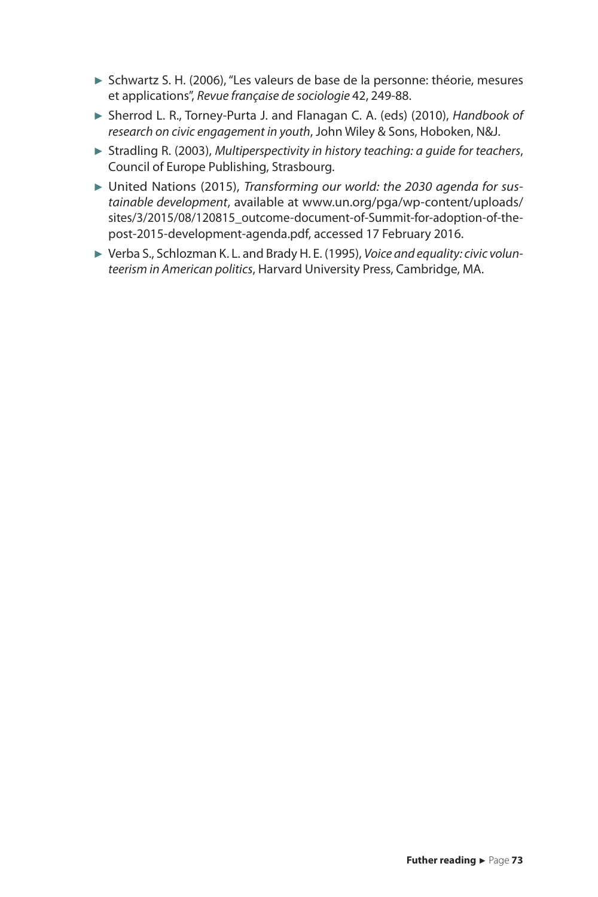- Schwartz S. H. (2006), "Les valeurs de base de la personne: théorie, mesures et applications", *Revue française de sociologie* 42, 249-88.
- Sherrod L. R., Torney-Purta J. and Flanagan C. A. (eds) (2010), *Handbook of research on civic engagement in youth*, John Wiley & Sons, Hoboken, N&J.
- Stradling R. (2003), *Multiperspectivity in history teaching: a guide for teachers*, Council of Europe Publishing, Strasbourg.
- United Nations (2015), *Transforming our world: the 2030 agenda for sustainable development*, available at www.un.org/pga/wp-content/uploads/sites/3/2015/08/120815_outcome-document-of-Summit-for-adoption-of-the-post-2015-development-agenda.pdf, accessed 17 February 2016.
- Verba S., Schlozman K. L. and Brady H. E. (1995), *Voice and equality: civic volunteerism in American politics*, Harvard University Press, Cambridge, MA.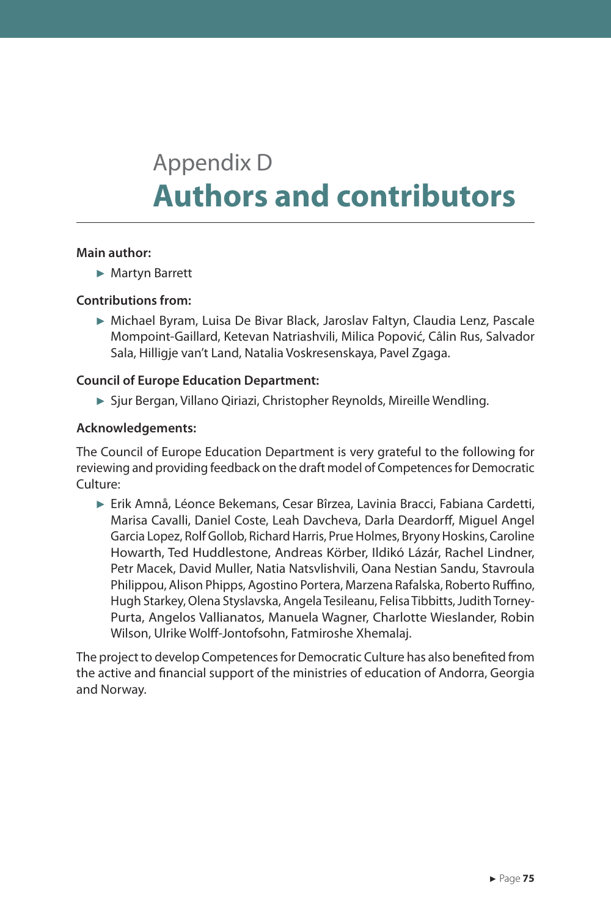# Appendix D
# Authors and contributors

**Main author:**

- Martyn Barrett

**Contributions from:**

- Michael Byram, Luisa De Bivar Black, Jaroslav Faltyn, Claudia Lenz, Pascale Mompoint-Gaillard, Ketevan Natriashvili, Milica Popović, Câlin Rus, Salvador Sala, Hilligje van't Land, Natalia Voskresenskaya, Pavel Zgaga.

**Council of Europe Education Department:**

- Sjur Bergan, Villano Qiriazi, Christopher Reynolds, Mireille Wendling.

**Acknowledgements:**

The Council of Europe Education Department is very grateful to the following for reviewing and providing feedback on the draft model of Competences for Democratic Culture:

- Erik Amnå, Léonce Bekemans, Cesar Bîrzea, Lavinia Bracci, Fabiana Cardetti, Marisa Cavalli, Daniel Coste, Leah Davcheva, Darla Deardorff, Miguel Angel Garcia Lopez, Rolf Gollob, Richard Harris, Prue Holmes, Bryony Hoskins, Caroline Howarth, Ted Huddlestone, Andreas Körber, Ildikó Lázár, Rachel Lindner, Petr Macek, David Muller, Natia Natsvlishvili, Oana Nestian Sandu, Stavroula Philippou, Alison Phipps, Agostino Portera, Marzena Rafalska, Roberto Ruffino, Hugh Starkey, Olena Styslavska, Angela Tesileanu, Felisa Tibbitts, Judith Torney-Purta, Angelos Vallianatos, Manuela Wagner, Charlotte Wieslander, Robin Wilson, Ulrike Wolff-Jontofsohn, Fatmiroshe Xhemalaj.

The project to develop Competences for Democratic Culture has also benefited from the active and financial support of the ministries of education of Andorra, Georgia and Norway.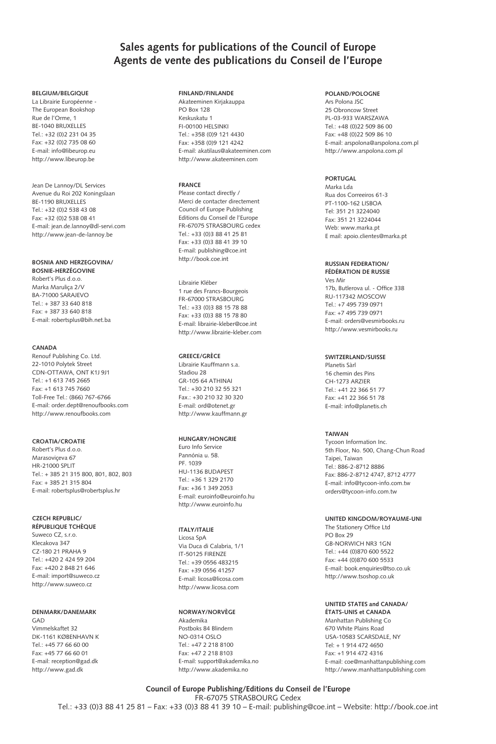# Sales agents for publications of the Council of Europe
# Agents de vente des publications du Conseil de l'Europe

**BELGIUM/BELGIQUE**
La Librairie Européenne -
The European Bookshop
Rue de l'Orme, 1
BE-1040 BRUXELLES
Tel.: +32 (0)2 231 04 35
Fax: +32 (0)2 735 08 60
E-mail: info@libeurop.eu
http://www.libeurop.be

Jean De Lannoy/DL Services
Avenue du Roi 202 Koningslaan
BE-1190 BRUXELLES
Tel.: +32 (0)2 538 43 08
Fax: +32 (0)2 538 08 41
E-mail: jean.de.lannoy@dl-servi.com
http://www.jean-de-lannoy.be

**BOSNIA AND HERZEGOVINA/ BOSNIE-HERZÉGOVINE**
Robert's Plus d.o.o.
Marka Maruliça 2/V
BA-71000 SARAJEVO
Tel.: + 387 33 640 818
Fax: + 387 33 640 818
E-mail: robertsplus@bih.net.ba

**CANADA**
Renouf Publishing Co. Ltd.
22-1010 Polytek Street
CDN-OTTAWA, ONT K1J 9J1
Tel.: +1 613 745 2665
Fax: +1 613 745 7660
Toll-Free Tel.: (866) 767-6766
E-mail: order.dept@renoufbooks.com
http://www.renoufbooks.com

**CROATIA/CROATIE**
Robert's Plus d.o.o.
Marasoviçeva 67
HR-21000 SPLIT
Tel.: + 385 21 315 800, 801, 802, 803
Fax: + 385 21 315 804
E-mail: robertsplus@robertsplus.hr

**CZECH REPUBLIC/ RÉPUBLIQUE TCHÈQUE**
Suweco CZ, s.r.o.
Klecakova 347
CZ-180 21 PRAHA 9
Tel.: +420 2 424 59 204
Fax: +420 2 848 21 646
E-mail: import@suweco.cz
http://www.suweco.cz

**DENMARK/DANEMARK**
GAD
Vimmelskaftet 32
DK-1161 KØBENHAVN K
Tel.: +45 77 66 60 00
Fax: +45 77 66 60 01
E-mail: reception@gad.dk
http://www.gad.dk

**FINLAND/FINLANDE**
Akateeminen Kirjakauppa
PO Box 128
Keskuskatu 1
FI-00100 HELSINKI
Tel.: +358 (0)9 121 4430
Fax: +358 (0)9 121 4242
E-mail: akatilaus@akateeminen.com
http://www.akateeminen.com

**FRANCE**
Please contact directly /
Merci de contacter directement
Council of Europe Publishing
Editions du Conseil de l'Europe
FR-67075 STRASBOURG cedex
Tel.: +33 (0)3 88 41 25 81
Fax: +33 (0)3 88 41 39 10
E-mail: publishing@coe.int
http://book.coe.int

Librairie Kléber
1 rue des Francs-Bourgeois
FR-67000 STRASBOURG
Tel.: +33 (0)3 88 15 78 88
Fax: +33 (0)3 88 15 78 80
E-mail: librairie-kleber@coe.int
http://www.librairie-kleber.com

**GREECE/GRÈCE**
Librairie Kauffmann s.a.
Stadiou 28
GR-105 64 ATHINAI
Tel.: +30 210 32 55 321
Fax.: +30 210 32 30 320
E-mail: ord@otenet.gr
http://www.kauffmann.gr

**HUNGARY/HONGRIE**
Euro Info Service
Pannónia u. 58.
PF. 1039
HU-1136 BUDAPEST
Tel.: +36 1 329 2170
Fax: +36 1 349 2053
E-mail: euroinfo@euroinfo.hu
http://www.euroinfo.hu

**ITALY/ITALIE**
Licosa SpA
Via Duca di Calabria, 1/1
IT-50125 FIRENZE
Tel.: +39 0556 483215
Fax: +39 0556 41257
E-mail: licosa@licosa.com
http://www.licosa.com

**NORWAY/NORVÈGE**
Akademika
Postboks 84 Blindern
NO-0314 OSLO
Tel.: +47 2 218 8100
Fax: +47 2 218 8103
E-mail: support@akademika.no
http://www.akademika.no

**POLAND/POLOGNE**
Ars Polona JSC
25 Obroncow Street
PL-03-933 WARSZAWA
Tel.: +48 (0)22 509 86 00
Fax: +48 (0)22 509 86 10
E-mail: arspolona@arspolona.com.pl
http://www.arspolona.com.pl

**PORTUGAL**
Marka Lda
Rua dos Correeiros 61-3
PT-1100-162 LISBOA
Tel: 351 21 3224040
Fax: 351 21 3224044
Web: www.marka.pt
E mail: apoio.clientes@marka.pt

**RUSSIAN FEDERATION/ FÉDÉRATION DE RUSSIE**
Ves Mir
17b, Butlerova ul. - Office 338
RU-117342 MOSCOW
Tel.: +7 495 739 0971
Fax: +7 495 739 0971
E-mail: orders@vesmirbooks.ru
http://www.vesmirbooks.ru

**SWITZERLAND/SUISSE**
Planetis Sàrl
16 chemin des Pins
CH-1273 ARZIER
Tel.: +41 22 366 51 77
Fax: +41 22 366 51 78
E-mail: info@planetis.ch

**TAIWAN**
Tycoon Information Inc.
5th Floor, No. 500, Chang-Chun Road
Taipei, Taiwan
Tel.: 886-2-8712 8886
Fax: 886-2-8712 4747, 8712 4777
E-mail: info@tycoon-info.com.tw
orders@tycoon-info.com.tw

**UNITED KINGDOM/ROYAUME-UNI**
The Stationery Office Ltd
PO Box 29
GB-NORWICH NR3 1GN
Tel.: +44 (0)870 600 5522
Fax: +44 (0)870 600 5533
E-mail: book.enquiries@tso.co.uk
http://www.tsoshop.co.uk

**UNITED STATES and CANADA/ ÉTATS-UNIS et CANADA**
Manhattan Publishing Co
670 White Plains Road
USA-10583 SCARSDALE, NY
Tel: + 1 914 472 4650
Fax: +1 914 472 4316
E-mail: coe@manhattanpublishing.com
http://www.manhattanpublishing.com

**Council of Europe Publishing/Editions du Conseil de l'Europe**
FR-67075 STRASBOURG Cedex
Tel.: +33 (0)3 88 41 25 81 – Fax: +33 (0)3 88 41 39 10 – E-mail: publishing@coe.int – Website: http://book.coe.int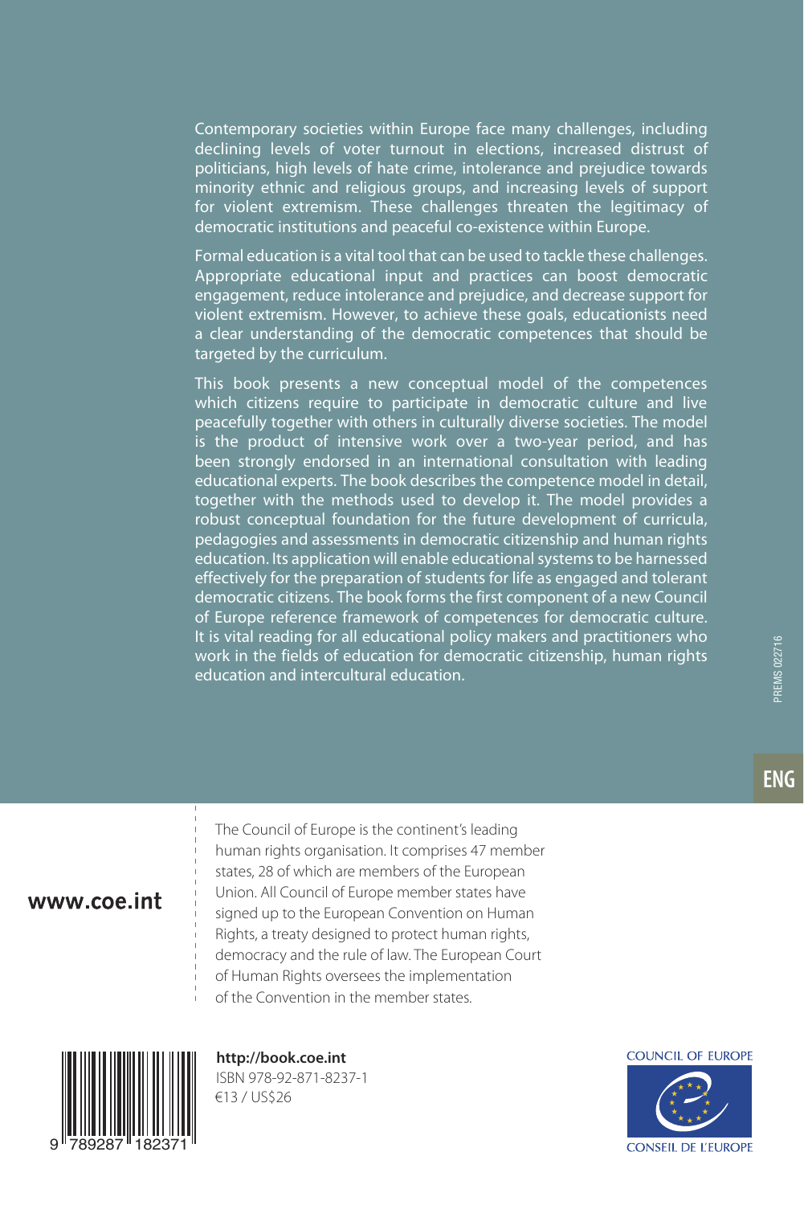Contemporary societies within Europe face many challenges, including declining levels of voter turnout in elections, increased distrust of politicians, high levels of hate crime, intolerance and prejudice towards minority ethnic and religious groups, and increasing levels of support for violent extremism. These challenges threaten the legitimacy of democratic institutions and peaceful co-existence within Europe.

Formal education is a vital tool that can be used to tackle these challenges. Appropriate educational input and practices can boost democratic engagement, reduce intolerance and prejudice, and decrease support for violent extremism. However, to achieve these goals, educationists need a clear understanding of the democratic competences that should be targeted by the curriculum.

This book presents a new conceptual model of the competences which citizens require to participate in democratic culture and live peacefully together with others in culturally diverse societies. The model is the product of intensive work over a two-year period, and has been strongly endorsed in an international consultation with leading educational experts. The book describes the competence model in detail, together with the methods used to develop it. The model provides a robust conceptual foundation for the future development of curricula, pedagogies and assessments in democratic citizenship and human rights education. Its application will enable educational systems to be harnessed effectively for the preparation of students for life as engaged and tolerant democratic citizens. The book forms the first component of a new Council of Europe reference framework of competences for democratic culture. It is vital reading for all educational policy makers and practitioners who work in the fields of education for democratic citizenship, human rights education and intercultural education.

PREMS 022716

ENG

**www.coe.int**

The Council of Europe is the continent's leading human rights organisation. It comprises 47 member states, 28 of which are members of the European Union. All Council of Europe member states have signed up to the European Convention on Human Rights, a treaty designed to protect human rights, democracy and the rule of law. The European Court of Human Rights oversees the implementation of the Convention in the member states.

9 789287 182371

**http://book.coe.int**
ISBN 978-92-871-8237-1
€13 / US$26

COUNCIL OF EUROPE
CONSEIL DE L'EUROPE